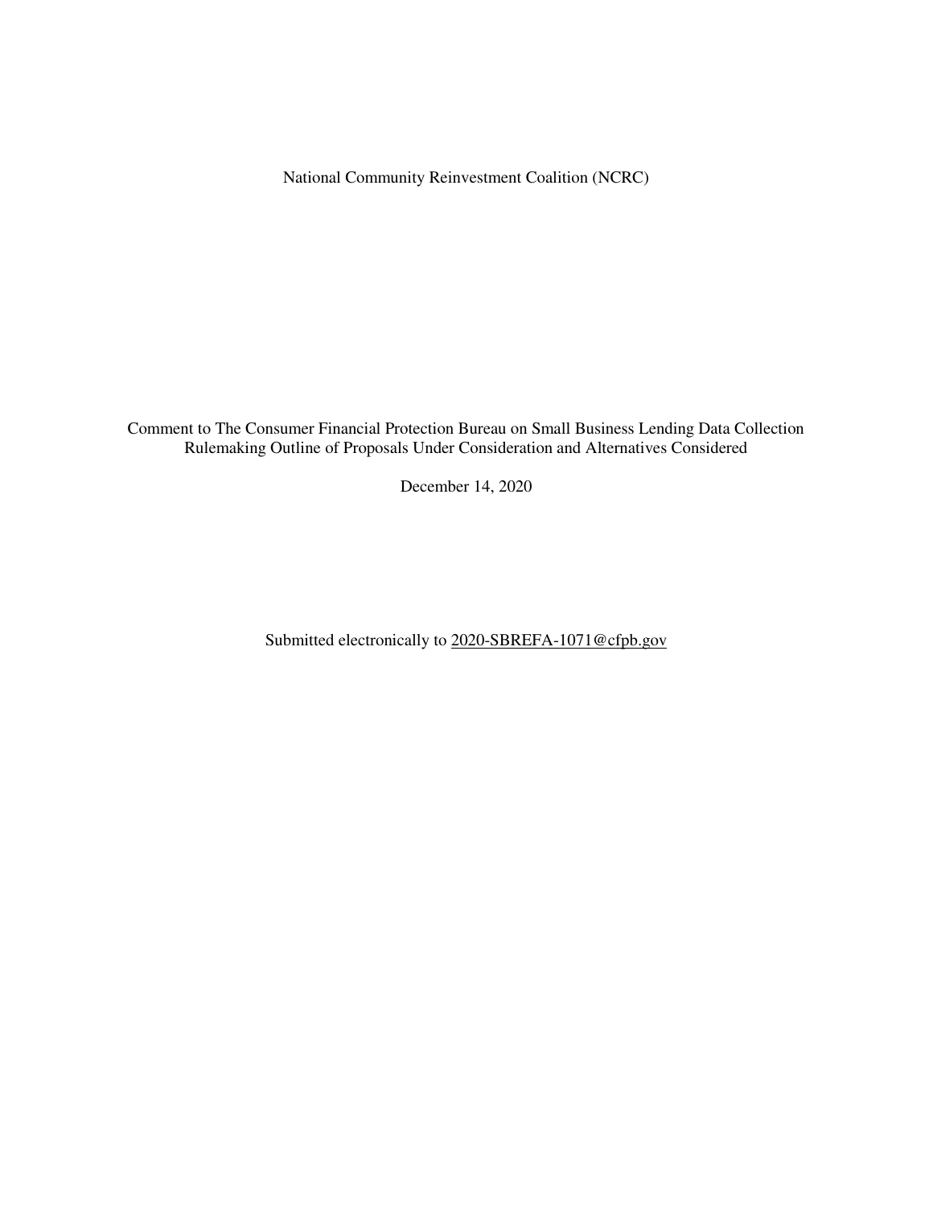National Community Reinvestment Coalition (NCRC)

Comment to The Consumer Financial Protection Bureau on Small Business Lending Data Collection Rulemaking Outline of Proposals Under Consideration and Alternatives Considered

December 14, 2020

Submitted electronically to 2020-SBREFA-1071@cfpb.gov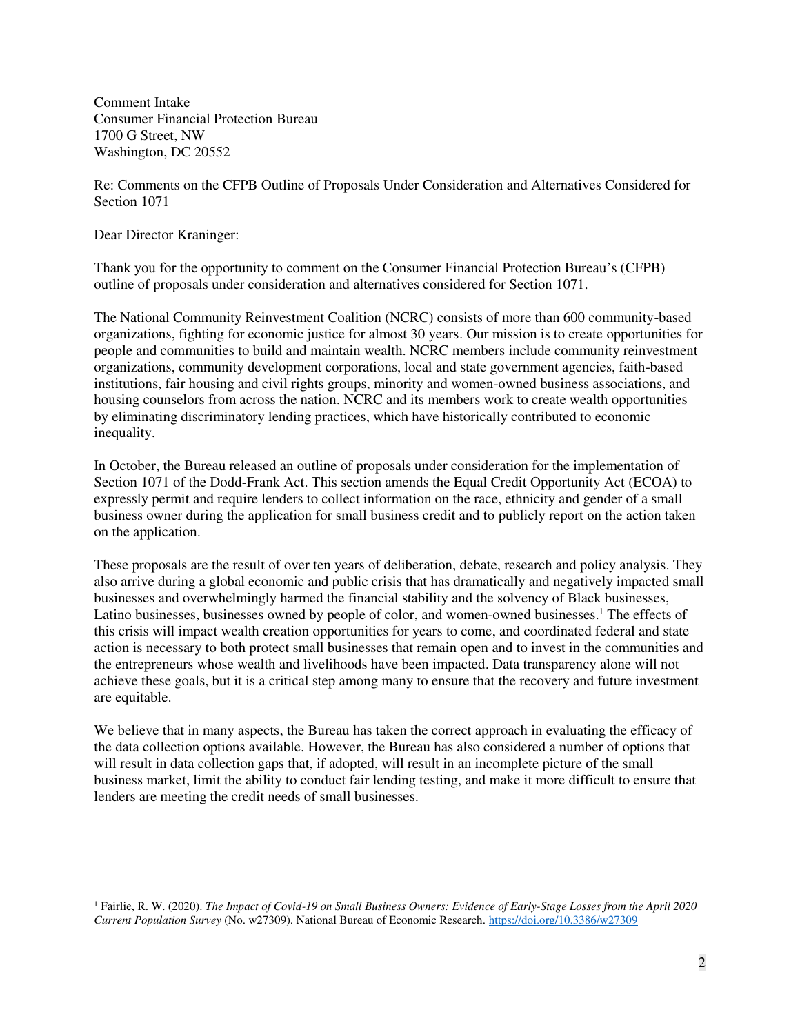Comment Intake
Consumer Financial Protection Bureau
1700 G Street, NW
Washington, DC 20552

Re: Comments on the CFPB Outline of Proposals Under Consideration and Alternatives Considered for Section 1071

Dear Director Kraninger:

Thank you for the opportunity to comment on the Consumer Financial Protection Bureau's (CFPB) outline of proposals under consideration and alternatives considered for Section 1071.

The National Community Reinvestment Coalition (NCRC) consists of more than 600 community-based organizations, fighting for economic justice for almost 30 years. Our mission is to create opportunities for people and communities to build and maintain wealth. NCRC members include community reinvestment organizations, community development corporations, local and state government agencies, faith-based institutions, fair housing and civil rights groups, minority and women-owned business associations, and housing counselors from across the nation. NCRC and its members work to create wealth opportunities by eliminating discriminatory lending practices, which have historically contributed to economic inequality.

In October, the Bureau released an outline of proposals under consideration for the implementation of Section 1071 of the Dodd-Frank Act. This section amends the Equal Credit Opportunity Act (ECOA) to expressly permit and require lenders to collect information on the race, ethnicity and gender of a small business owner during the application for small business credit and to publicly report on the action taken on the application.

These proposals are the result of over ten years of deliberation, debate, research and policy analysis. They also arrive during a global economic and public crisis that has dramatically and negatively impacted small businesses and overwhelmingly harmed the financial stability and the solvency of Black businesses, Latino businesses, businesses owned by people of color, and women-owned businesses.[1] The effects of this crisis will impact wealth creation opportunities for years to come, and coordinated federal and state action is necessary to both protect small businesses that remain open and to invest in the communities and the entrepreneurs whose wealth and livelihoods have been impacted. Data transparency alone will not achieve these goals, but it is a critical step among many to ensure that the recovery and future investment are equitable.

We believe that in many aspects, the Bureau has taken the correct approach in evaluating the efficacy of the data collection options available. However, the Bureau has also considered a number of options that will result in data collection gaps that, if adopted, will result in an incomplete picture of the small business market, limit the ability to conduct fair lending testing, and make it more difficult to ensure that lenders are meeting the credit needs of small businesses.

---

[1] Fairlie, R. W. (2020). *The Impact of Covid-19 on Small Business Owners: Evidence of Early-Stage Losses from the April 2020 Current Population Survey* (No. w27309). National Bureau of Economic Research. https://doi.org/10.3386/w27309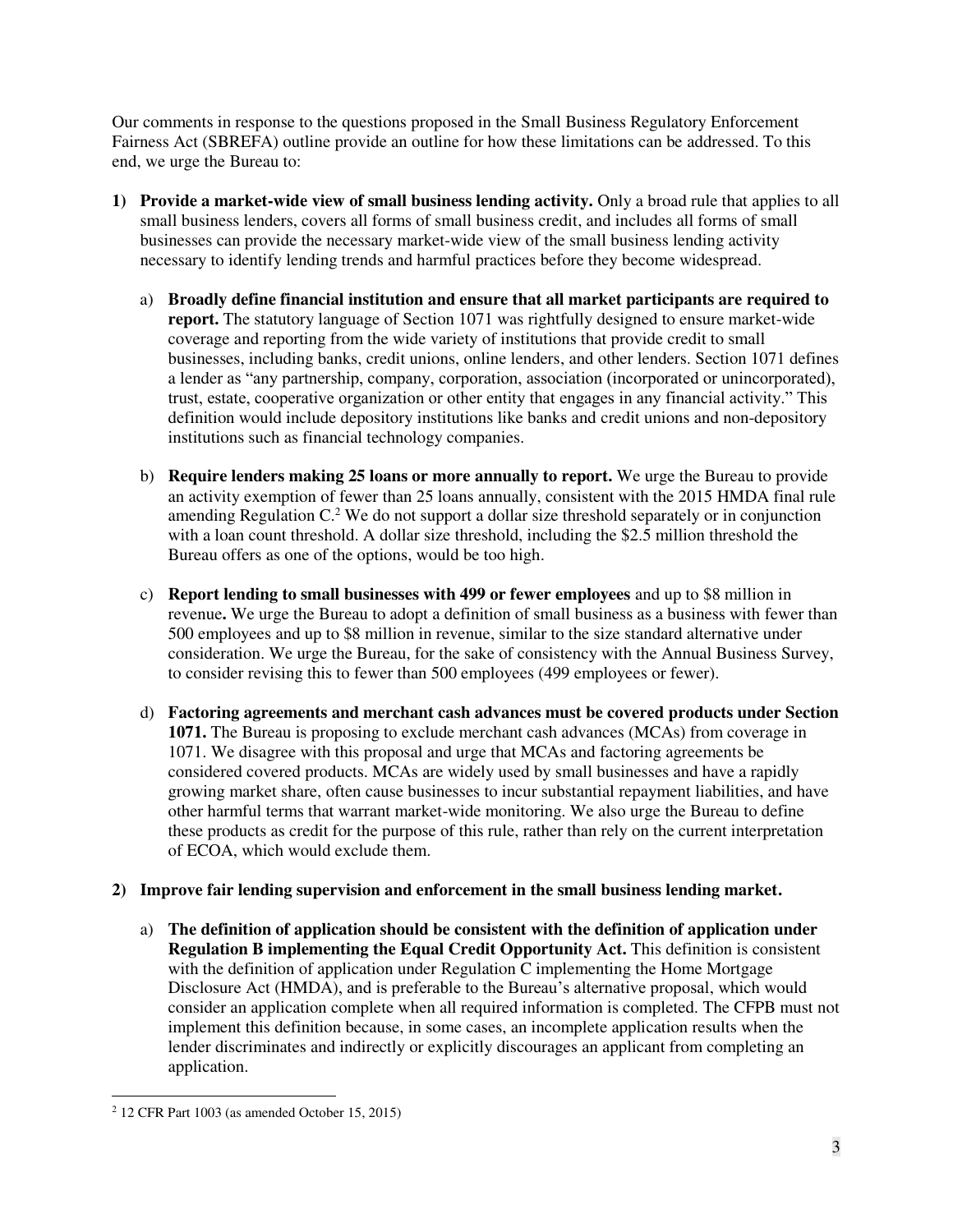Our comments in response to the questions proposed in the Small Business Regulatory Enforcement Fairness Act (SBREFA) outline provide an outline for how these limitations can be addressed. To this end, we urge the Bureau to:

1) **Provide a market-wide view of small business lending activity.** Only a broad rule that applies to all small business lenders, covers all forms of small business credit, and includes all forms of small businesses can provide the necessary market-wide view of the small business lending activity necessary to identify lending trends and harmful practices before they become widespread.

   a) **Broadly define financial institution and ensure that all market participants are required to report.** The statutory language of Section 1071 was rightfully designed to ensure market-wide coverage and reporting from the wide variety of institutions that provide credit to small businesses, including banks, credit unions, online lenders, and other lenders. Section 1071 defines a lender as "any partnership, company, corporation, association (incorporated or unincorporated), trust, estate, cooperative organization or other entity that engages in any financial activity." This definition would include depository institutions like banks and credit unions and non-depository institutions such as financial technology companies.

   b) **Require lenders making 25 loans or more annually to report.** We urge the Bureau to provide an activity exemption of fewer than 25 loans annually, consistent with the 2015 HMDA final rule amending Regulation C.[2] We do not support a dollar size threshold separately or in conjunction with a loan count threshold. A dollar size threshold, including the $2.5 million threshold the Bureau offers as one of the options, would be too high.

   c) **Report lending to small businesses with 499 or fewer employees** and up to $8 million in revenue**.** We urge the Bureau to adopt a definition of small business as a business with fewer than 500 employees and up to $8 million in revenue, similar to the size standard alternative under consideration. We urge the Bureau, for the sake of consistency with the Annual Business Survey, to consider revising this to fewer than 500 employees (499 employees or fewer).

   d) **Factoring agreements and merchant cash advances must be covered products under Section 1071.** The Bureau is proposing to exclude merchant cash advances (MCAs) from coverage in 1071. We disagree with this proposal and urge that MCAs and factoring agreements be considered covered products. MCAs are widely used by small businesses and have a rapidly growing market share, often cause businesses to incur substantial repayment liabilities, and have other harmful terms that warrant market-wide monitoring. We also urge the Bureau to define these products as credit for the purpose of this rule, rather than rely on the current interpretation of ECOA, which would exclude them.

2) **Improve fair lending supervision and enforcement in the small business lending market.**

   a) **The definition of application should be consistent with the definition of application under Regulation B implementing the Equal Credit Opportunity Act.** This definition is consistent with the definition of application under Regulation C implementing the Home Mortgage Disclosure Act (HMDA), and is preferable to the Bureau's alternative proposal, which would consider an application complete when all required information is completed. The CFPB must not implement this definition because, in some cases, an incomplete application results when the lender discriminates and indirectly or explicitly discourages an applicant from completing an application.

---

[2] 12 CFR Part 1003 (as amended October 15, 2015)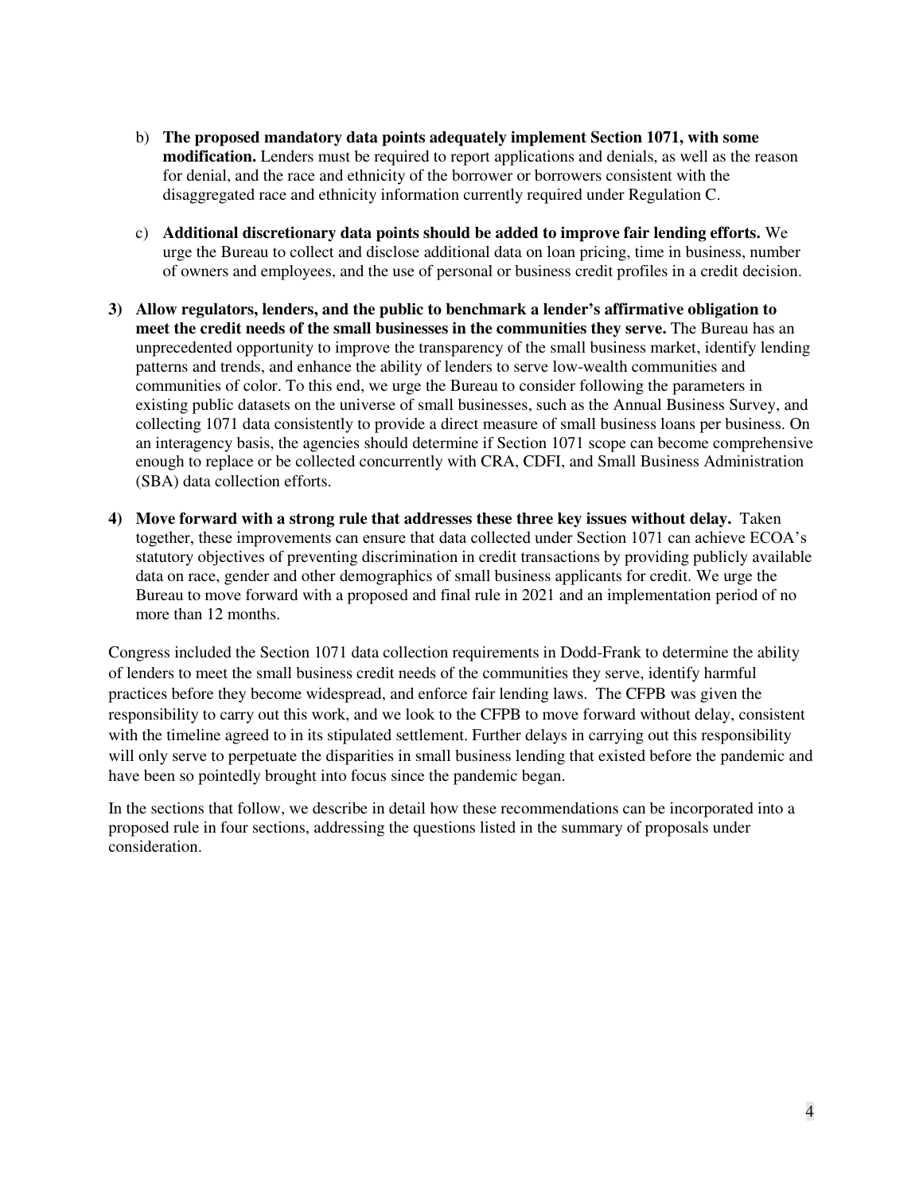b) **The proposed mandatory data points adequately implement Section 1071, with some modification.** Lenders must be required to report applications and denials, as well as the reason for denial, and the race and ethnicity of the borrower or borrowers consistent with the disaggregated race and ethnicity information currently required under Regulation C.

c) **Additional discretionary data points should be added to improve fair lending efforts.** We urge the Bureau to collect and disclose additional data on loan pricing, time in business, number of owners and employees, and the use of personal or business credit profiles in a credit decision.

3) **Allow regulators, lenders, and the public to benchmark a lender's affirmative obligation to meet the credit needs of the small businesses in the communities they serve.** The Bureau has an unprecedented opportunity to improve the transparency of the small business market, identify lending patterns and trends, and enhance the ability of lenders to serve low-wealth communities and communities of color. To this end, we urge the Bureau to consider following the parameters in existing public datasets on the universe of small businesses, such as the Annual Business Survey, and collecting 1071 data consistently to provide a direct measure of small business loans per business. On an interagency basis, the agencies should determine if Section 1071 scope can become comprehensive enough to replace or be collected concurrently with CRA, CDFI, and Small Business Administration (SBA) data collection efforts.

4) **Move forward with a strong rule that addresses these three key issues without delay.** Taken together, these improvements can ensure that data collected under Section 1071 can achieve ECOA's statutory objectives of preventing discrimination in credit transactions by providing publicly available data on race, gender and other demographics of small business applicants for credit. We urge the Bureau to move forward with a proposed and final rule in 2021 and an implementation period of no more than 12 months.

Congress included the Section 1071 data collection requirements in Dodd-Frank to determine the ability of lenders to meet the small business credit needs of the communities they serve, identify harmful practices before they become widespread, and enforce fair lending laws. The CFPB was given the responsibility to carry out this work, and we look to the CFPB to move forward without delay, consistent with the timeline agreed to in its stipulated settlement. Further delays in carrying out this responsibility will only serve to perpetuate the disparities in small business lending that existed before the pandemic and have been so pointedly brought into focus since the pandemic began.

In the sections that follow, we describe in detail how these recommendations can be incorporated into a proposed rule in four sections, addressing the questions listed in the summary of proposals under consideration.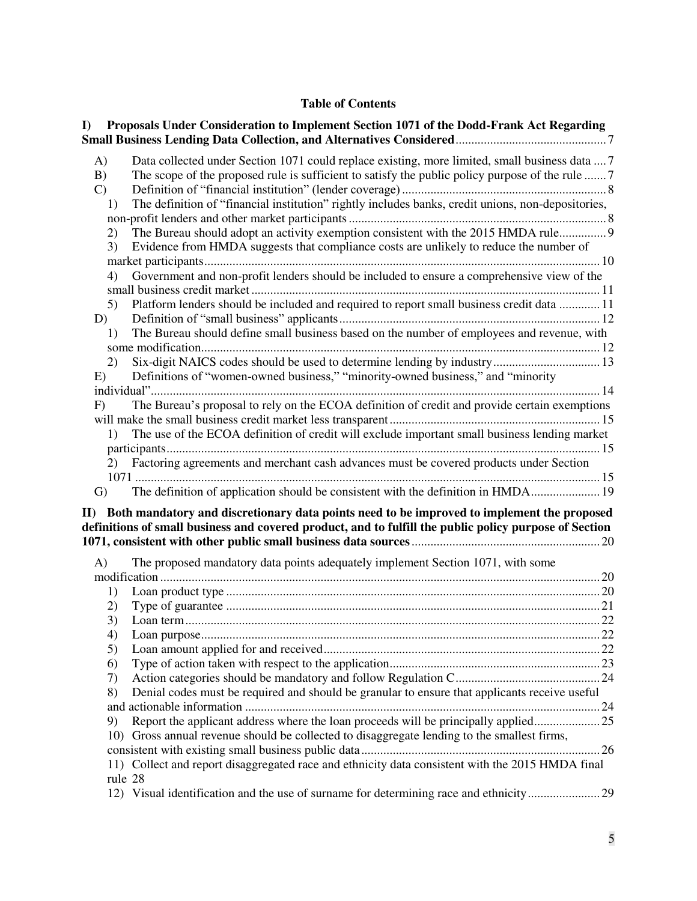**Table of Contents**

**I) Proposals Under Consideration to Implement Section 1071 of the Dodd-Frank Act Regarding Small Business Lending Data Collection, and Alternatives Considered** .......... 7

- A) Data collected under Section 1071 could replace existing, more limited, small business data .... 7
- B) The scope of the proposed rule is sufficient to satisfy the public policy purpose of the rule ....... 7
- C) Definition of "financial institution" (lender coverage) .......... 8
  - 1) The definition of "financial institution" rightly includes banks, credit unions, non-depositories, non-profit lenders and other market participants .......... 8
  - 2) The Bureau should adopt an activity exemption consistent with the 2015 HMDA rule .......... 9
  - 3) Evidence from HMDA suggests that compliance costs are unlikely to reduce the number of market participants .......... 10
  - 4) Government and non-profit lenders should be included to ensure a comprehensive view of the small business credit market .......... 11
  - 5) Platform lenders should be included and required to report small business credit data .......... 11
- D) Definition of "small business" applicants .......... 12
  - 1) The Bureau should define small business based on the number of employees and revenue, with some modification .......... 12
  - 2) Six-digit NAICS codes should be used to determine lending by industry .......... 13
- E) Definitions of "women-owned business," "minority-owned business," and "minority individual" .......... 14
- F) The Bureau's proposal to rely on the ECOA definition of credit and provide certain exemptions will make the small business credit market less transparent .......... 15
  - 1) The use of the ECOA definition of credit will exclude important small business lending market participants .......... 15
  - 2) Factoring agreements and merchant cash advances must be covered products under Section 1071 .......... 15
- G) The definition of application should be consistent with the definition in HMDA .......... 19

**II) Both mandatory and discretionary data points need to be improved to implement the proposed definitions of small business and covered product, and to fulfill the public policy purpose of Section 1071, consistent with other public small business data sources** .......... 20

- A) The proposed mandatory data points adequately implement Section 1071, with some modification .......... 20
  - 1) Loan product type .......... 20
  - 2) Type of guarantee .......... 21
  - 3) Loan term .......... 22
  - 4) Loan purpose .......... 22
  - 5) Loan amount applied for and received .......... 22
  - 6) Type of action taken with respect to the application .......... 23
  - 7) Action categories should be mandatory and follow Regulation C .......... 24
  - 8) Denial codes must be required and should be granular to ensure that applicants receive useful and actionable information .......... 24
  - 9) Report the applicant address where the loan proceeds will be principally applied .......... 25
  - 10) Gross annual revenue should be collected to disaggregate lending to the smallest firms, consistent with existing small business public data .......... 26
  - 11) Collect and report disaggregated race and ethnicity data consistent with the 2015 HMDA final rule 28
  - 12) Visual identification and the use of surname for determining race and ethnicity .......... 29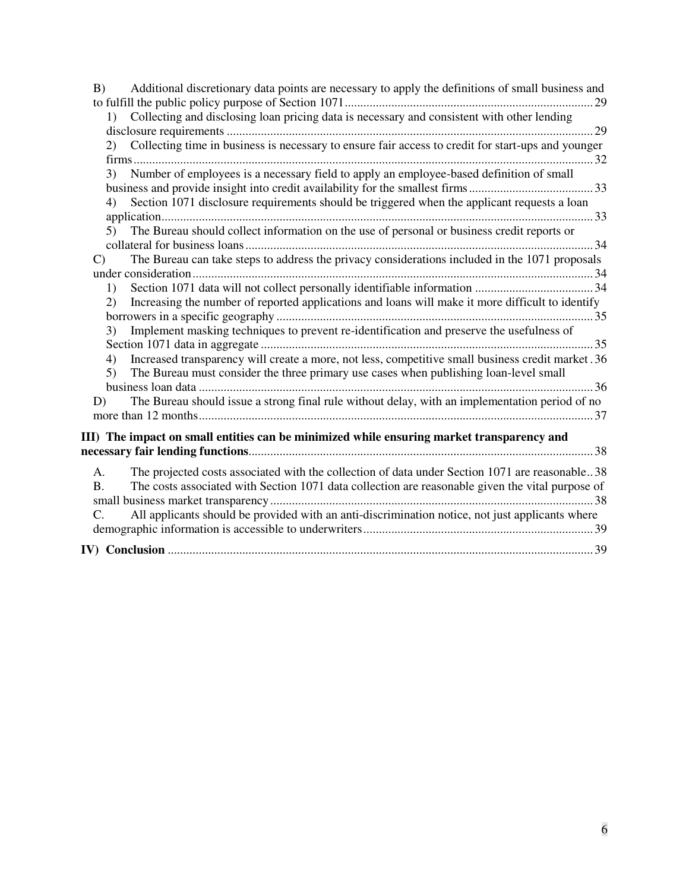B) Additional discretionary data points are necessary to apply the definitions of small business and to fulfill the public policy purpose of Section 1071 ..... 29

1) Collecting and disclosing loan pricing data is necessary and consistent with other lending disclosure requirements ..... 29

2) Collecting time in business is necessary to ensure fair access to credit for start-ups and younger firms ..... 32

3) Number of employees is a necessary field to apply an employee-based definition of small business and provide insight into credit availability for the smallest firms ..... 33

4) Section 1071 disclosure requirements should be triggered when the applicant requests a loan application ..... 33

5) The Bureau should collect information on the use of personal or business credit reports or collateral for business loans ..... 34

C) The Bureau can take steps to address the privacy considerations included in the 1071 proposals under consideration ..... 34

1) Section 1071 data will not collect personally identifiable information ..... 34

2) Increasing the number of reported applications and loans will make it more difficult to identify borrowers in a specific geography ..... 35

3) Implement masking techniques to prevent re-identification and preserve the usefulness of Section 1071 data in aggregate ..... 35

4) Increased transparency will create a more, not less, competitive small business credit market ..... 36

5) The Bureau must consider the three primary use cases when publishing loan-level small business loan data ..... 36

D) The Bureau should issue a strong final rule without delay, with an implementation period of no more than 12 months ..... 37

**III) The impact on small entities can be minimized while ensuring market transparency and necessary fair lending functions** ..... 38

A. The projected costs associated with the collection of data under Section 1071 are reasonable ..... 38

B. The costs associated with Section 1071 data collection are reasonable given the vital purpose of small business market transparency ..... 38

C. All applicants should be provided with an anti-discrimination notice, not just applicants where demographic information is accessible to underwriters ..... 39

**IV) Conclusion** ..... 39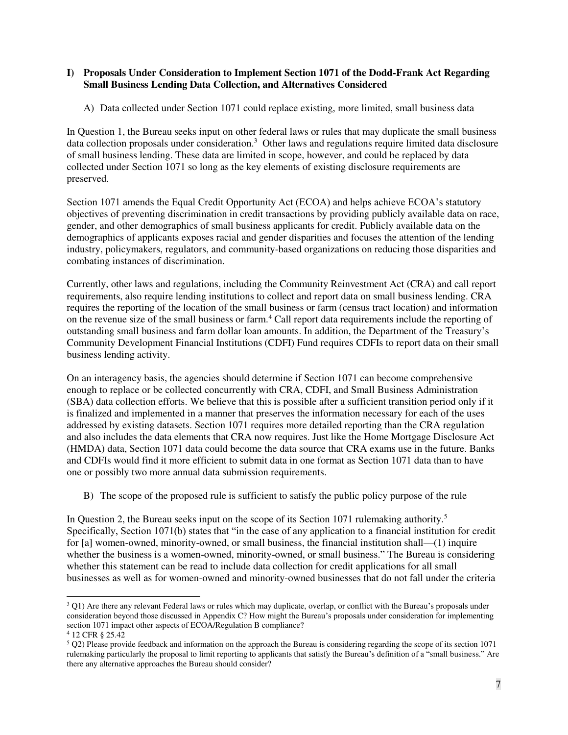## I) Proposals Under Consideration to Implement Section 1071 of the Dodd-Frank Act Regarding Small Business Lending Data Collection, and Alternatives Considered

A) Data collected under Section 1071 could replace existing, more limited, small business data

In Question 1, the Bureau seeks input on other federal laws or rules that may duplicate the small business data collection proposals under consideration.[3] Other laws and regulations require limited data disclosure of small business lending. These data are limited in scope, however, and could be replaced by data collected under Section 1071 so long as the key elements of existing disclosure requirements are preserved.

Section 1071 amends the Equal Credit Opportunity Act (ECOA) and helps achieve ECOA's statutory objectives of preventing discrimination in credit transactions by providing publicly available data on race, gender, and other demographics of small business applicants for credit. Publicly available data on the demographics of applicants exposes racial and gender disparities and focuses the attention of the lending industry, policymakers, regulators, and community-based organizations on reducing those disparities and combating instances of discrimination.

Currently, other laws and regulations, including the Community Reinvestment Act (CRA) and call report requirements, also require lending institutions to collect and report data on small business lending. CRA requires the reporting of the location of the small business or farm (census tract location) and information on the revenue size of the small business or farm.[4] Call report data requirements include the reporting of outstanding small business and farm dollar loan amounts. In addition, the Department of the Treasury's Community Development Financial Institutions (CDFI) Fund requires CDFIs to report data on their small business lending activity.

On an interagency basis, the agencies should determine if Section 1071 can become comprehensive enough to replace or be collected concurrently with CRA, CDFI, and Small Business Administration (SBA) data collection efforts. We believe that this is possible after a sufficient transition period only if it is finalized and implemented in a manner that preserves the information necessary for each of the uses addressed by existing datasets. Section 1071 requires more detailed reporting than the CRA regulation and also includes the data elements that CRA now requires. Just like the Home Mortgage Disclosure Act (HMDA) data, Section 1071 data could become the data source that CRA exams use in the future. Banks and CDFIs would find it more efficient to submit data in one format as Section 1071 data than to have one or possibly two more annual data submission requirements.

B) The scope of the proposed rule is sufficient to satisfy the public policy purpose of the rule

In Question 2, the Bureau seeks input on the scope of its Section 1071 rulemaking authority.[5] Specifically, Section 1071(b) states that "in the case of any application to a financial institution for credit for [a] women-owned, minority-owned, or small business, the financial institution shall—(1) inquire whether the business is a women-owned, minority-owned, or small business." The Bureau is considering whether this statement can be read to include data collection for credit applications for all small businesses as well as for women-owned and minority-owned businesses that do not fall under the criteria

---

[3] Q1) Are there any relevant Federal laws or rules which may duplicate, overlap, or conflict with the Bureau's proposals under consideration beyond those discussed in Appendix C? How might the Bureau's proposals under consideration for implementing section 1071 impact other aspects of ECOA/Regulation B compliance?

[4] 12 CFR § 25.42

[5] Q2) Please provide feedback and information on the approach the Bureau is considering regarding the scope of its section 1071 rulemaking particularly the proposal to limit reporting to applicants that satisfy the Bureau's definition of a "small business." Are there any alternative approaches the Bureau should consider?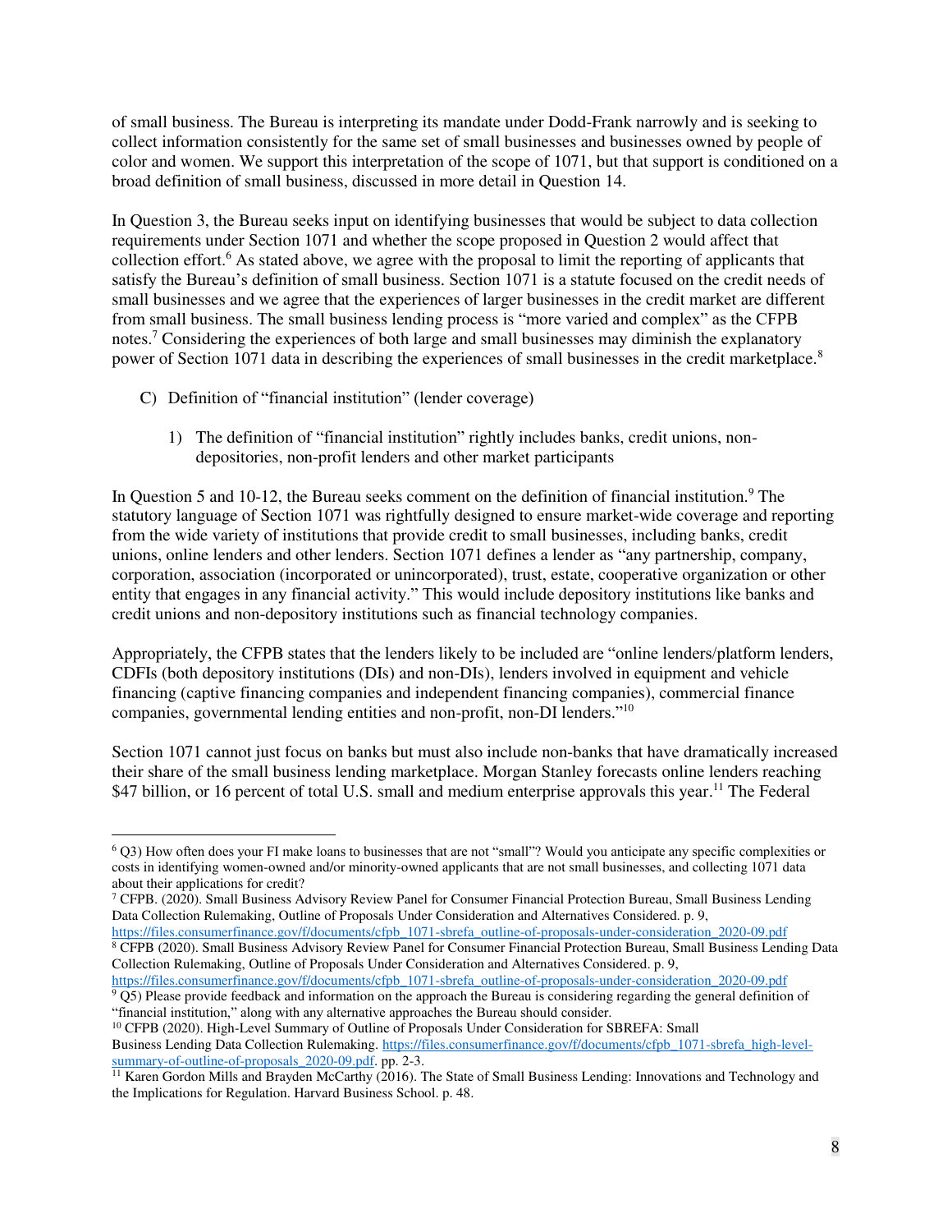of small business. The Bureau is interpreting its mandate under Dodd-Frank narrowly and is seeking to collect information consistently for the same set of small businesses and businesses owned by people of color and women. We support this interpretation of the scope of 1071, but that support is conditioned on a broad definition of small business, discussed in more detail in Question 14.

In Question 3, the Bureau seeks input on identifying businesses that would be subject to data collection requirements under Section 1071 and whether the scope proposed in Question 2 would affect that collection effort.[6] As stated above, we agree with the proposal to limit the reporting of applicants that satisfy the Bureau's definition of small business. Section 1071 is a statute focused on the credit needs of small businesses and we agree that the experiences of larger businesses in the credit market are different from small business. The small business lending process is "more varied and complex" as the CFPB notes.[7] Considering the experiences of both large and small businesses may diminish the explanatory power of Section 1071 data in describing the experiences of small businesses in the credit marketplace.[8]

C) Definition of "financial institution" (lender coverage)

   1) The definition of "financial institution" rightly includes banks, credit unions, non-depositories, non-profit lenders and other market participants

In Question 5 and 10-12, the Bureau seeks comment on the definition of financial institution.[9] The statutory language of Section 1071 was rightfully designed to ensure market-wide coverage and reporting from the wide variety of institutions that provide credit to small businesses, including banks, credit unions, online lenders and other lenders. Section 1071 defines a lender as "any partnership, company, corporation, association (incorporated or unincorporated), trust, estate, cooperative organization or other entity that engages in any financial activity." This would include depository institutions like banks and credit unions and non-depository institutions such as financial technology companies.

Appropriately, the CFPB states that the lenders likely to be included are "online lenders/platform lenders, CDFIs (both depository institutions (DIs) and non-DIs), lenders involved in equipment and vehicle financing (captive financing companies and independent financing companies), commercial finance companies, governmental lending entities and non-profit, non-DI lenders."[10]

Section 1071 cannot just focus on banks but must also include non-banks that have dramatically increased their share of the small business lending marketplace. Morgan Stanley forecasts online lenders reaching $47 billion, or 16 percent of total U.S. small and medium enterprise approvals this year.[11] The Federal

---

[6] Q3) How often does your FI make loans to businesses that are not "small"? Would you anticipate any specific complexities or costs in identifying women-owned and/or minority-owned applicants that are not small businesses, and collecting 1071 data about their applications for credit?

[7] CFPB. (2020). Small Business Advisory Review Panel for Consumer Financial Protection Bureau, Small Business Lending Data Collection Rulemaking, Outline of Proposals Under Consideration and Alternatives Considered. p. 9, https://files.consumerfinance.gov/f/documents/cfpb_1071-sbrefa_outline-of-proposals-under-consideration_2020-09.pdf

[8] CFPB (2020). Small Business Advisory Review Panel for Consumer Financial Protection Bureau, Small Business Lending Data Collection Rulemaking, Outline of Proposals Under Consideration and Alternatives Considered. p. 9, https://files.consumerfinance.gov/f/documents/cfpb_1071-sbrefa_outline-of-proposals-under-consideration_2020-09.pdf

[9] Q5) Please provide feedback and information on the approach the Bureau is considering regarding the general definition of "financial institution," along with any alternative approaches the Bureau should consider.

[10] CFPB (2020). High-Level Summary of Outline of Proposals Under Consideration for SBREFA: Small Business Lending Data Collection Rulemaking. https://files.consumerfinance.gov/f/documents/cfpb_1071-sbrefa_high-level-summary-of-outline-of-proposals_2020-09.pdf. pp. 2-3.

[11] Karen Gordon Mills and Brayden McCarthy (2016). The State of Small Business Lending: Innovations and Technology and the Implications for Regulation. Harvard Business School. p. 48.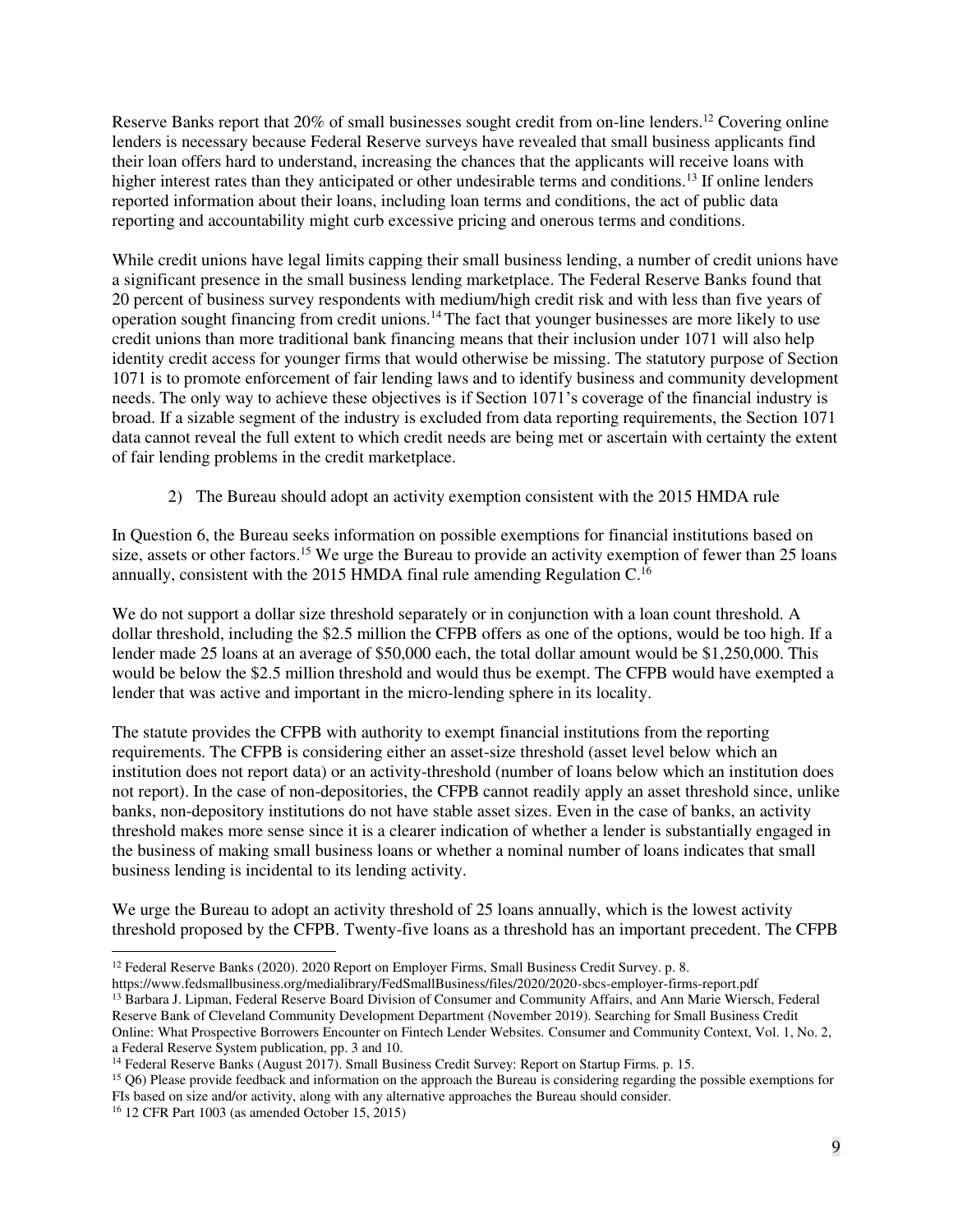Reserve Banks report that 20% of small businesses sought credit from on-line lenders.[12] Covering online lenders is necessary because Federal Reserve surveys have revealed that small business applicants find their loan offers hard to understand, increasing the chances that the applicants will receive loans with higher interest rates than they anticipated or other undesirable terms and conditions.[13] If online lenders reported information about their loans, including loan terms and conditions, the act of public data reporting and accountability might curb excessive pricing and onerous terms and conditions.

While credit unions have legal limits capping their small business lending, a number of credit unions have a significant presence in the small business lending marketplace. The Federal Reserve Banks found that 20 percent of business survey respondents with medium/high credit risk and with less than five years of operation sought financing from credit unions.[14] The fact that younger businesses are more likely to use credit unions than more traditional bank financing means that their inclusion under 1071 will also help identity credit access for younger firms that would otherwise be missing. The statutory purpose of Section 1071 is to promote enforcement of fair lending laws and to identify business and community development needs. The only way to achieve these objectives is if Section 1071's coverage of the financial industry is broad. If a sizable segment of the industry is excluded from data reporting requirements, the Section 1071 data cannot reveal the full extent to which credit needs are being met or ascertain with certainty the extent of fair lending problems in the credit marketplace.

2) The Bureau should adopt an activity exemption consistent with the 2015 HMDA rule

In Question 6, the Bureau seeks information on possible exemptions for financial institutions based on size, assets or other factors.[15] We urge the Bureau to provide an activity exemption of fewer than 25 loans annually, consistent with the 2015 HMDA final rule amending Regulation C.[16]

We do not support a dollar size threshold separately or in conjunction with a loan count threshold. A dollar threshold, including the $2.5 million the CFPB offers as one of the options, would be too high. If a lender made 25 loans at an average of $50,000 each, the total dollar amount would be $1,250,000. This would be below the $2.5 million threshold and would thus be exempt. The CFPB would have exempted a lender that was active and important in the micro-lending sphere in its locality.

The statute provides the CFPB with authority to exempt financial institutions from the reporting requirements. The CFPB is considering either an asset-size threshold (asset level below which an institution does not report data) or an activity-threshold (number of loans below which an institution does not report). In the case of non-depositories, the CFPB cannot readily apply an asset threshold since, unlike banks, non-depository institutions do not have stable asset sizes. Even in the case of banks, an activity threshold makes more sense since it is a clearer indication of whether a lender is substantially engaged in the business of making small business loans or whether a nominal number of loans indicates that small business lending is incidental to its lending activity.

We urge the Bureau to adopt an activity threshold of 25 loans annually, which is the lowest activity threshold proposed by the CFPB. Twenty-five loans as a threshold has an important precedent. The CFPB

---

[12] Federal Reserve Banks (2020). 2020 Report on Employer Firms, Small Business Credit Survey. p. 8. https://www.fedsmallbusiness.org/medialibrary/FedSmallBusiness/files/2020/2020-sbcs-employer-firms-report.pdf

[13] Barbara J. Lipman, Federal Reserve Board Division of Consumer and Community Affairs, and Ann Marie Wiersch, Federal Reserve Bank of Cleveland Community Development Department (November 2019). Searching for Small Business Credit Online: What Prospective Borrowers Encounter on Fintech Lender Websites. Consumer and Community Context, Vol. 1, No. 2, a Federal Reserve System publication, pp. 3 and 10.

[14] Federal Reserve Banks (August 2017). Small Business Credit Survey: Report on Startup Firms. p. 15.

[15] Q6) Please provide feedback and information on the approach the Bureau is considering regarding the possible exemptions for FIs based on size and/or activity, along with any alternative approaches the Bureau should consider.

[16] 12 CFR Part 1003 (as amended October 15, 2015)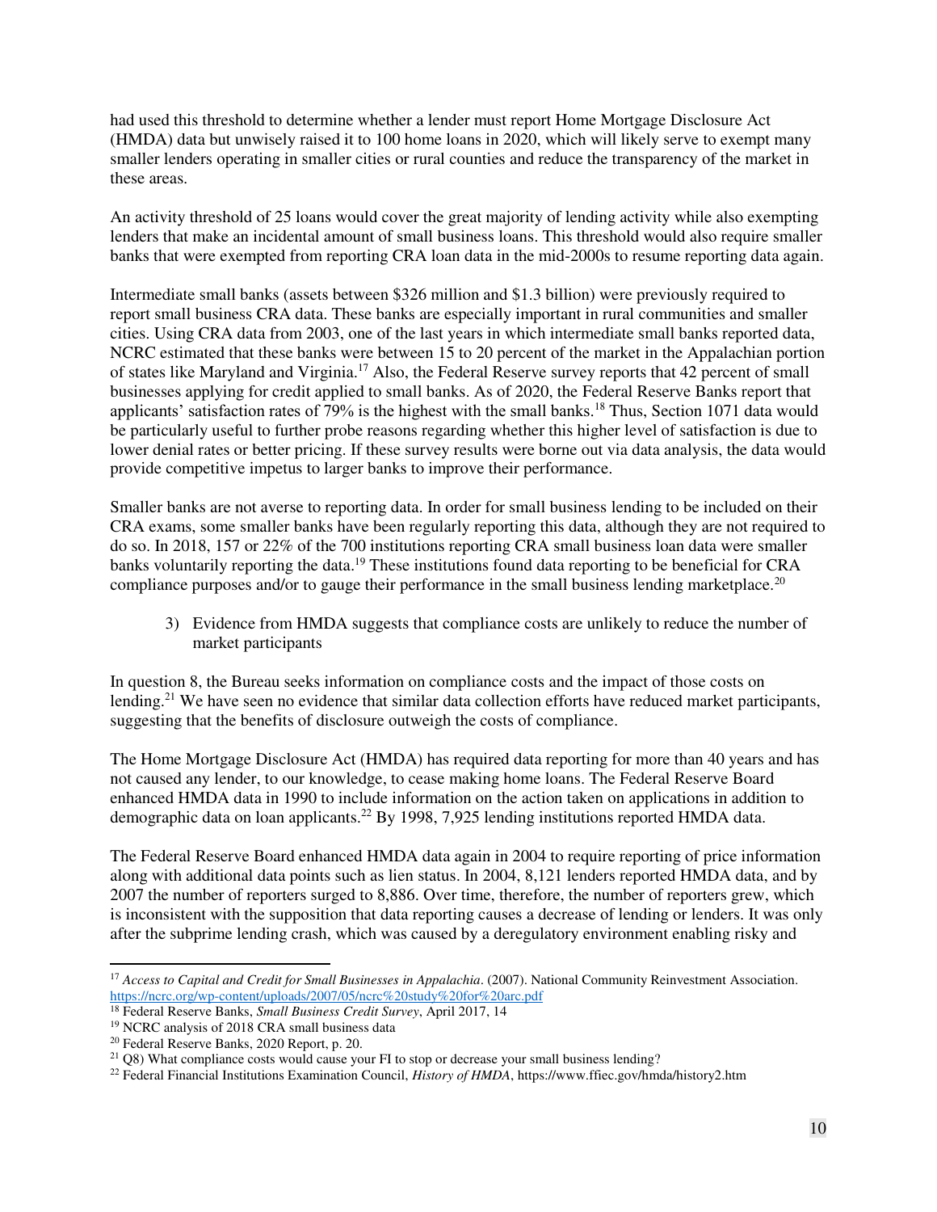had used this threshold to determine whether a lender must report Home Mortgage Disclosure Act (HMDA) data but unwisely raised it to 100 home loans in 2020, which will likely serve to exempt many smaller lenders operating in smaller cities or rural counties and reduce the transparency of the market in these areas.

An activity threshold of 25 loans would cover the great majority of lending activity while also exempting lenders that make an incidental amount of small business loans. This threshold would also require smaller banks that were exempted from reporting CRA loan data in the mid-2000s to resume reporting data again.

Intermediate small banks (assets between $326 million and $1.3 billion) were previously required to report small business CRA data. These banks are especially important in rural communities and smaller cities. Using CRA data from 2003, one of the last years in which intermediate small banks reported data, NCRC estimated that these banks were between 15 to 20 percent of the market in the Appalachian portion of states like Maryland and Virginia.[17] Also, the Federal Reserve survey reports that 42 percent of small businesses applying for credit applied to small banks. As of 2020, the Federal Reserve Banks report that applicants' satisfaction rates of 79% is the highest with the small banks.[18] Thus, Section 1071 data would be particularly useful to further probe reasons regarding whether this higher level of satisfaction is due to lower denial rates or better pricing. If these survey results were borne out via data analysis, the data would provide competitive impetus to larger banks to improve their performance.

Smaller banks are not averse to reporting data. In order for small business lending to be included on their CRA exams, some smaller banks have been regularly reporting this data, although they are not required to do so. In 2018, 157 or 22% of the 700 institutions reporting CRA small business loan data were smaller banks voluntarily reporting the data.[19] These institutions found data reporting to be beneficial for CRA compliance purposes and/or to gauge their performance in the small business lending marketplace.[20]

3) Evidence from HMDA suggests that compliance costs are unlikely to reduce the number of market participants

In question 8, the Bureau seeks information on compliance costs and the impact of those costs on lending.[21] We have seen no evidence that similar data collection efforts have reduced market participants, suggesting that the benefits of disclosure outweigh the costs of compliance.

The Home Mortgage Disclosure Act (HMDA) has required data reporting for more than 40 years and has not caused any lender, to our knowledge, to cease making home loans. The Federal Reserve Board enhanced HMDA data in 1990 to include information on the action taken on applications in addition to demographic data on loan applicants.[22] By 1998, 7,925 lending institutions reported HMDA data.

The Federal Reserve Board enhanced HMDA data again in 2004 to require reporting of price information along with additional data points such as lien status. In 2004, 8,121 lenders reported HMDA data, and by 2007 the number of reporters surged to 8,886. Over time, therefore, the number of reporters grew, which is inconsistent with the supposition that data reporting causes a decrease of lending or lenders. It was only after the subprime lending crash, which was caused by a deregulatory environment enabling risky and

---

[17] *Access to Capital and Credit for Small Businesses in Appalachia*. (2007). National Community Reinvestment Association. https://ncrc.org/wp-content/uploads/2007/05/ncrc%20study%20for%20arc.pdf

[18] Federal Reserve Banks, *Small Business Credit Survey*, April 2017, 14

[19] NCRC analysis of 2018 CRA small business data

[20] Federal Reserve Banks, 2020 Report, p. 20.

[21] Q8) What compliance costs would cause your FI to stop or decrease your small business lending?

[22] Federal Financial Institutions Examination Council, *History of HMDA*, https://www.ffiec.gov/hmda/history2.htm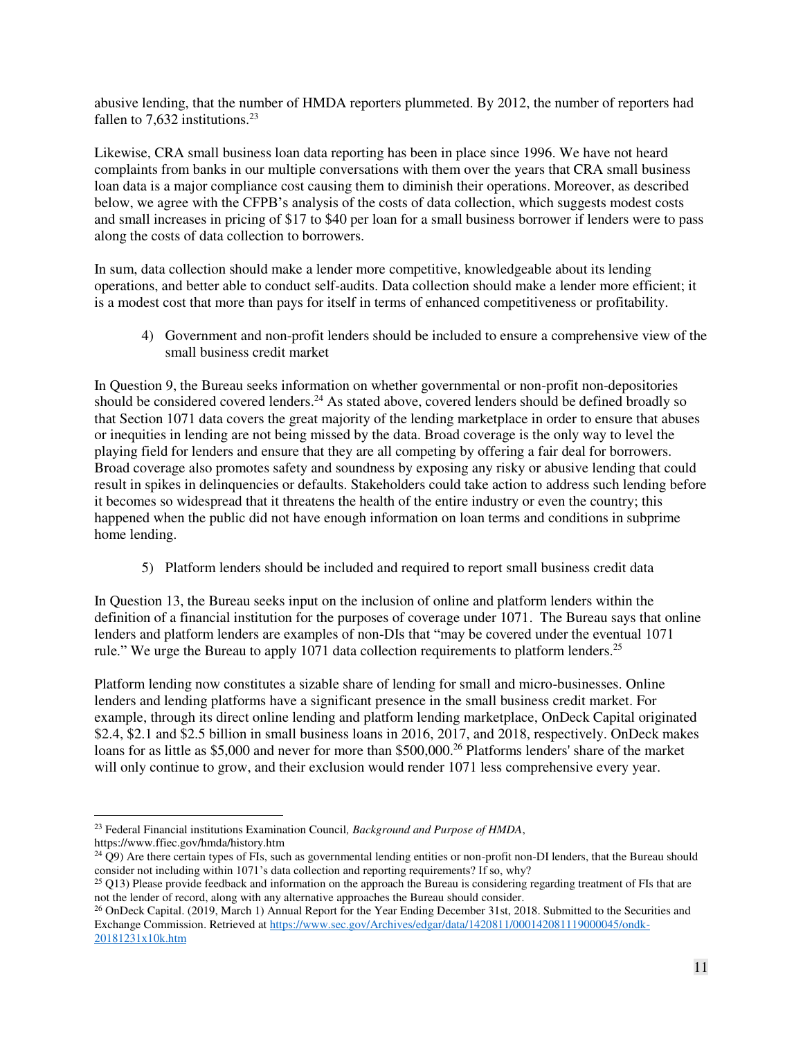abusive lending, that the number of HMDA reporters plummeted. By 2012, the number of reporters had fallen to 7,632 institutions.[23]

Likewise, CRA small business loan data reporting has been in place since 1996. We have not heard complaints from banks in our multiple conversations with them over the years that CRA small business loan data is a major compliance cost causing them to diminish their operations. Moreover, as described below, we agree with the CFPB's analysis of the costs of data collection, which suggests modest costs and small increases in pricing of $17 to $40 per loan for a small business borrower if lenders were to pass along the costs of data collection to borrowers.

In sum, data collection should make a lender more competitive, knowledgeable about its lending operations, and better able to conduct self-audits. Data collection should make a lender more efficient; it is a modest cost that more than pays for itself in terms of enhanced competitiveness or profitability.

4) Government and non-profit lenders should be included to ensure a comprehensive view of the small business credit market

In Question 9, the Bureau seeks information on whether governmental or non-profit non-depositories should be considered covered lenders.[24] As stated above, covered lenders should be defined broadly so that Section 1071 data covers the great majority of the lending marketplace in order to ensure that abuses or inequities in lending are not being missed by the data. Broad coverage is the only way to level the playing field for lenders and ensure that they are all competing by offering a fair deal for borrowers. Broad coverage also promotes safety and soundness by exposing any risky or abusive lending that could result in spikes in delinquencies or defaults. Stakeholders could take action to address such lending before it becomes so widespread that it threatens the health of the entire industry or even the country; this happened when the public did not have enough information on loan terms and conditions in subprime home lending.

5) Platform lenders should be included and required to report small business credit data

In Question 13, the Bureau seeks input on the inclusion of online and platform lenders within the definition of a financial institution for the purposes of coverage under 1071. The Bureau says that online lenders and platform lenders are examples of non-DIs that "may be covered under the eventual 1071 rule." We urge the Bureau to apply 1071 data collection requirements to platform lenders.[25]

Platform lending now constitutes a sizable share of lending for small and micro-businesses. Online lenders and lending platforms have a significant presence in the small business credit market. For example, through its direct online lending and platform lending marketplace, OnDeck Capital originated $2.4, $2.1 and $2.5 billion in small business loans in 2016, 2017, and 2018, respectively. OnDeck makes loans for as little as $5,000 and never for more than $500,000.[26] Platforms lenders' share of the market will only continue to grow, and their exclusion would render 1071 less comprehensive every year.

---

[23] Federal Financial institutions Examination Council, *Background and Purpose of HMDA*, https://www.ffiec.gov/hmda/history.htm

[24] Q9) Are there certain types of FIs, such as governmental lending entities or non-profit non-DI lenders, that the Bureau should consider not including within 1071's data collection and reporting requirements? If so, why?

[25] Q13) Please provide feedback and information on the approach the Bureau is considering regarding treatment of FIs that are not the lender of record, along with any alternative approaches the Bureau should consider.

[26] OnDeck Capital. (2019, March 1) Annual Report for the Year Ending December 31st, 2018. Submitted to the Securities and Exchange Commission. Retrieved at https://www.sec.gov/Archives/edgar/data/1420811/000142081119000045/ondk-20181231x10k.htm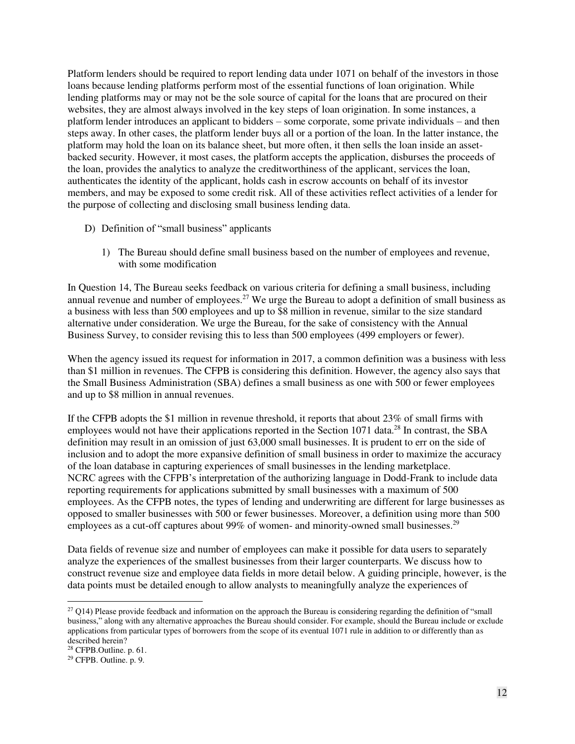Platform lenders should be required to report lending data under 1071 on behalf of the investors in those loans because lending platforms perform most of the essential functions of loan origination. While lending platforms may or may not be the sole source of capital for the loans that are procured on their websites, they are almost always involved in the key steps of loan origination. In some instances, a platform lender introduces an applicant to bidders – some corporate, some private individuals – and then steps away. In other cases, the platform lender buys all or a portion of the loan. In the latter instance, the platform may hold the loan on its balance sheet, but more often, it then sells the loan inside an asset-backed security. However, it most cases, the platform accepts the application, disburses the proceeds of the loan, provides the analytics to analyze the creditworthiness of the applicant, services the loan, authenticates the identity of the applicant, holds cash in escrow accounts on behalf of its investor members, and may be exposed to some credit risk. All of these activities reflect activities of a lender for the purpose of collecting and disclosing small business lending data.

D) Definition of "small business" applicants

1) The Bureau should define small business based on the number of employees and revenue, with some modification

In Question 14, The Bureau seeks feedback on various criteria for defining a small business, including annual revenue and number of employees.[27] We urge the Bureau to adopt a definition of small business as a business with less than 500 employees and up to $8 million in revenue, similar to the size standard alternative under consideration. We urge the Bureau, for the sake of consistency with the Annual Business Survey, to consider revising this to less than 500 employees (499 employers or fewer).

When the agency issued its request for information in 2017, a common definition was a business with less than $1 million in revenues. The CFPB is considering this definition. However, the agency also says that the Small Business Administration (SBA) defines a small business as one with 500 or fewer employees and up to $8 million in annual revenues.

If the CFPB adopts the $1 million in revenue threshold, it reports that about 23% of small firms with employees would not have their applications reported in the Section 1071 data.[28] In contrast, the SBA definition may result in an omission of just 63,000 small businesses. It is prudent to err on the side of inclusion and to adopt the more expansive definition of small business in order to maximize the accuracy of the loan database in capturing experiences of small businesses in the lending marketplace.
NCRC agrees with the CFPB's interpretation of the authorizing language in Dodd-Frank to include data reporting requirements for applications submitted by small businesses with a maximum of 500 employees. As the CFPB notes, the types of lending and underwriting are different for large businesses as opposed to smaller businesses with 500 or fewer businesses. Moreover, a definition using more than 500 employees as a cut-off captures about 99% of women- and minority-owned small businesses.[29]

Data fields of revenue size and number of employees can make it possible for data users to separately analyze the experiences of the smallest businesses from their larger counterparts. We discuss how to construct revenue size and employee data fields in more detail below. A guiding principle, however, is the data points must be detailed enough to allow analysts to meaningfully analyze the experiences of

---

[27] Q14) Please provide feedback and information on the approach the Bureau is considering regarding the definition of "small business," along with any alternative approaches the Bureau should consider. For example, should the Bureau include or exclude applications from particular types of borrowers from the scope of its eventual 1071 rule in addition to or differently than as described herein?

[28] CFPB.Outline. p. 61.

[29] CFPB. Outline. p. 9.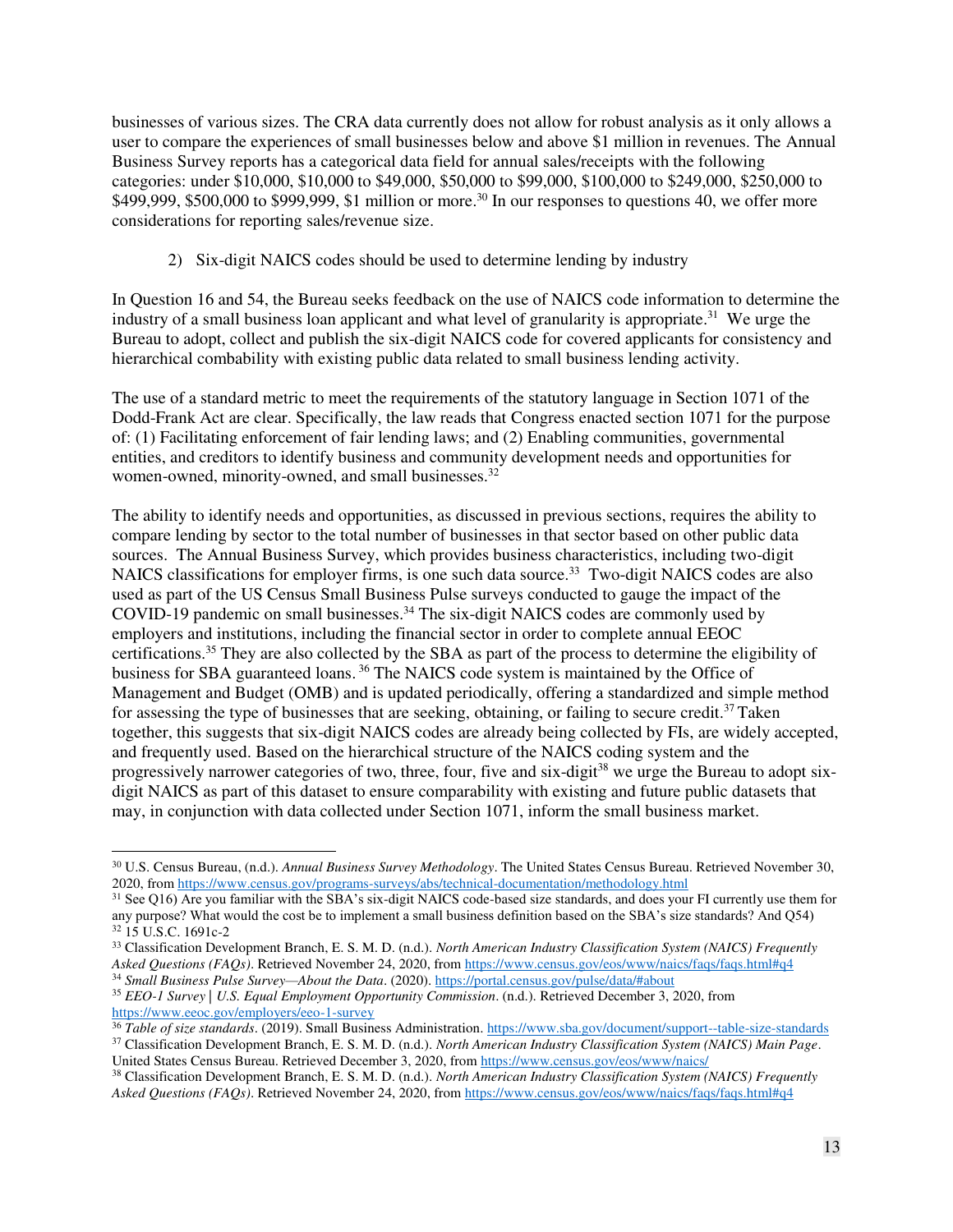businesses of various sizes. The CRA data currently does not allow for robust analysis as it only allows a user to compare the experiences of small businesses below and above $1 million in revenues. The Annual Business Survey reports has a categorical data field for annual sales/receipts with the following categories: under $10,000, $10,000 to $49,000, $50,000 to $99,000, $100,000 to $249,000, $250,000 to $499,999, $500,000 to $999,999, $1 million or more.[30] In our responses to questions 40, we offer more considerations for reporting sales/revenue size.

2) Six-digit NAICS codes should be used to determine lending by industry

In Question 16 and 54, the Bureau seeks feedback on the use of NAICS code information to determine the industry of a small business loan applicant and what level of granularity is appropriate.[31] We urge the Bureau to adopt, collect and publish the six-digit NAICS code for covered applicants for consistency and hierarchical combability with existing public data related to small business lending activity.

The use of a standard metric to meet the requirements of the statutory language in Section 1071 of the Dodd-Frank Act are clear. Specifically, the law reads that Congress enacted section 1071 for the purpose of: (1) Facilitating enforcement of fair lending laws; and (2) Enabling communities, governmental entities, and creditors to identify business and community development needs and opportunities for women-owned, minority-owned, and small businesses.[32]

The ability to identify needs and opportunities, as discussed in previous sections, requires the ability to compare lending by sector to the total number of businesses in that sector based on other public data sources. The Annual Business Survey, which provides business characteristics, including two-digit NAICS classifications for employer firms, is one such data source.[33] Two-digit NAICS codes are also used as part of the US Census Small Business Pulse surveys conducted to gauge the impact of the COVID-19 pandemic on small businesses.[34] The six-digit NAICS codes are commonly used by employers and institutions, including the financial sector in order to complete annual EEOC certifications.[35] They are also collected by the SBA as part of the process to determine the eligibility of business for SBA guaranteed loans.[36] The NAICS code system is maintained by the Office of Management and Budget (OMB) and is updated periodically, offering a standardized and simple method for assessing the type of businesses that are seeking, obtaining, or failing to secure credit.[37] Taken together, this suggests that six-digit NAICS codes are already being collected by FIs, are widely accepted, and frequently used. Based on the hierarchical structure of the NAICS coding system and the progressively narrower categories of two, three, four, five and six-digit[38] we urge the Bureau to adopt six-digit NAICS as part of this dataset to ensure comparability with existing and future public datasets that may, in conjunction with data collected under Section 1071, inform the small business market.

---

[30] U.S. Census Bureau, (n.d.). *Annual Business Survey Methodology*. The United States Census Bureau. Retrieved November 30, 2020, from https://www.census.gov/programs-surveys/abs/technical-documentation/methodology.html

[31] See Q16) Are you familiar with the SBA's six-digit NAICS code-based size standards, and does your FI currently use them for any purpose? What would the cost be to implement a small business definition based on the SBA's size standards? And Q54)

[32] 15 U.S.C. 1691c-2

[33] Classification Development Branch, E. S. M. D. (n.d.). *North American Industry Classification System (NAICS) Frequently Asked Questions (FAQs)*. Retrieved November 24, 2020, from https://www.census.gov/eos/www/naics/faqs/faqs.html#q4

[34] *Small Business Pulse Survey—About the Data*. (2020). https://portal.census.gov/pulse/data/#about

[35] *EEO-1 Survey | U.S. Equal Employment Opportunity Commission*. (n.d.). Retrieved December 3, 2020, from https://www.eeoc.gov/employers/eeo-1-survey

[36] *Table of size standards*. (2019). Small Business Administration. https://www.sba.gov/document/support--table-size-standards

[37] Classification Development Branch, E. S. M. D. (n.d.). *North American Industry Classification System (NAICS) Main Page*. United States Census Bureau. Retrieved December 3, 2020, from https://www.census.gov/eos/www/naics/

[38] Classification Development Branch, E. S. M. D. (n.d.). *North American Industry Classification System (NAICS) Frequently Asked Questions (FAQs)*. Retrieved November 24, 2020, from https://www.census.gov/eos/www/naics/faqs/faqs.html#q4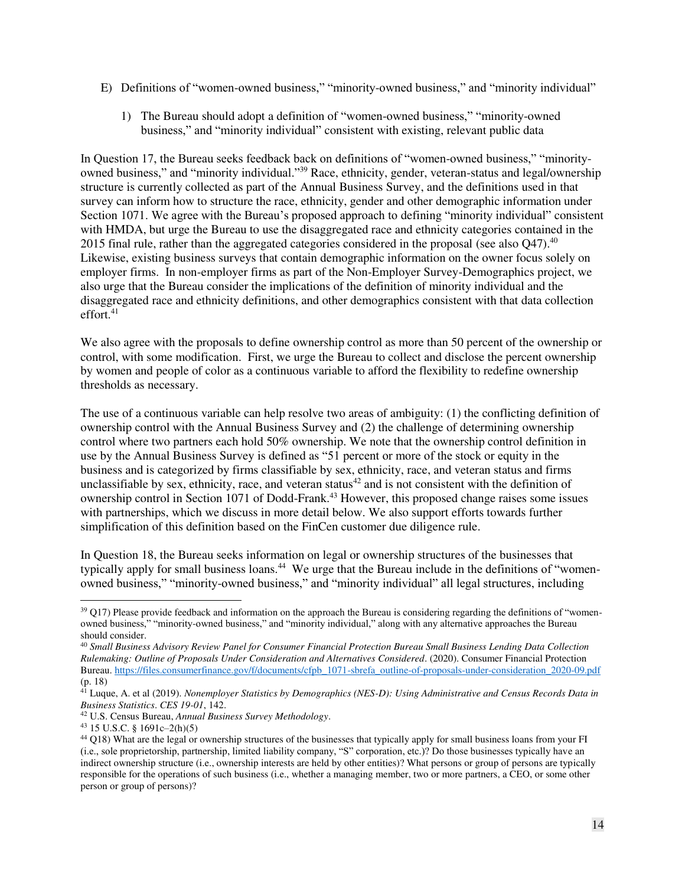E) Definitions of "women-owned business," "minority-owned business," and "minority individual"

1) The Bureau should adopt a definition of "women-owned business," "minority-owned business," and "minority individual" consistent with existing, relevant public data

In Question 17, the Bureau seeks feedback back on definitions of "women-owned business," "minority-owned business," and "minority individual."[39] Race, ethnicity, gender, veteran-status and legal/ownership structure is currently collected as part of the Annual Business Survey, and the definitions used in that survey can inform how to structure the race, ethnicity, gender and other demographic information under Section 1071. We agree with the Bureau's proposed approach to defining "minority individual" consistent with HMDA, but urge the Bureau to use the disaggregated race and ethnicity categories contained in the 2015 final rule, rather than the aggregated categories considered in the proposal (see also Q47).[40] Likewise, existing business surveys that contain demographic information on the owner focus solely on employer firms. In non-employer firms as part of the Non-Employer Survey-Demographics project, we also urge that the Bureau consider the implications of the definition of minority individual and the disaggregated race and ethnicity definitions, and other demographics consistent with that data collection effort.[41]

We also agree with the proposals to define ownership control as more than 50 percent of the ownership or control, with some modification. First, we urge the Bureau to collect and disclose the percent ownership by women and people of color as a continuous variable to afford the flexibility to redefine ownership thresholds as necessary.

The use of a continuous variable can help resolve two areas of ambiguity: (1) the conflicting definition of ownership control with the Annual Business Survey and (2) the challenge of determining ownership control where two partners each hold 50% ownership. We note that the ownership control definition in use by the Annual Business Survey is defined as "51 percent or more of the stock or equity in the business and is categorized by firms classifiable by sex, ethnicity, race, and veteran status and firms unclassifiable by sex, ethnicity, race, and veteran status[42] and is not consistent with the definition of ownership control in Section 1071 of Dodd-Frank.[43] However, this proposed change raises some issues with partnerships, which we discuss in more detail below. We also support efforts towards further simplification of this definition based on the FinCen customer due diligence rule.

In Question 18, the Bureau seeks information on legal or ownership structures of the businesses that typically apply for small business loans.[44] We urge that the Bureau include in the definitions of "women-owned business," "minority-owned business," and "minority individual" all legal structures, including

---

[39] Q17) Please provide feedback and information on the approach the Bureau is considering regarding the definitions of "women-owned business," "minority-owned business," and "minority individual," along with any alternative approaches the Bureau should consider.

[40] *Small Business Advisory Review Panel for Consumer Financial Protection Bureau Small Business Lending Data Collection Rulemaking: Outline of Proposals Under Consideration and Alternatives Considered*. (2020). Consumer Financial Protection Bureau. https://files.consumerfinance.gov/f/documents/cfpb_1071-sbrefa_outline-of-proposals-under-consideration_2020-09.pdf (p. 18)

[41] Luque, A. et al (2019). *Nonemployer Statistics by Demographics (NES-D): Using Administrative and Census Records Data in Business Statistics*. *CES 19-01*, 142.

[42] U.S. Census Bureau, *Annual Business Survey Methodology*.

[43] 15 U.S.C. § 1691c–2(h)(5)

[44] Q18) What are the legal or ownership structures of the businesses that typically apply for small business loans from your FI (i.e., sole proprietorship, partnership, limited liability company, "S" corporation, etc.)? Do those businesses typically have an indirect ownership structure (i.e., ownership interests are held by other entities)? What persons or group of persons are typically responsible for the operations of such business (i.e., whether a managing member, two or more partners, a CEO, or some other person or group of persons)?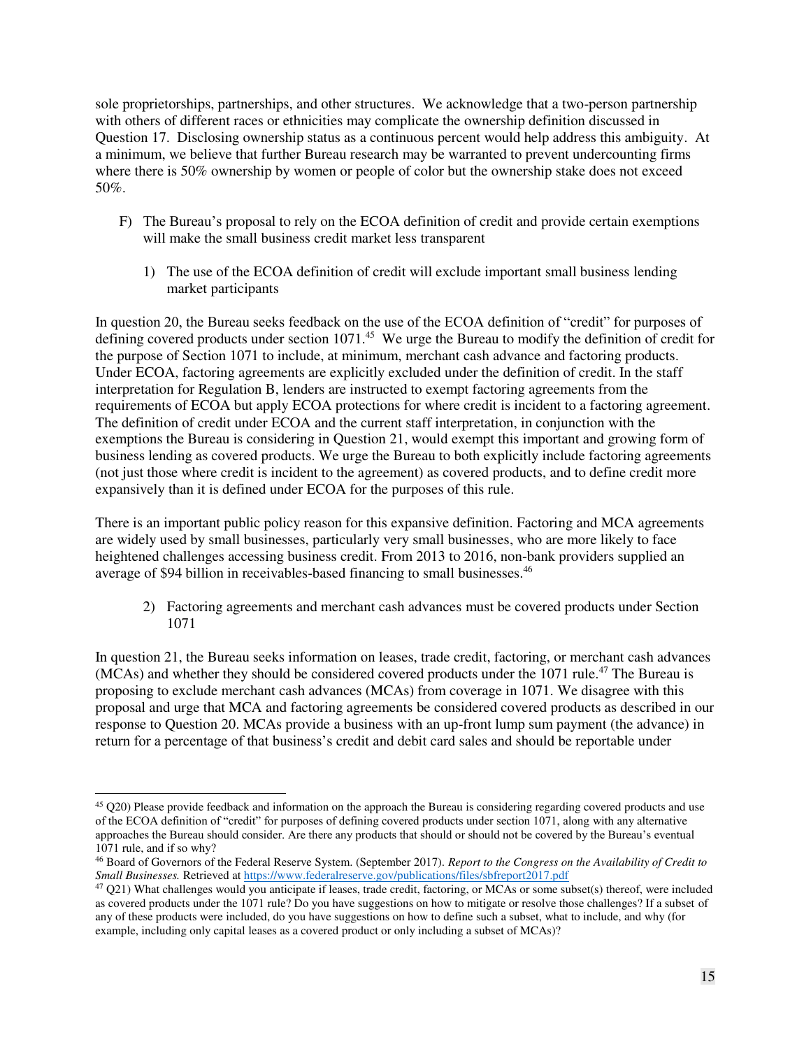sole proprietorships, partnerships, and other structures. We acknowledge that a two-person partnership with others of different races or ethnicities may complicate the ownership definition discussed in Question 17. Disclosing ownership status as a continuous percent would help address this ambiguity. At a minimum, we believe that further Bureau research may be warranted to prevent undercounting firms where there is 50% ownership by women or people of color but the ownership stake does not exceed 50%.

F) The Bureau's proposal to rely on the ECOA definition of credit and provide certain exemptions will make the small business credit market less transparent

1) The use of the ECOA definition of credit will exclude important small business lending market participants

In question 20, the Bureau seeks feedback on the use of the ECOA definition of "credit" for purposes of defining covered products under section 1071.[45] We urge the Bureau to modify the definition of credit for the purpose of Section 1071 to include, at minimum, merchant cash advance and factoring products. Under ECOA, factoring agreements are explicitly excluded under the definition of credit. In the staff interpretation for Regulation B, lenders are instructed to exempt factoring agreements from the requirements of ECOA but apply ECOA protections for where credit is incident to a factoring agreement. The definition of credit under ECOA and the current staff interpretation, in conjunction with the exemptions the Bureau is considering in Question 21, would exempt this important and growing form of business lending as covered products. We urge the Bureau to both explicitly include factoring agreements (not just those where credit is incident to the agreement) as covered products, and to define credit more expansively than it is defined under ECOA for the purposes of this rule.

There is an important public policy reason for this expansive definition. Factoring and MCA agreements are widely used by small businesses, particularly very small businesses, who are more likely to face heightened challenges accessing business credit. From 2013 to 2016, non-bank providers supplied an average of $94 billion in receivables-based financing to small businesses.[46]

2) Factoring agreements and merchant cash advances must be covered products under Section 1071

In question 21, the Bureau seeks information on leases, trade credit, factoring, or merchant cash advances (MCAs) and whether they should be considered covered products under the 1071 rule.[47] The Bureau is proposing to exclude merchant cash advances (MCAs) from coverage in 1071. We disagree with this proposal and urge that MCA and factoring agreements be considered covered products as described in our response to Question 20. MCAs provide a business with an up-front lump sum payment (the advance) in return for a percentage of that business's credit and debit card sales and should be reportable under

---

[45] Q20) Please provide feedback and information on the approach the Bureau is considering regarding covered products and use of the ECOA definition of "credit" for purposes of defining covered products under section 1071, along with any alternative approaches the Bureau should consider. Are there any products that should or should not be covered by the Bureau's eventual 1071 rule, and if so why?

[46] Board of Governors of the Federal Reserve System. (September 2017). *Report to the Congress on the Availability of Credit to Small Businesses.* Retrieved at https://www.federalreserve.gov/publications/files/sbfreport2017.pdf

[47] Q21) What challenges would you anticipate if leases, trade credit, factoring, or MCAs or some subset(s) thereof, were included as covered products under the 1071 rule? Do you have suggestions on how to mitigate or resolve those challenges? If a subset of any of these products were included, do you have suggestions on how to define such a subset, what to include, and why (for example, including only capital leases as a covered product or only including a subset of MCAs)?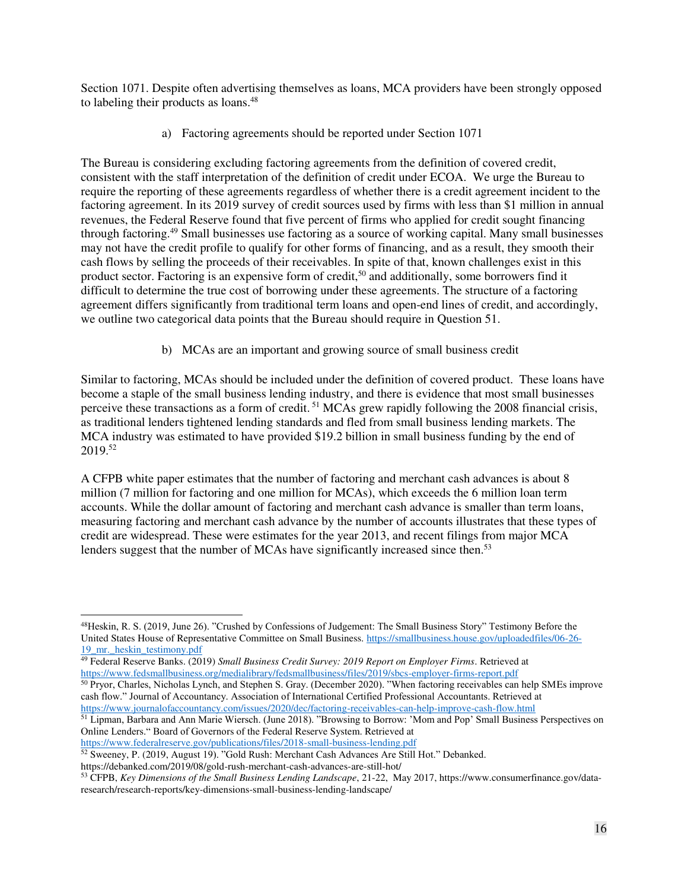Section 1071. Despite often advertising themselves as loans, MCA providers have been strongly opposed to labeling their products as loans.[48]

a) Factoring agreements should be reported under Section 1071

The Bureau is considering excluding factoring agreements from the definition of covered credit, consistent with the staff interpretation of the definition of credit under ECOA. We urge the Bureau to require the reporting of these agreements regardless of whether there is a credit agreement incident to the factoring agreement. In its 2019 survey of credit sources used by firms with less than $1 million in annual revenues, the Federal Reserve found that five percent of firms who applied for credit sought financing through factoring.[49] Small businesses use factoring as a source of working capital. Many small businesses may not have the credit profile to qualify for other forms of financing, and as a result, they smooth their cash flows by selling the proceeds of their receivables. In spite of that, known challenges exist in this product sector. Factoring is an expensive form of credit,[50] and additionally, some borrowers find it difficult to determine the true cost of borrowing under these agreements. The structure of a factoring agreement differs significantly from traditional term loans and open-end lines of credit, and accordingly, we outline two categorical data points that the Bureau should require in Question 51.

b) MCAs are an important and growing source of small business credit

Similar to factoring, MCAs should be included under the definition of covered product. These loans have become a staple of the small business lending industry, and there is evidence that most small businesses perceive these transactions as a form of credit.[51] MCAs grew rapidly following the 2008 financial crisis, as traditional lenders tightened lending standards and fled from small business lending markets. The MCA industry was estimated to have provided $19.2 billion in small business funding by the end of 2019.[52]

A CFPB white paper estimates that the number of factoring and merchant cash advances is about 8 million (7 million for factoring and one million for MCAs), which exceeds the 6 million loan term accounts. While the dollar amount of factoring and merchant cash advance is smaller than term loans, measuring factoring and merchant cash advance by the number of accounts illustrates that these types of credit are widespread. These were estimates for the year 2013, and recent filings from major MCA lenders suggest that the number of MCAs have significantly increased since then.[53]

---

[48] Heskin, R. S. (2019, June 26). "Crushed by Confessions of Judgement: The Small Business Story" Testimony Before the United States House of Representative Committee on Small Business. https://smallbusiness.house.gov/uploadedfiles/06-26-19_mr._heskin_testimony.pdf

[49] Federal Reserve Banks. (2019) *Small Business Credit Survey: 2019 Report on Employer Firms*. Retrieved at https://www.fedsmallbusiness.org/medialibrary/fedsmallbusiness/files/2019/sbcs-employer-firms-report.pdf

[50] Pryor, Charles, Nicholas Lynch, and Stephen S. Gray. (December 2020). "When factoring receivables can help SMEs improve cash flow." Journal of Accountancy. Association of International Certified Professional Accountants. Retrieved at https://www.journalofaccountancy.com/issues/2020/dec/factoring-receivables-can-help-improve-cash-flow.html

[51] Lipman, Barbara and Ann Marie Wiersch. (June 2018). "Browsing to Borrow: 'Mom and Pop' Small Business Perspectives on Online Lenders." Board of Governors of the Federal Reserve System. Retrieved at https://www.federalreserve.gov/publications/files/2018-small-business-lending.pdf

[52] Sweeney, P. (2019, August 19). "Gold Rush: Merchant Cash Advances Are Still Hot." Debanked. https://debanked.com/2019/08/gold-rush-merchant-cash-advances-are-still-hot/

[53] CFPB, *Key Dimensions of the Small Business Lending Landscape*, 21-22, May 2017, https://www.consumerfinance.gov/data-research/research-reports/key-dimensions-small-business-lending-landscape/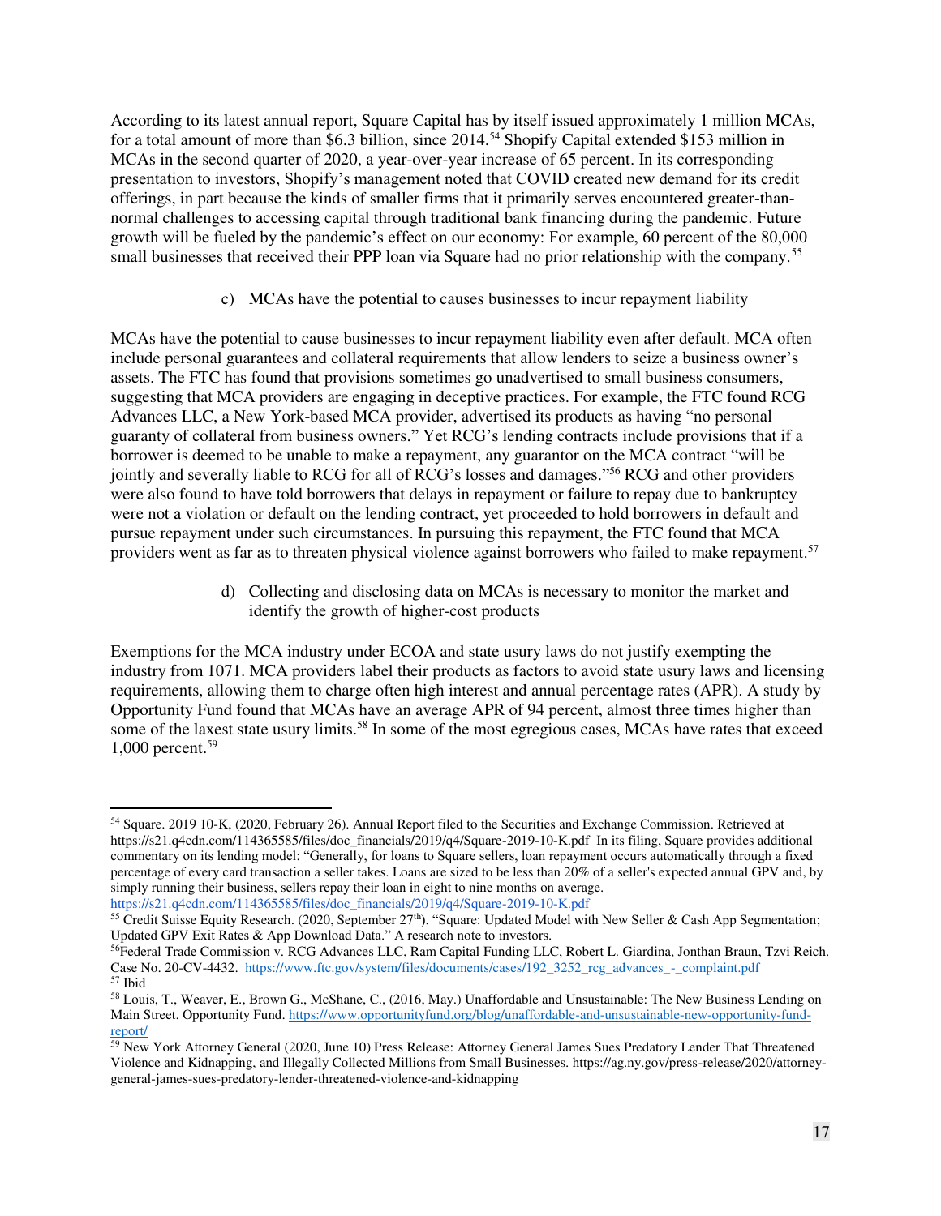According to its latest annual report, Square Capital has by itself issued approximately 1 million MCAs, for a total amount of more than $6.3 billion, since 2014.[54] Shopify Capital extended $153 million in MCAs in the second quarter of 2020, a year-over-year increase of 65 percent. In its corresponding presentation to investors, Shopify's management noted that COVID created new demand for its credit offerings, in part because the kinds of smaller firms that it primarily serves encountered greater-than-normal challenges to accessing capital through traditional bank financing during the pandemic. Future growth will be fueled by the pandemic's effect on our economy: For example, 60 percent of the 80,000 small businesses that received their PPP loan via Square had no prior relationship with the company.[55]

c) MCAs have the potential to causes businesses to incur repayment liability

MCAs have the potential to cause businesses to incur repayment liability even after default. MCA often include personal guarantees and collateral requirements that allow lenders to seize a business owner's assets. The FTC has found that provisions sometimes go unadvertised to small business consumers, suggesting that MCA providers are engaging in deceptive practices. For example, the FTC found RCG Advances LLC, a New York-based MCA provider, advertised its products as having "no personal guaranty of collateral from business owners." Yet RCG's lending contracts include provisions that if a borrower is deemed to be unable to make a repayment, any guarantor on the MCA contract "will be jointly and severally liable to RCG for all of RCG's losses and damages."[56] RCG and other providers were also found to have told borrowers that delays in repayment or failure to repay due to bankruptcy were not a violation or default on the lending contract, yet proceeded to hold borrowers in default and pursue repayment under such circumstances. In pursuing this repayment, the FTC found that MCA providers went as far as to threaten physical violence against borrowers who failed to make repayment.[57]

d) Collecting and disclosing data on MCAs is necessary to monitor the market and identify the growth of higher-cost products

Exemptions for the MCA industry under ECOA and state usury laws do not justify exempting the industry from 1071. MCA providers label their products as factors to avoid state usury laws and licensing requirements, allowing them to charge often high interest and annual percentage rates (APR). A study by Opportunity Fund found that MCAs have an average APR of 94 percent, almost three times higher than some of the laxest state usury limits.[58] In some of the most egregious cases, MCAs have rates that exceed 1,000 percent.[59]

---

[54] Square. 2019 10-K, (2020, February 26). Annual Report filed to the Securities and Exchange Commission. Retrieved at https://s21.q4cdn.com/114365585/files/doc_financials/2019/q4/Square-2019-10-K.pdf In its filing, Square provides additional commentary on its lending model: "Generally, for loans to Square sellers, loan repayment occurs automatically through a fixed percentage of every card transaction a seller takes. Loans are sized to be less than 20% of a seller's expected annual GPV and, by simply running their business, sellers repay their loan in eight to nine months on average. https://s21.q4cdn.com/114365585/files/doc_financials/2019/q4/Square-2019-10-K.pdf

[55] Credit Suisse Equity Research. (2020, September 27th). "Square: Updated Model with New Seller & Cash App Segmentation; Updated GPV Exit Rates & App Download Data." A research note to investors.

[56] Federal Trade Commission v. RCG Advances LLC, Ram Capital Funding LLC, Robert L. Giardina, Jonthan Braun, Tzvi Reich. Case No. 20-CV-4432. https://www.ftc.gov/system/files/documents/cases/192_3252_rcg_advances_-_complaint.pdf

[57] Ibid

[58] Louis, T., Weaver, E., Brown G., McShane, C., (2016, May.) Unaffordable and Unsustainable: The New Business Lending on Main Street. Opportunity Fund. https://www.opportunityfund.org/blog/unaffordable-and-unsustainable-new-opportunity-fund-report/

[59] New York Attorney General (2020, June 10) Press Release: Attorney General James Sues Predatory Lender That Threatened Violence and Kidnapping, and Illegally Collected Millions from Small Businesses. https://ag.ny.gov/press-release/2020/attorney-general-james-sues-predatory-lender-threatened-violence-and-kidnapping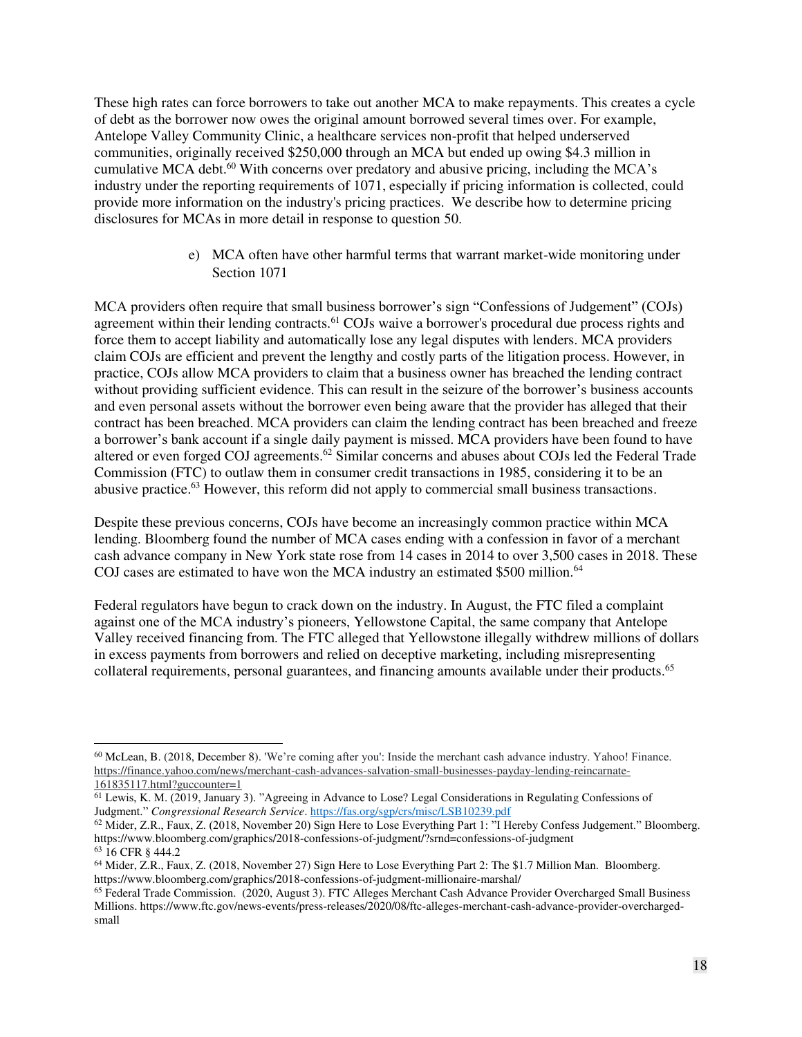These high rates can force borrowers to take out another MCA to make repayments. This creates a cycle of debt as the borrower now owes the original amount borrowed several times over. For example, Antelope Valley Community Clinic, a healthcare services non-profit that helped underserved communities, originally received $250,000 through an MCA but ended up owing $4.3 million in cumulative MCA debt.[60] With concerns over predatory and abusive pricing, including the MCA's industry under the reporting requirements of 1071, especially if pricing information is collected, could provide more information on the industry's pricing practices. We describe how to determine pricing disclosures for MCAs in more detail in response to question 50.

e) MCA often have other harmful terms that warrant market-wide monitoring under Section 1071

MCA providers often require that small business borrower's sign "Confessions of Judgement" (COJs) agreement within their lending contracts.[61] COJs waive a borrower's procedural due process rights and force them to accept liability and automatically lose any legal disputes with lenders. MCA providers claim COJs are efficient and prevent the lengthy and costly parts of the litigation process. However, in practice, COJs allow MCA providers to claim that a business owner has breached the lending contract without providing sufficient evidence. This can result in the seizure of the borrower's business accounts and even personal assets without the borrower even being aware that the provider has alleged that their contract has been breached. MCA providers can claim the lending contract has been breached and freeze a borrower's bank account if a single daily payment is missed. MCA providers have been found to have altered or even forged COJ agreements.[62] Similar concerns and abuses about COJs led the Federal Trade Commission (FTC) to outlaw them in consumer credit transactions in 1985, considering it to be an abusive practice.[63] However, this reform did not apply to commercial small business transactions.

Despite these previous concerns, COJs have become an increasingly common practice within MCA lending. Bloomberg found the number of MCA cases ending with a confession in favor of a merchant cash advance company in New York state rose from 14 cases in 2014 to over 3,500 cases in 2018. These COJ cases are estimated to have won the MCA industry an estimated $500 million.[64]

Federal regulators have begun to crack down on the industry. In August, the FTC filed a complaint against one of the MCA industry's pioneers, Yellowstone Capital, the same company that Antelope Valley received financing from. The FTC alleged that Yellowstone illegally withdrew millions of dollars in excess payments from borrowers and relied on deceptive marketing, including misrepresenting collateral requirements, personal guarantees, and financing amounts available under their products.[65]

---

[60] McLean, B. (2018, December 8). 'We're coming after you': Inside the merchant cash advance industry. Yahoo! Finance. https://finance.yahoo.com/news/merchant-cash-advances-salvation-small-businesses-payday-lending-reincarnate-161835117.html?guccounter=1

[61] Lewis, K. M. (2019, January 3). "Agreeing in Advance to Lose? Legal Considerations in Regulating Confessions of Judgment." *Congressional Research Service*. https://fas.org/sgp/crs/misc/LSB10239.pdf

[62] Mider, Z.R., Faux, Z. (2018, November 20) Sign Here to Lose Everything Part 1: "I Hereby Confess Judgement." Bloomberg. https://www.bloomberg.com/graphics/2018-confessions-of-judgment/?srnd=confessions-of-judgment

[63] 16 CFR § 444.2

[64] Mider, Z.R., Faux, Z. (2018, November 27) Sign Here to Lose Everything Part 2: The $1.7 Million Man. Bloomberg. https://www.bloomberg.com/graphics/2018-confessions-of-judgment-millionaire-marshal/

[65] Federal Trade Commission. (2020, August 3). FTC Alleges Merchant Cash Advance Provider Overcharged Small Business Millions. https://www.ftc.gov/news-events/press-releases/2020/08/ftc-alleges-merchant-cash-advance-provider-overcharged-small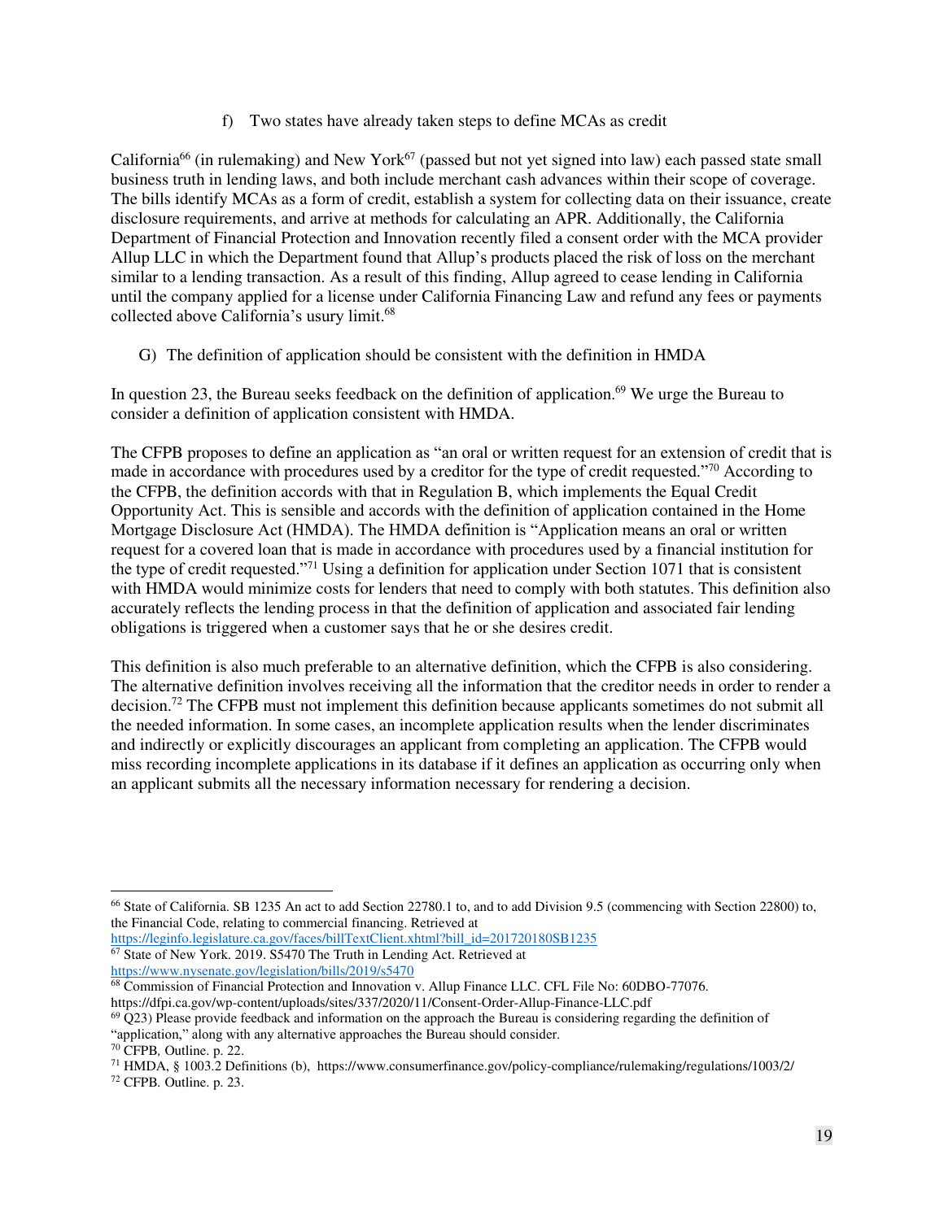f) Two states have already taken steps to define MCAs as credit

California[66] (in rulemaking) and New York[67] (passed but not yet signed into law) each passed state small business truth in lending laws, and both include merchant cash advances within their scope of coverage. The bills identify MCAs as a form of credit, establish a system for collecting data on their issuance, create disclosure requirements, and arrive at methods for calculating an APR. Additionally, the California Department of Financial Protection and Innovation recently filed a consent order with the MCA provider Allup LLC in which the Department found that Allup's products placed the risk of loss on the merchant similar to a lending transaction. As a result of this finding, Allup agreed to cease lending in California until the company applied for a license under California Financing Law and refund any fees or payments collected above California's usury limit.[68]

G) The definition of application should be consistent with the definition in HMDA

In question 23, the Bureau seeks feedback on the definition of application.[69] We urge the Bureau to consider a definition of application consistent with HMDA.

The CFPB proposes to define an application as "an oral or written request for an extension of credit that is made in accordance with procedures used by a creditor for the type of credit requested."[70] According to the CFPB, the definition accords with that in Regulation B, which implements the Equal Credit Opportunity Act. This is sensible and accords with the definition of application contained in the Home Mortgage Disclosure Act (HMDA). The HMDA definition is "Application means an oral or written request for a covered loan that is made in accordance with procedures used by a financial institution for the type of credit requested."[71] Using a definition for application under Section 1071 that is consistent with HMDA would minimize costs for lenders that need to comply with both statutes. This definition also accurately reflects the lending process in that the definition of application and associated fair lending obligations is triggered when a customer says that he or she desires credit.

This definition is also much preferable to an alternative definition, which the CFPB is also considering. The alternative definition involves receiving all the information that the creditor needs in order to render a decision.[72] The CFPB must not implement this definition because applicants sometimes do not submit all the needed information. In some cases, an incomplete application results when the lender discriminates and indirectly or explicitly discourages an applicant from completing an application. The CFPB would miss recording incomplete applications in its database if it defines an application as occurring only when an applicant submits all the necessary information necessary for rendering a decision.

---

[66] State of California. SB 1235 An act to add Section 22780.1 to, and to add Division 9.5 (commencing with Section 22800) to, the Financial Code, relating to commercial financing. Retrieved at https://leginfo.legislature.ca.gov/faces/billTextClient.xhtml?bill_id=201720180SB1235

[67] State of New York. 2019. S5470 The Truth in Lending Act. Retrieved at https://www.nysenate.gov/legislation/bills/2019/s5470

[68] Commission of Financial Protection and Innovation v. Allup Finance LLC. CFL File No: 60DBO-77076. https://dfpi.ca.gov/wp-content/uploads/sites/337/2020/11/Consent-Order-Allup-Finance-LLC.pdf

[69] Q23) Please provide feedback and information on the approach the Bureau is considering regarding the definition of "application," along with any alternative approaches the Bureau should consider.

[70] CFPB, Outline. p. 22.

[71] HMDA, § 1003.2 Definitions (b), https://www.consumerfinance.gov/policy-compliance/rulemaking/regulations/1003/2/

[72] CFPB. Outline. p. 23.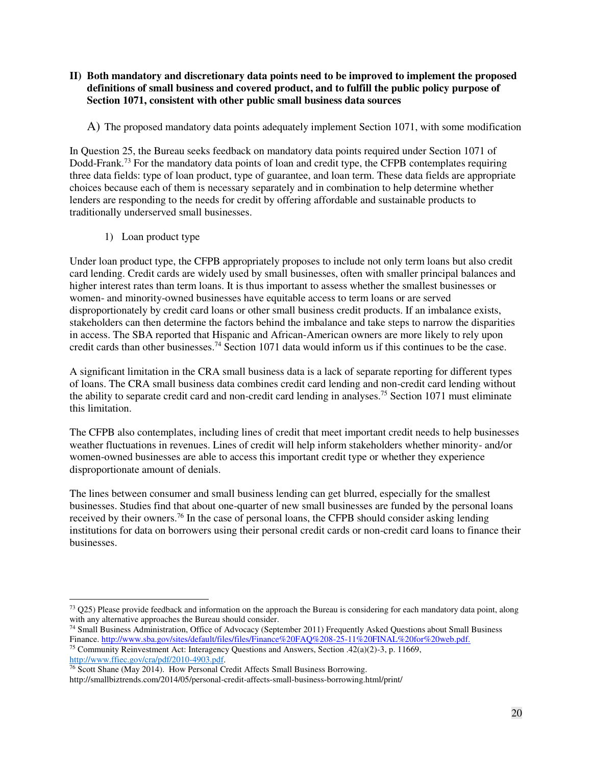**II) Both mandatory and discretionary data points need to be improved to implement the proposed definitions of small business and covered product, and to fulfill the public policy purpose of Section 1071, consistent with other public small business data sources**

A) The proposed mandatory data points adequately implement Section 1071, with some modification

In Question 25, the Bureau seeks feedback on mandatory data points required under Section 1071 of Dodd-Frank.[73] For the mandatory data points of loan and credit type, the CFPB contemplates requiring three data fields: type of loan product, type of guarantee, and loan term. These data fields are appropriate choices because each of them is necessary separately and in combination to help determine whether lenders are responding to the needs for credit by offering affordable and sustainable products to traditionally underserved small businesses.

1) Loan product type

Under loan product type, the CFPB appropriately proposes to include not only term loans but also credit card lending. Credit cards are widely used by small businesses, often with smaller principal balances and higher interest rates than term loans. It is thus important to assess whether the smallest businesses or women- and minority-owned businesses have equitable access to term loans or are served disproportionately by credit card loans or other small business credit products. If an imbalance exists, stakeholders can then determine the factors behind the imbalance and take steps to narrow the disparities in access. The SBA reported that Hispanic and African-American owners are more likely to rely upon credit cards than other businesses.[74] Section 1071 data would inform us if this continues to be the case.

A significant limitation in the CRA small business data is a lack of separate reporting for different types of loans. The CRA small business data combines credit card lending and non-credit card lending without the ability to separate credit card and non-credit card lending in analyses.[75] Section 1071 must eliminate this limitation.

The CFPB also contemplates, including lines of credit that meet important credit needs to help businesses weather fluctuations in revenues. Lines of credit will help inform stakeholders whether minority- and/or women-owned businesses are able to access this important credit type or whether they experience disproportionate amount of denials.

The lines between consumer and small business lending can get blurred, especially for the smallest businesses. Studies find that about one-quarter of new small businesses are funded by the personal loans received by their owners.[76] In the case of personal loans, the CFPB should consider asking lending institutions for data on borrowers using their personal credit cards or non-credit card loans to finance their businesses.

---

[73] Q25) Please provide feedback and information on the approach the Bureau is considering for each mandatory data point, along with any alternative approaches the Bureau should consider.

[74] Small Business Administration, Office of Advocacy (September 2011) Frequently Asked Questions about Small Business Finance. http://www.sba.gov/sites/default/files/files/Finance%20FAQ%208-25-11%20FINAL%20for%20web.pdf.

[75] Community Reinvestment Act: Interagency Questions and Answers, Section .42(a)(2)-3, p. 11669, http://www.ffiec.gov/cra/pdf/2010-4903.pdf.

[76] Scott Shane (May 2014). How Personal Credit Affects Small Business Borrowing. http://smallbiztrends.com/2014/05/personal-credit-affects-small-business-borrowing.html/print/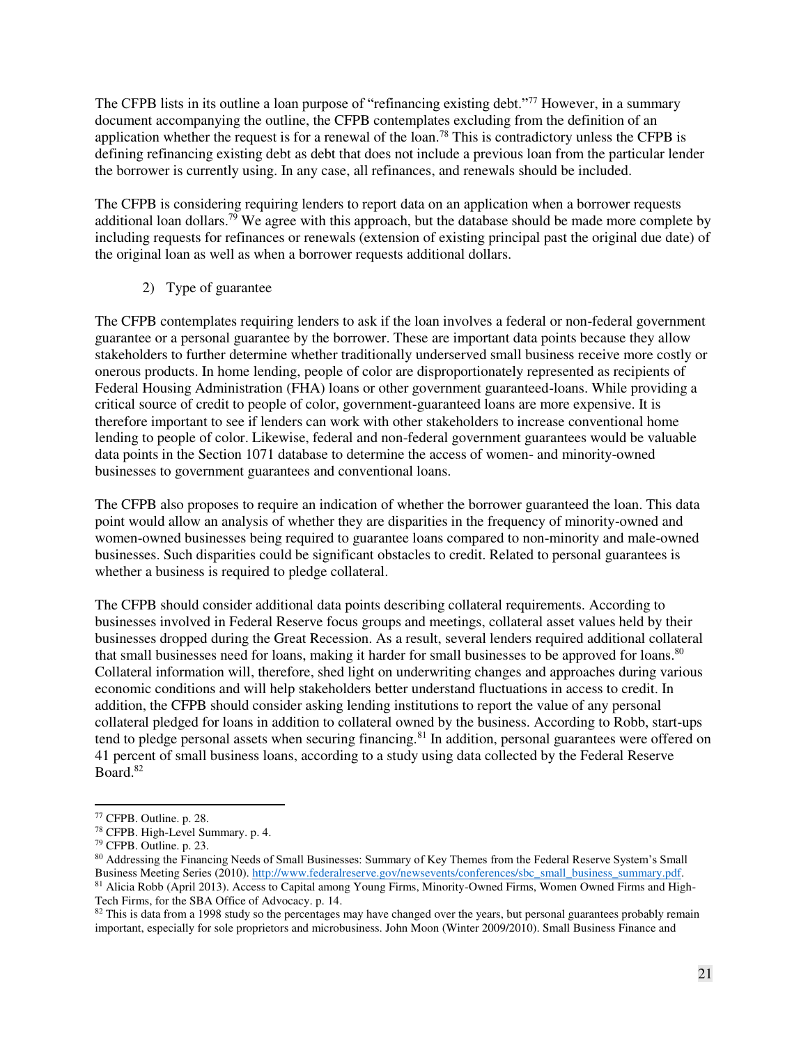The CFPB lists in its outline a loan purpose of "refinancing existing debt."[77] However, in a summary document accompanying the outline, the CFPB contemplates excluding from the definition of an application whether the request is for a renewal of the loan.[78] This is contradictory unless the CFPB is defining refinancing existing debt as debt that does not include a previous loan from the particular lender the borrower is currently using. In any case, all refinances, and renewals should be included.

The CFPB is considering requiring lenders to report data on an application when a borrower requests additional loan dollars.[79] We agree with this approach, but the database should be made more complete by including requests for refinances or renewals (extension of existing principal past the original due date) of the original loan as well as when a borrower requests additional dollars.

2) Type of guarantee

The CFPB contemplates requiring lenders to ask if the loan involves a federal or non-federal government guarantee or a personal guarantee by the borrower. These are important data points because they allow stakeholders to further determine whether traditionally underserved small business receive more costly or onerous products. In home lending, people of color are disproportionately represented as recipients of Federal Housing Administration (FHA) loans or other government guaranteed-loans. While providing a critical source of credit to people of color, government-guaranteed loans are more expensive. It is therefore important to see if lenders can work with other stakeholders to increase conventional home lending to people of color. Likewise, federal and non-federal government guarantees would be valuable data points in the Section 1071 database to determine the access of women- and minority-owned businesses to government guarantees and conventional loans.

The CFPB also proposes to require an indication of whether the borrower guaranteed the loan. This data point would allow an analysis of whether they are disparities in the frequency of minority-owned and women-owned businesses being required to guarantee loans compared to non-minority and male-owned businesses. Such disparities could be significant obstacles to credit. Related to personal guarantees is whether a business is required to pledge collateral.

The CFPB should consider additional data points describing collateral requirements. According to businesses involved in Federal Reserve focus groups and meetings, collateral asset values held by their businesses dropped during the Great Recession. As a result, several lenders required additional collateral that small businesses need for loans, making it harder for small businesses to be approved for loans.[80] Collateral information will, therefore, shed light on underwriting changes and approaches during various economic conditions and will help stakeholders better understand fluctuations in access to credit. In addition, the CFPB should consider asking lending institutions to report the value of any personal collateral pledged for loans in addition to collateral owned by the business. According to Robb, start-ups tend to pledge personal assets when securing financing.[81] In addition, personal guarantees were offered on 41 percent of small business loans, according to a study using data collected by the Federal Reserve Board.[82]

---

[77] CFPB. Outline. p. 28.

[78] CFPB. High-Level Summary. p. 4.

[79] CFPB. Outline. p. 23.

[80] Addressing the Financing Needs of Small Businesses: Summary of Key Themes from the Federal Reserve System's Small Business Meeting Series (2010). http://www.federalreserve.gov/newsevents/conferences/sbc_small_business_summary.pdf.

[81] Alicia Robb (April 2013). Access to Capital among Young Firms, Minority-Owned Firms, Women Owned Firms and High-Tech Firms, for the SBA Office of Advocacy. p. 14.

[82] This is data from a 1998 study so the percentages may have changed over the years, but personal guarantees probably remain important, especially for sole proprietors and microbusiness. John Moon (Winter 2009/2010). Small Business Finance and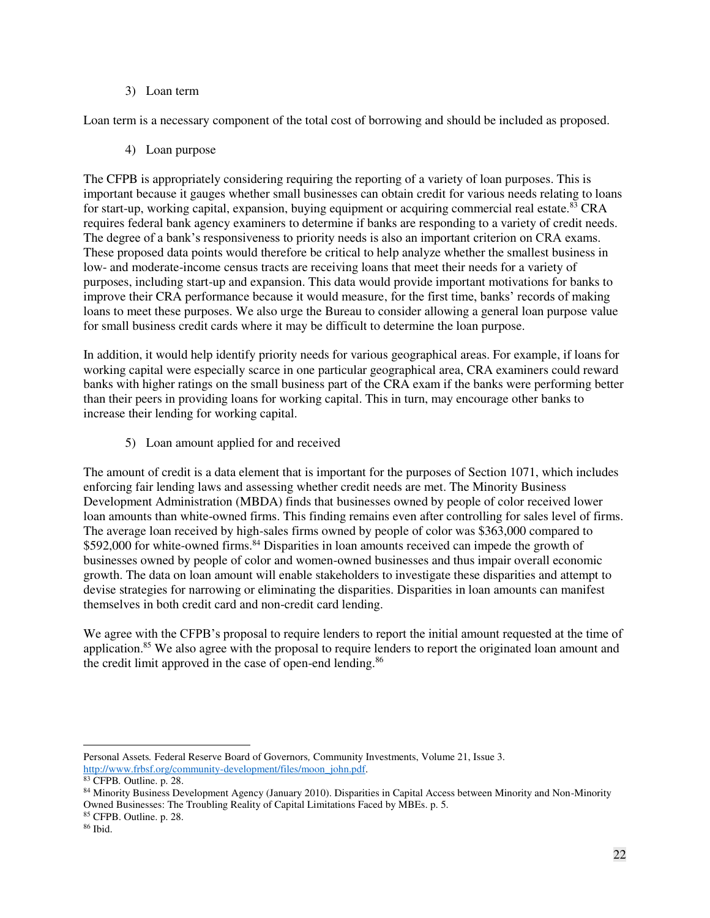3) Loan term

Loan term is a necessary component of the total cost of borrowing and should be included as proposed.

4) Loan purpose

The CFPB is appropriately considering requiring the reporting of a variety of loan purposes. This is important because it gauges whether small businesses can obtain credit for various needs relating to loans for start-up, working capital, expansion, buying equipment or acquiring commercial real estate.[83] CRA requires federal bank agency examiners to determine if banks are responding to a variety of credit needs. The degree of a bank's responsiveness to priority needs is also an important criterion on CRA exams. These proposed data points would therefore be critical to help analyze whether the smallest business in low- and moderate-income census tracts are receiving loans that meet their needs for a variety of purposes, including start-up and expansion. This data would provide important motivations for banks to improve their CRA performance because it would measure, for the first time, banks' records of making loans to meet these purposes. We also urge the Bureau to consider allowing a general loan purpose value for small business credit cards where it may be difficult to determine the loan purpose.

In addition, it would help identify priority needs for various geographical areas. For example, if loans for working capital were especially scarce in one particular geographical area, CRA examiners could reward banks with higher ratings on the small business part of the CRA exam if the banks were performing better than their peers in providing loans for working capital. This in turn, may encourage other banks to increase their lending for working capital.

5) Loan amount applied for and received

The amount of credit is a data element that is important for the purposes of Section 1071, which includes enforcing fair lending laws and assessing whether credit needs are met. The Minority Business Development Administration (MBDA) finds that businesses owned by people of color received lower loan amounts than white-owned firms. This finding remains even after controlling for sales level of firms. The average loan received by high-sales firms owned by people of color was $363,000 compared to $592,000 for white-owned firms.[84] Disparities in loan amounts received can impede the growth of businesses owned by people of color and women-owned businesses and thus impair overall economic growth. The data on loan amount will enable stakeholders to investigate these disparities and attempt to devise strategies for narrowing or eliminating the disparities. Disparities in loan amounts can manifest themselves in both credit card and non-credit card lending.

We agree with the CFPB's proposal to require lenders to report the initial amount requested at the time of application.[85] We also agree with the proposal to require lenders to report the originated loan amount and the credit limit approved in the case of open-end lending.[86]

---

Personal Assets. Federal Reserve Board of Governors, Community Investments, Volume 21, Issue 3. http://www.frbsf.org/community-development/files/moon_john.pdf.

[83] CFPB. Outline. p. 28.

[84] Minority Business Development Agency (January 2010). Disparities in Capital Access between Minority and Non-Minority Owned Businesses: The Troubling Reality of Capital Limitations Faced by MBEs. p. 5.

[85] CFPB. Outline. p. 28.

[86] Ibid.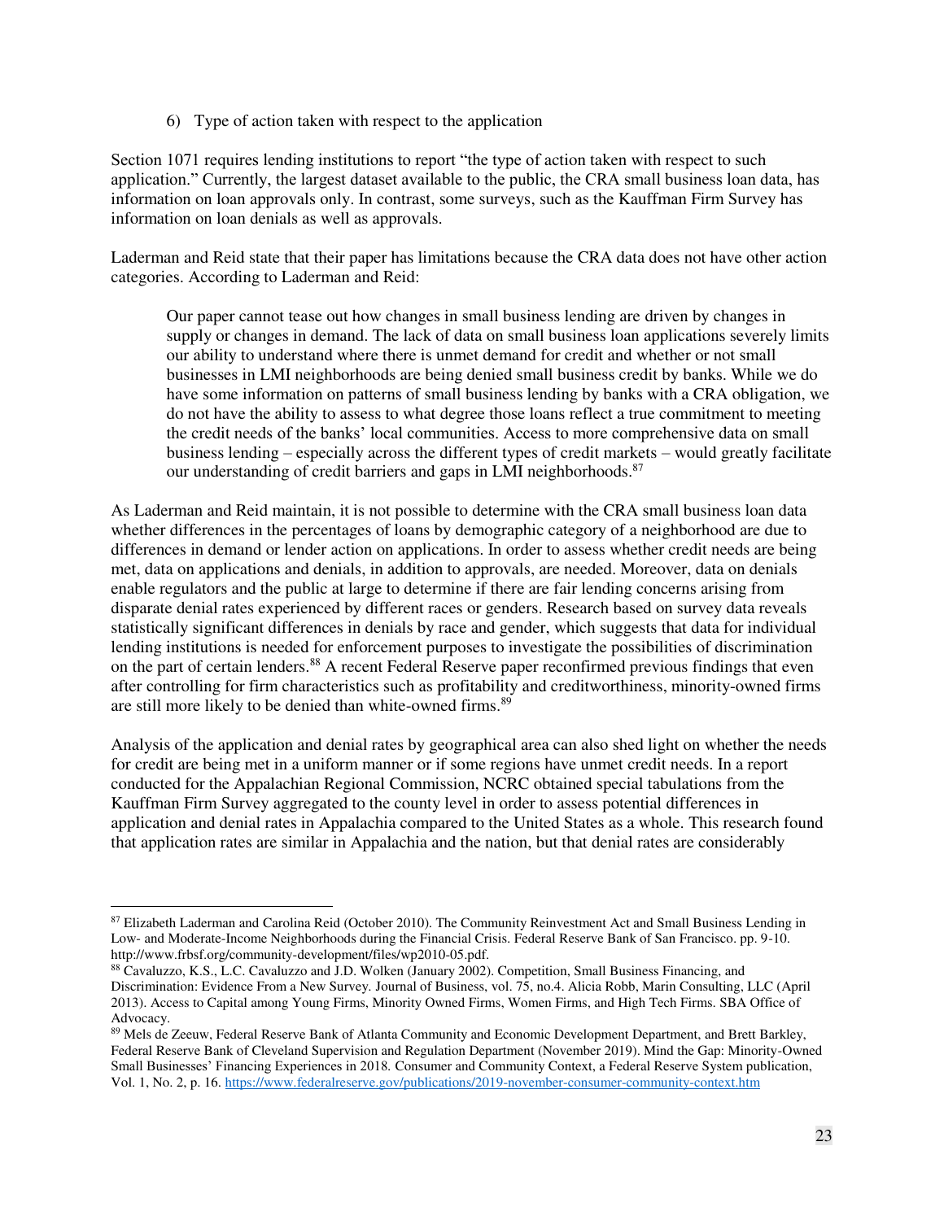6) Type of action taken with respect to the application

Section 1071 requires lending institutions to report "the type of action taken with respect to such application." Currently, the largest dataset available to the public, the CRA small business loan data, has information on loan approvals only. In contrast, some surveys, such as the Kauffman Firm Survey has information on loan denials as well as approvals.

Laderman and Reid state that their paper has limitations because the CRA data does not have other action categories. According to Laderman and Reid:

> Our paper cannot tease out how changes in small business lending are driven by changes in supply or changes in demand. The lack of data on small business loan applications severely limits our ability to understand where there is unmet demand for credit and whether or not small businesses in LMI neighborhoods are being denied small business credit by banks. While we do have some information on patterns of small business lending by banks with a CRA obligation, we do not have the ability to assess to what degree those loans reflect a true commitment to meeting the credit needs of the banks' local communities. Access to more comprehensive data on small business lending – especially across the different types of credit markets – would greatly facilitate our understanding of credit barriers and gaps in LMI neighborhoods.[87]

As Laderman and Reid maintain, it is not possible to determine with the CRA small business loan data whether differences in the percentages of loans by demographic category of a neighborhood are due to differences in demand or lender action on applications. In order to assess whether credit needs are being met, data on applications and denials, in addition to approvals, are needed. Moreover, data on denials enable regulators and the public at large to determine if there are fair lending concerns arising from disparate denial rates experienced by different races or genders. Research based on survey data reveals statistically significant differences in denials by race and gender, which suggests that data for individual lending institutions is needed for enforcement purposes to investigate the possibilities of discrimination on the part of certain lenders.[88] A recent Federal Reserve paper reconfirmed previous findings that even after controlling for firm characteristics such as profitability and creditworthiness, minority-owned firms are still more likely to be denied than white-owned firms.[89]

Analysis of the application and denial rates by geographical area can also shed light on whether the needs for credit are being met in a uniform manner or if some regions have unmet credit needs. In a report conducted for the Appalachian Regional Commission, NCRC obtained special tabulations from the Kauffman Firm Survey aggregated to the county level in order to assess potential differences in application and denial rates in Appalachia compared to the United States as a whole. This research found that application rates are similar in Appalachia and the nation, but that denial rates are considerably

---

[87] Elizabeth Laderman and Carolina Reid (October 2010). The Community Reinvestment Act and Small Business Lending in Low- and Moderate-Income Neighborhoods during the Financial Crisis. Federal Reserve Bank of San Francisco. pp. 9-10. http://www.frbsf.org/community-development/files/wp2010-05.pdf.

[88] Cavaluzzo, K.S., L.C. Cavaluzzo and J.D. Wolken (January 2002). Competition, Small Business Financing, and Discrimination: Evidence From a New Survey. Journal of Business, vol. 75, no.4. Alicia Robb, Marin Consulting, LLC (April 2013). Access to Capital among Young Firms, Minority Owned Firms, Women Firms, and High Tech Firms. SBA Office of Advocacy.

[89] Mels de Zeeuw, Federal Reserve Bank of Atlanta Community and Economic Development Department, and Brett Barkley, Federal Reserve Bank of Cleveland Supervision and Regulation Department (November 2019). Mind the Gap: Minority-Owned Small Businesses' Financing Experiences in 2018. Consumer and Community Context, a Federal Reserve System publication, Vol. 1, No. 2, p. 16. https://www.federalreserve.gov/publications/2019-november-consumer-community-context.htm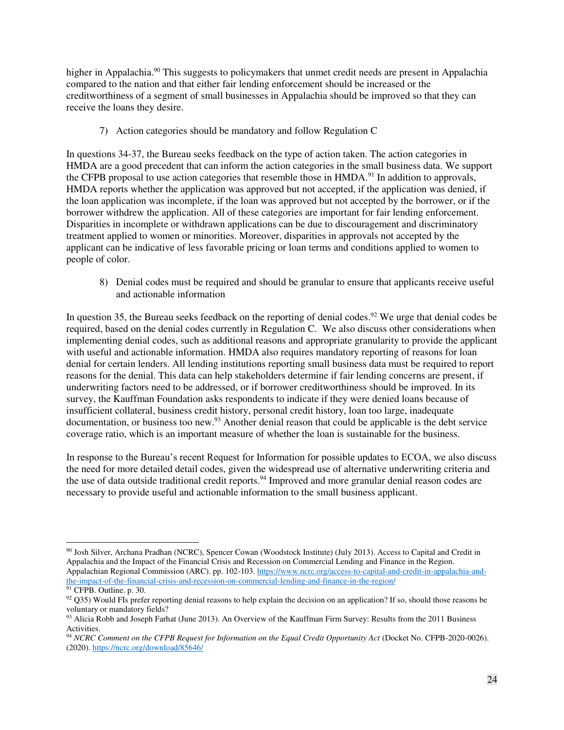higher in Appalachia.[90] This suggests to policymakers that unmet credit needs are present in Appalachia compared to the nation and that either fair lending enforcement should be increased or the creditworthiness of a segment of small businesses in Appalachia should be improved so that they can receive the loans they desire.

7) Action categories should be mandatory and follow Regulation C

In questions 34-37, the Bureau seeks feedback on the type of action taken. The action categories in HMDA are a good precedent that can inform the action categories in the small business data. We support the CFPB proposal to use action categories that resemble those in HMDA.[91] In addition to approvals, HMDA reports whether the application was approved but not accepted, if the application was denied, if the loan application was incomplete, if the loan was approved but not accepted by the borrower, or if the borrower withdrew the application. All of these categories are important for fair lending enforcement. Disparities in incomplete or withdrawn applications can be due to discouragement and discriminatory treatment applied to women or minorities. Moreover, disparities in approvals not accepted by the applicant can be indicative of less favorable pricing or loan terms and conditions applied to women to people of color.

8) Denial codes must be required and should be granular to ensure that applicants receive useful and actionable information

In question 35, the Bureau seeks feedback on the reporting of denial codes.[92] We urge that denial codes be required, based on the denial codes currently in Regulation C. We also discuss other considerations when implementing denial codes, such as additional reasons and appropriate granularity to provide the applicant with useful and actionable information. HMDA also requires mandatory reporting of reasons for loan denial for certain lenders. All lending institutions reporting small business data must be required to report reasons for the denial. This data can help stakeholders determine if fair lending concerns are present, if underwriting factors need to be addressed, or if borrower creditworthiness should be improved. In its survey, the Kauffman Foundation asks respondents to indicate if they were denied loans because of insufficient collateral, business credit history, personal credit history, loan too large, inadequate documentation, or business too new.[93] Another denial reason that could be applicable is the debt service coverage ratio, which is an important measure of whether the loan is sustainable for the business.

In response to the Bureau's recent Request for Information for possible updates to ECOA, we also discuss the need for more detailed detail codes, given the widespread use of alternative underwriting criteria and the use of data outside traditional credit reports.[94] Improved and more granular denial reason codes are necessary to provide useful and actionable information to the small business applicant.

---

[90] Josh Silver, Archana Pradhan (NCRC), Spencer Cowan (Woodstock Institute) (July 2013). Access to Capital and Credit in Appalachia and the Impact of the Financial Crisis and Recession on Commercial Lending and Finance in the Region. Appalachian Regional Commission (ARC). pp. 102-103. https://www.ncrc.org/access-to-capital-and-credit-in-appalachia-and-the-impact-of-the-financial-crisis-and-recession-on-commercial-lending-and-finance-in-the-region/

[91] CFPB. Outline. p. 30.

[92] Q35) Would FIs prefer reporting denial reasons to help explain the decision on an application? If so, should those reasons be voluntary or mandatory fields?

[93] Alicia Robb and Joseph Farhat (June 2013). An Overview of the Kauffman Firm Survey: Results from the 2011 Business Activities.

[94] *NCRC Comment on the CFPB Request for Information on the Equal Credit Opportunity Act* (Docket No. CFPB-2020-0026). (2020). https://ncrc.org/download/85646/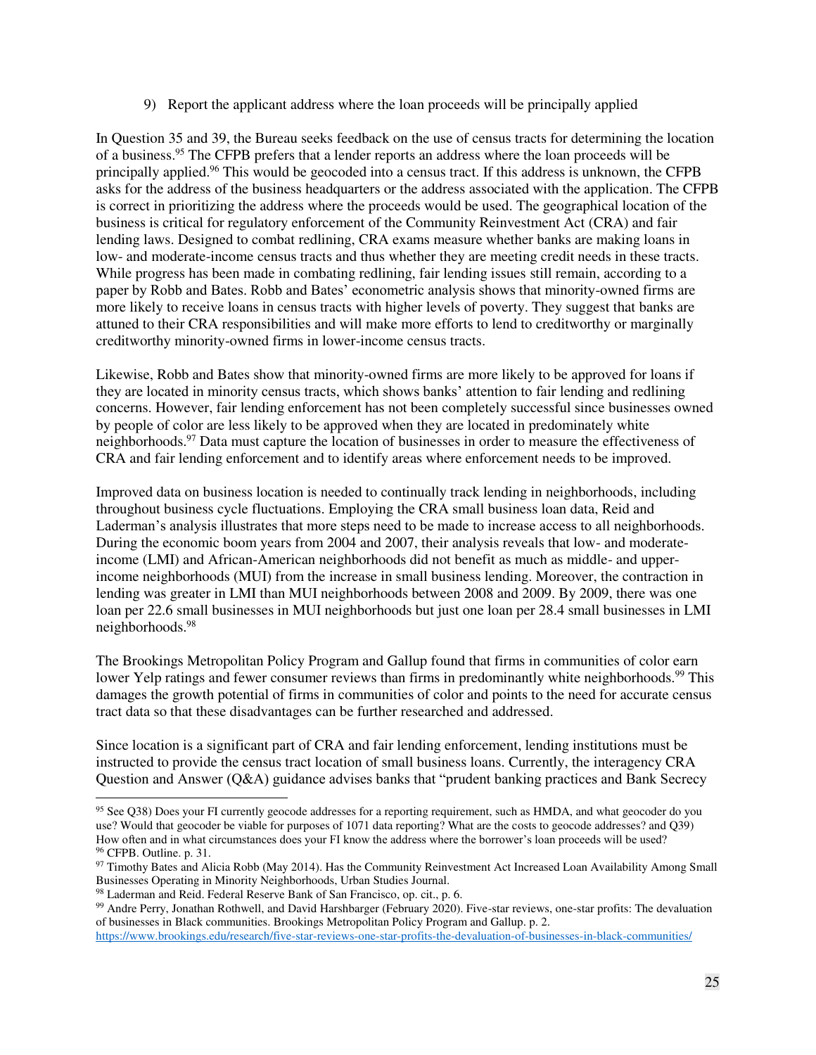9) Report the applicant address where the loan proceeds will be principally applied

In Question 35 and 39, the Bureau seeks feedback on the use of census tracts for determining the location of a business.[95] The CFPB prefers that a lender reports an address where the loan proceeds will be principally applied.[96] This would be geocoded into a census tract. If this address is unknown, the CFPB asks for the address of the business headquarters or the address associated with the application. The CFPB is correct in prioritizing the address where the proceeds would be used. The geographical location of the business is critical for regulatory enforcement of the Community Reinvestment Act (CRA) and fair lending laws. Designed to combat redlining, CRA exams measure whether banks are making loans in low- and moderate-income census tracts and thus whether they are meeting credit needs in these tracts. While progress has been made in combating redlining, fair lending issues still remain, according to a paper by Robb and Bates. Robb and Bates' econometric analysis shows that minority-owned firms are more likely to receive loans in census tracts with higher levels of poverty. They suggest that banks are attuned to their CRA responsibilities and will make more efforts to lend to creditworthy or marginally creditworthy minority-owned firms in lower-income census tracts.

Likewise, Robb and Bates show that minority-owned firms are more likely to be approved for loans if they are located in minority census tracts, which shows banks' attention to fair lending and redlining concerns. However, fair lending enforcement has not been completely successful since businesses owned by people of color are less likely to be approved when they are located in predominately white neighborhoods.[97] Data must capture the location of businesses in order to measure the effectiveness of CRA and fair lending enforcement and to identify areas where enforcement needs to be improved.

Improved data on business location is needed to continually track lending in neighborhoods, including throughout business cycle fluctuations. Employing the CRA small business loan data, Reid and Laderman's analysis illustrates that more steps need to be made to increase access to all neighborhoods. During the economic boom years from 2004 and 2007, their analysis reveals that low- and moderate-income (LMI) and African-American neighborhoods did not benefit as much as middle- and upper-income neighborhoods (MUI) from the increase in small business lending. Moreover, the contraction in lending was greater in LMI than MUI neighborhoods between 2008 and 2009. By 2009, there was one loan per 22.6 small businesses in MUI neighborhoods but just one loan per 28.4 small businesses in LMI neighborhoods.[98]

The Brookings Metropolitan Policy Program and Gallup found that firms in communities of color earn lower Yelp ratings and fewer consumer reviews than firms in predominantly white neighborhoods.[99] This damages the growth potential of firms in communities of color and points to the need for accurate census tract data so that these disadvantages can be further researched and addressed.

Since location is a significant part of CRA and fair lending enforcement, lending institutions must be instructed to provide the census tract location of small business loans. Currently, the interagency CRA Question and Answer (Q&A) guidance advises banks that "prudent banking practices and Bank Secrecy

---

[95] See Q38) Does your FI currently geocode addresses for a reporting requirement, such as HMDA, and what geocoder do you use? Would that geocoder be viable for purposes of 1071 data reporting? What are the costs to geocode addresses? and Q39) How often and in what circumstances does your FI know the address where the borrower's loan proceeds will be used?

[96] CFPB. Outline. p. 31.

[97] Timothy Bates and Alicia Robb (May 2014). Has the Community Reinvestment Act Increased Loan Availability Among Small Businesses Operating in Minority Neighborhoods, Urban Studies Journal.

[98] Laderman and Reid. Federal Reserve Bank of San Francisco, op. cit., p. 6.

[99] Andre Perry, Jonathan Rothwell, and David Harshbarger (February 2020). Five-star reviews, one-star profits: The devaluation of businesses in Black communities. Brookings Metropolitan Policy Program and Gallup. p. 2. https://www.brookings.edu/research/five-star-reviews-one-star-profits-the-devaluation-of-businesses-in-black-communities/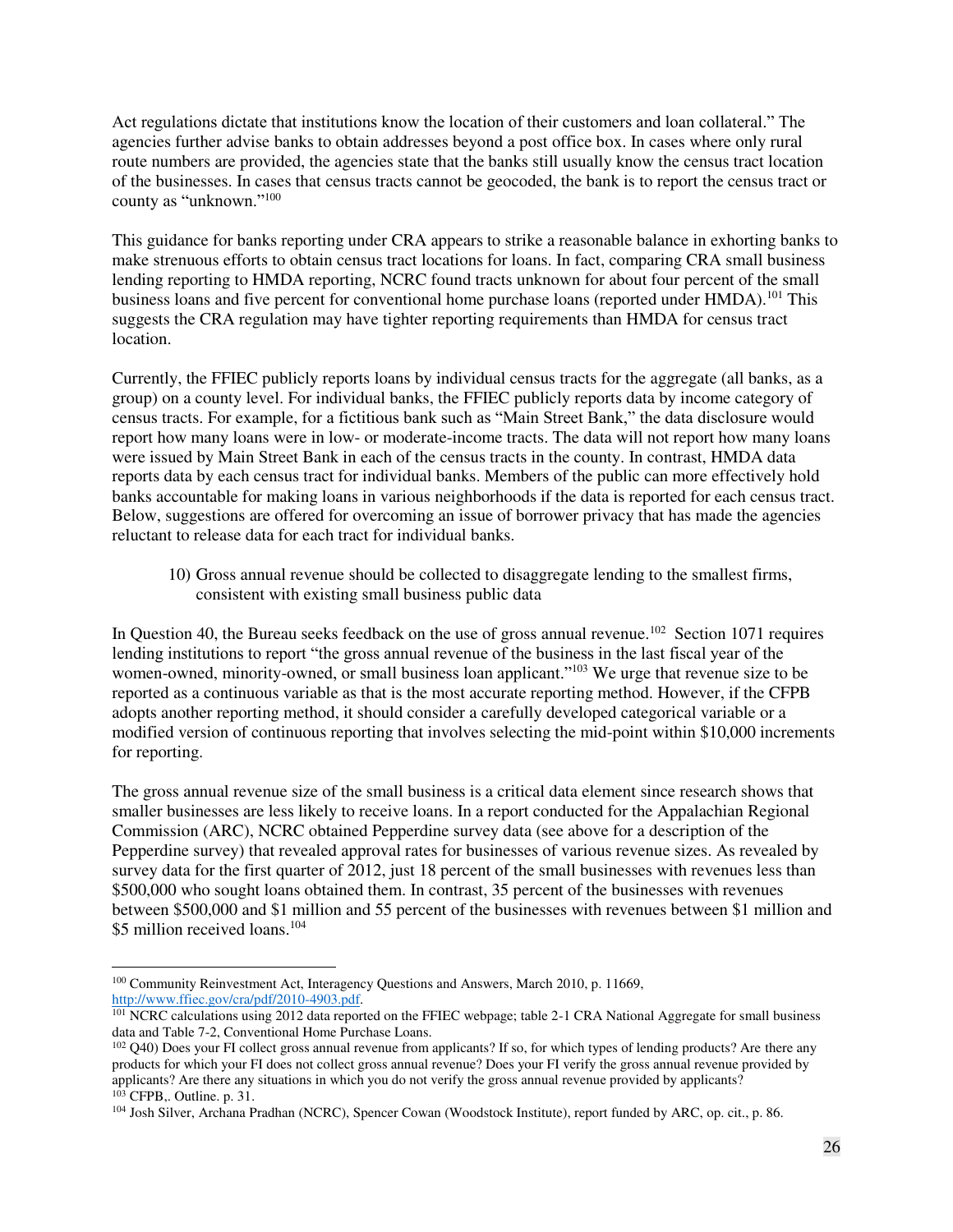Act regulations dictate that institutions know the location of their customers and loan collateral." The agencies further advise banks to obtain addresses beyond a post office box. In cases where only rural route numbers are provided, the agencies state that the banks still usually know the census tract location of the businesses. In cases that census tracts cannot be geocoded, the bank is to report the census tract or county as "unknown."[100]

This guidance for banks reporting under CRA appears to strike a reasonable balance in exhorting banks to make strenuous efforts to obtain census tract locations for loans. In fact, comparing CRA small business lending reporting to HMDA reporting, NCRC found tracts unknown for about four percent of the small business loans and five percent for conventional home purchase loans (reported under HMDA).[101] This suggests the CRA regulation may have tighter reporting requirements than HMDA for census tract location.

Currently, the FFIEC publicly reports loans by individual census tracts for the aggregate (all banks, as a group) on a county level. For individual banks, the FFIEC publicly reports data by income category of census tracts. For example, for a fictitious bank such as "Main Street Bank," the data disclosure would report how many loans were in low- or moderate-income tracts. The data will not report how many loans were issued by Main Street Bank in each of the census tracts in the county. In contrast, HMDA data reports data by each census tract for individual banks. Members of the public can more effectively hold banks accountable for making loans in various neighborhoods if the data is reported for each census tract. Below, suggestions are offered for overcoming an issue of borrower privacy that has made the agencies reluctant to release data for each tract for individual banks.

10) Gross annual revenue should be collected to disaggregate lending to the smallest firms, consistent with existing small business public data

In Question 40, the Bureau seeks feedback on the use of gross annual revenue.[102] Section 1071 requires lending institutions to report "the gross annual revenue of the business in the last fiscal year of the women-owned, minority-owned, or small business loan applicant."[103] We urge that revenue size to be reported as a continuous variable as that is the most accurate reporting method. However, if the CFPB adopts another reporting method, it should consider a carefully developed categorical variable or a modified version of continuous reporting that involves selecting the mid-point within $10,000 increments for reporting.

The gross annual revenue size of the small business is a critical data element since research shows that smaller businesses are less likely to receive loans. In a report conducted for the Appalachian Regional Commission (ARC), NCRC obtained Pepperdine survey data (see above for a description of the Pepperdine survey) that revealed approval rates for businesses of various revenue sizes. As revealed by survey data for the first quarter of 2012, just 18 percent of the small businesses with revenues less than $500,000 who sought loans obtained them. In contrast, 35 percent of the businesses with revenues between $500,000 and $1 million and 55 percent of the businesses with revenues between $1 million and $5 million received loans.[104]

---

[100] Community Reinvestment Act, Interagency Questions and Answers, March 2010, p. 11669, http://www.ffiec.gov/cra/pdf/2010-4903.pdf.

[101] NCRC calculations using 2012 data reported on the FFIEC webpage; table 2-1 CRA National Aggregate for small business data and Table 7-2, Conventional Home Purchase Loans.

[102] Q40) Does your FI collect gross annual revenue from applicants? If so, for which types of lending products? Are there any products for which your FI does not collect gross annual revenue? Does your FI verify the gross annual revenue provided by applicants? Are there any situations in which you do not verify the gross annual revenue provided by applicants?

[103] CFPB,. Outline. p. 31.

[104] Josh Silver, Archana Pradhan (NCRC), Spencer Cowan (Woodstock Institute), report funded by ARC, op. cit., p. 86.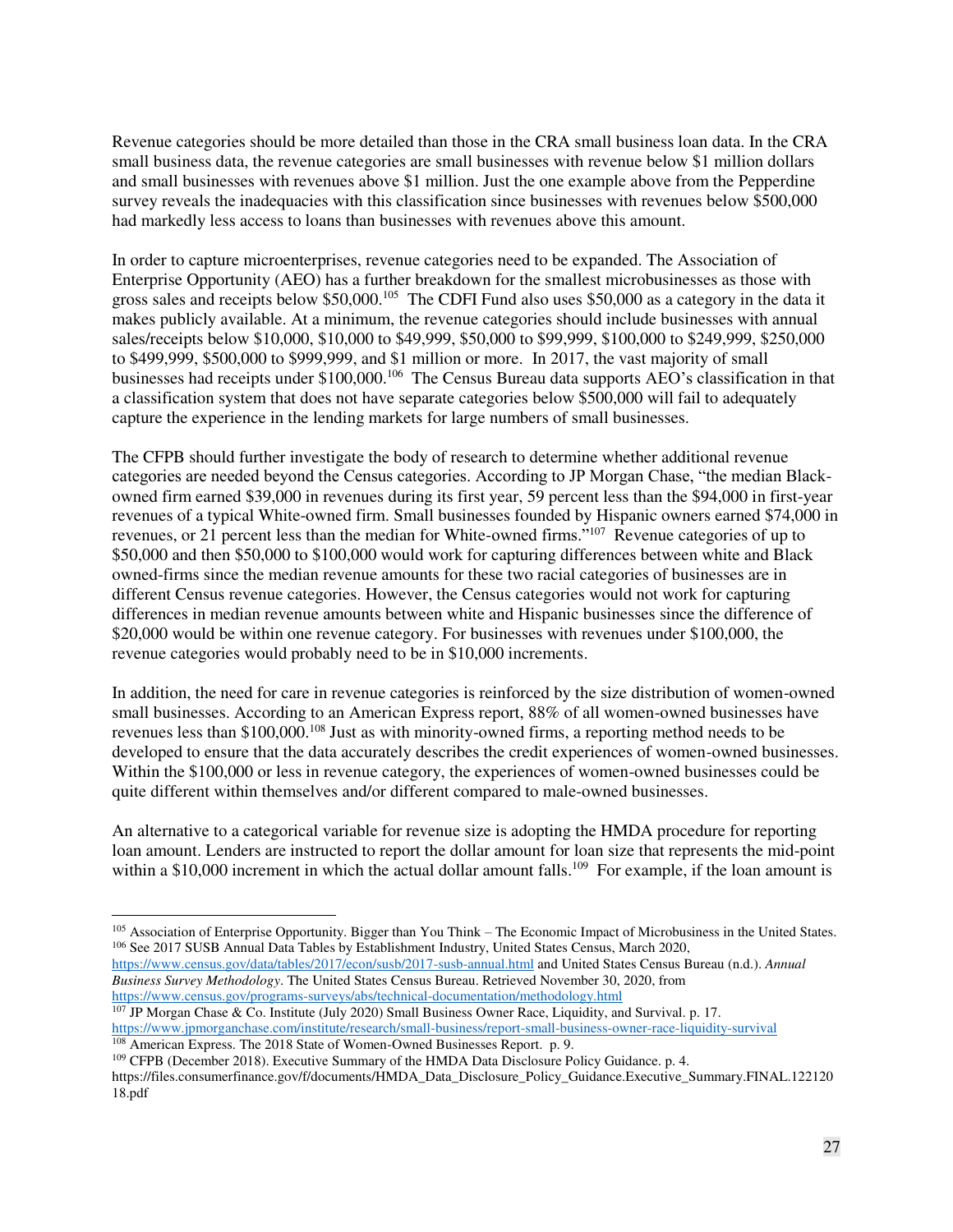Revenue categories should be more detailed than those in the CRA small business loan data. In the CRA small business data, the revenue categories are small businesses with revenue below $1 million dollars and small businesses with revenues above $1 million. Just the one example above from the Pepperdine survey reveals the inadequacies with this classification since businesses with revenues below $500,000 had markedly less access to loans than businesses with revenues above this amount.

In order to capture microenterprises, revenue categories need to be expanded. The Association of Enterprise Opportunity (AEO) has a further breakdown for the smallest microbusinesses as those with gross sales and receipts below $50,000.[105] The CDFI Fund also uses $50,000 as a category in the data it makes publicly available. At a minimum, the revenue categories should include businesses with annual sales/receipts below $10,000, $10,000 to $49,999, $50,000 to $99,999, $100,000 to $249,999, $250,000 to $499,999, $500,000 to $999,999, and $1 million or more. In 2017, the vast majority of small businesses had receipts under $100,000.[106] The Census Bureau data supports AEO's classification in that a classification system that does not have separate categories below $500,000 will fail to adequately capture the experience in the lending markets for large numbers of small businesses.

The CFPB should further investigate the body of research to determine whether additional revenue categories are needed beyond the Census categories. According to JP Morgan Chase, "the median Black-owned firm earned $39,000 in revenues during its first year, 59 percent less than the $94,000 in first-year revenues of a typical White-owned firm. Small businesses founded by Hispanic owners earned $74,000 in revenues, or 21 percent less than the median for White-owned firms."[107] Revenue categories of up to $50,000 and then $50,000 to $100,000 would work for capturing differences between white and Black owned-firms since the median revenue amounts for these two racial categories of businesses are in different Census revenue categories. However, the Census categories would not work for capturing differences in median revenue amounts between white and Hispanic businesses since the difference of $20,000 would be within one revenue category. For businesses with revenues under $100,000, the revenue categories would probably need to be in $10,000 increments.

In addition, the need for care in revenue categories is reinforced by the size distribution of women-owned small businesses. According to an American Express report, 88% of all women-owned businesses have revenues less than $100,000.[108] Just as with minority-owned firms, a reporting method needs to be developed to ensure that the data accurately describes the credit experiences of women-owned businesses. Within the $100,000 or less in revenue category, the experiences of women-owned businesses could be quite different within themselves and/or different compared to male-owned businesses.

An alternative to a categorical variable for revenue size is adopting the HMDA procedure for reporting loan amount. Lenders are instructed to report the dollar amount for loan size that represents the mid-point within a $10,000 increment in which the actual dollar amount falls.[109] For example, if the loan amount is

---

[105] Association of Enterprise Opportunity. Bigger than You Think – The Economic Impact of Microbusiness in the United States.

[106] See 2017 SUSB Annual Data Tables by Establishment Industry, United States Census, March 2020, https://www.census.gov/data/tables/2017/econ/susb/2017-susb-annual.html and United States Census Bureau (n.d.). *Annual Business Survey Methodology*. The United States Census Bureau. Retrieved November 30, 2020, from https://www.census.gov/programs-surveys/abs/technical-documentation/methodology.html

[107] JP Morgan Chase & Co. Institute (July 2020) Small Business Owner Race, Liquidity, and Survival. p. 17. https://www.jpmorganchase.com/institute/research/small-business/report-small-business-owner-race-liquidity-survival

[108] American Express. The 2018 State of Women-Owned Businesses Report. p. 9.

[109] CFPB (December 2018). Executive Summary of the HMDA Data Disclosure Policy Guidance. p. 4. https://files.consumerfinance.gov/f/documents/HMDA_Data_Disclosure_Policy_Guidance.Executive_Summary.FINAL.12212018.pdf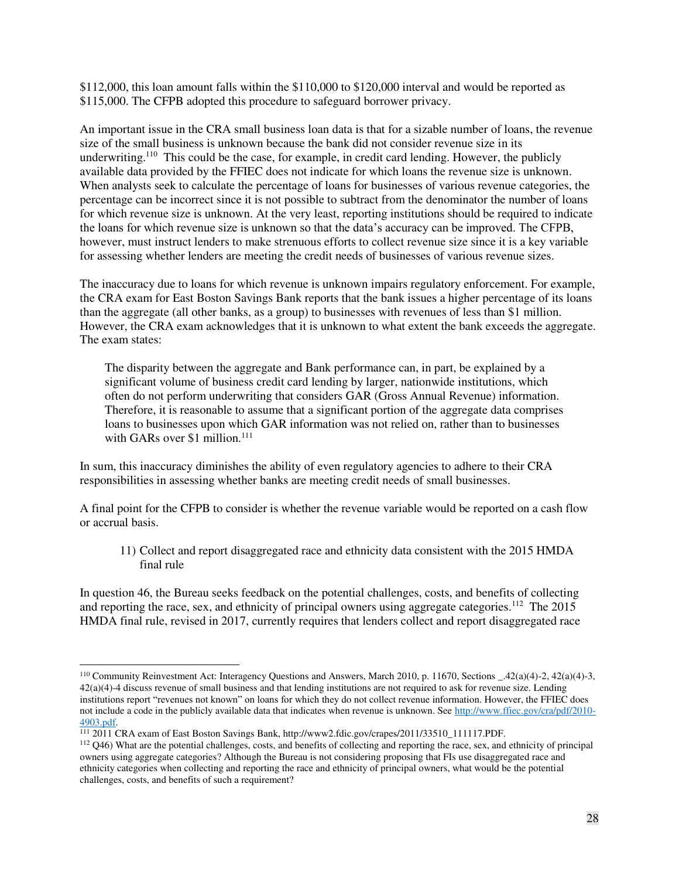$112,000, this loan amount falls within the $110,000 to $120,000 interval and would be reported as $115,000. The CFPB adopted this procedure to safeguard borrower privacy.

An important issue in the CRA small business loan data is that for a sizable number of loans, the revenue size of the small business is unknown because the bank did not consider revenue size in its underwriting.[110] This could be the case, for example, in credit card lending. However, the publicly available data provided by the FFIEC does not indicate for which loans the revenue size is unknown. When analysts seek to calculate the percentage of loans for businesses of various revenue categories, the percentage can be incorrect since it is not possible to subtract from the denominator the number of loans for which revenue size is unknown. At the very least, reporting institutions should be required to indicate the loans for which revenue size is unknown so that the data's accuracy can be improved. The CFPB, however, must instruct lenders to make strenuous efforts to collect revenue size since it is a key variable for assessing whether lenders are meeting the credit needs of businesses of various revenue sizes.

The inaccuracy due to loans for which revenue is unknown impairs regulatory enforcement. For example, the CRA exam for East Boston Savings Bank reports that the bank issues a higher percentage of its loans than the aggregate (all other banks, as a group) to businesses with revenues of less than $1 million. However, the CRA exam acknowledges that it is unknown to what extent the bank exceeds the aggregate. The exam states:

> The disparity between the aggregate and Bank performance can, in part, be explained by a significant volume of business credit card lending by larger, nationwide institutions, which often do not perform underwriting that considers GAR (Gross Annual Revenue) information. Therefore, it is reasonable to assume that a significant portion of the aggregate data comprises loans to businesses upon which GAR information was not relied on, rather than to businesses with GARs over $1 million.[111]

In sum, this inaccuracy diminishes the ability of even regulatory agencies to adhere to their CRA responsibilities in assessing whether banks are meeting credit needs of small businesses.

A final point for the CFPB to consider is whether the revenue variable would be reported on a cash flow or accrual basis.

11) Collect and report disaggregated race and ethnicity data consistent with the 2015 HMDA final rule

In question 46, the Bureau seeks feedback on the potential challenges, costs, and benefits of collecting and reporting the race, sex, and ethnicity of principal owners using aggregate categories.[112] The 2015 HMDA final rule, revised in 2017, currently requires that lenders collect and report disaggregated race

---

[110] Community Reinvestment Act: Interagency Questions and Answers, March 2010, p. 11670, Sections _.42(a)(4)-2, 42(a)(4)-3, 42(a)(4)-4 discuss revenue of small business and that lending institutions are not required to ask for revenue size. Lending institutions report "revenues not known" on loans for which they do not collect revenue information. However, the FFIEC does not include a code in the publicly available data that indicates when revenue is unknown. See http://www.ffiec.gov/cra/pdf/2010-4903.pdf.

[111] 2011 CRA exam of East Boston Savings Bank, http://www2.fdic.gov/crapes/2011/33510_111117.PDF.

[112] Q46) What are the potential challenges, costs, and benefits of collecting and reporting the race, sex, and ethnicity of principal owners using aggregate categories? Although the Bureau is not considering proposing that FIs use disaggregated race and ethnicity categories when collecting and reporting the race and ethnicity of principal owners, what would be the potential challenges, costs, and benefits of such a requirement?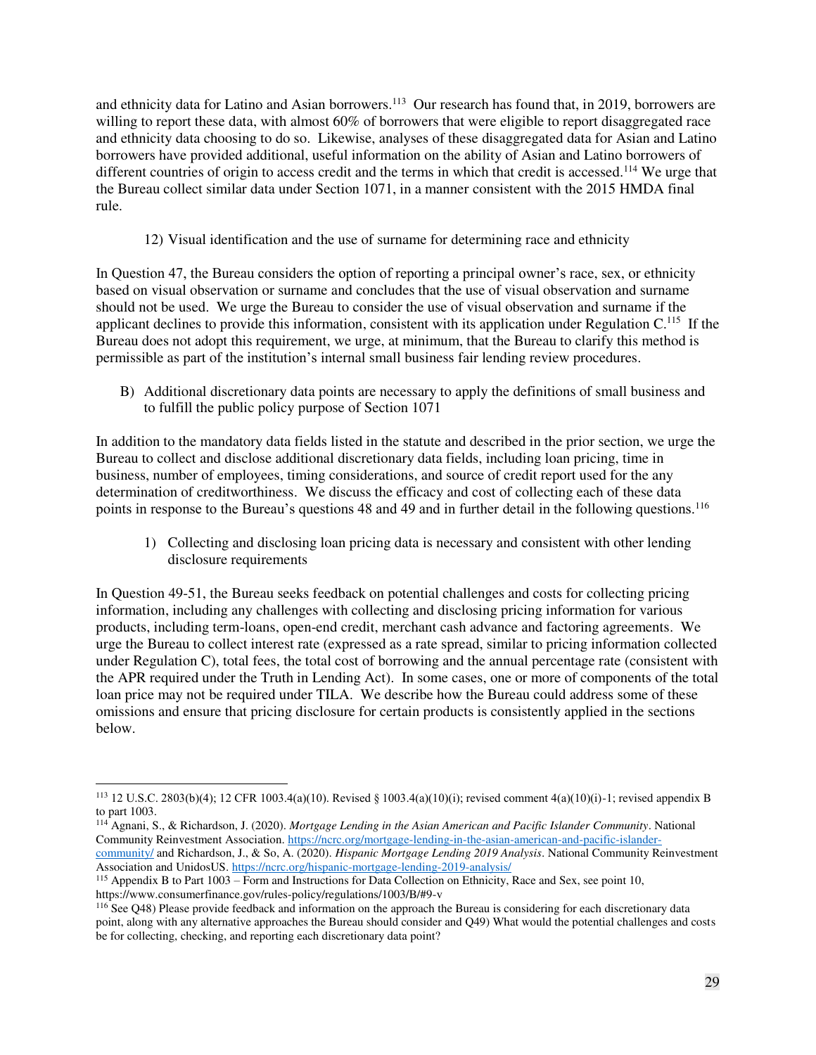and ethnicity data for Latino and Asian borrowers.[113] Our research has found that, in 2019, borrowers are willing to report these data, with almost 60% of borrowers that were eligible to report disaggregated race and ethnicity data choosing to do so. Likewise, analyses of these disaggregated data for Asian and Latino borrowers have provided additional, useful information on the ability of Asian and Latino borrowers of different countries of origin to access credit and the terms in which that credit is accessed.[114] We urge that the Bureau collect similar data under Section 1071, in a manner consistent with the 2015 HMDA final rule.

12) Visual identification and the use of surname for determining race and ethnicity

In Question 47, the Bureau considers the option of reporting a principal owner's race, sex, or ethnicity based on visual observation or surname and concludes that the use of visual observation and surname should not be used. We urge the Bureau to consider the use of visual observation and surname if the applicant declines to provide this information, consistent with its application under Regulation C.[115] If the Bureau does not adopt this requirement, we urge, at minimum, that the Bureau to clarify this method is permissible as part of the institution's internal small business fair lending review procedures.

B) Additional discretionary data points are necessary to apply the definitions of small business and to fulfill the public policy purpose of Section 1071

In addition to the mandatory data fields listed in the statute and described in the prior section, we urge the Bureau to collect and disclose additional discretionary data fields, including loan pricing, time in business, number of employees, timing considerations, and source of credit report used for the any determination of creditworthiness. We discuss the efficacy and cost of collecting each of these data points in response to the Bureau's questions 48 and 49 and in further detail in the following questions.[116]

1) Collecting and disclosing loan pricing data is necessary and consistent with other lending disclosure requirements

In Question 49-51, the Bureau seeks feedback on potential challenges and costs for collecting pricing information, including any challenges with collecting and disclosing pricing information for various products, including term-loans, open-end credit, merchant cash advance and factoring agreements. We urge the Bureau to collect interest rate (expressed as a rate spread, similar to pricing information collected under Regulation C), total fees, the total cost of borrowing and the annual percentage rate (consistent with the APR required under the Truth in Lending Act). In some cases, one or more of components of the total loan price may not be required under TILA. We describe how the Bureau could address some of these omissions and ensure that pricing disclosure for certain products is consistently applied in the sections below.

---

[113] 12 U.S.C. 2803(b)(4); 12 CFR 1003.4(a)(10). Revised § 1003.4(a)(10)(i); revised comment 4(a)(10)(i)-1; revised appendix B to part 1003.

[114] Agnani, S., & Richardson, J. (2020). *Mortgage Lending in the Asian American and Pacific Islander Community*. National Community Reinvestment Association. https://ncrc.org/mortgage-lending-in-the-asian-american-and-pacific-islander-community/ and Richardson, J., & So, A. (2020). *Hispanic Mortgage Lending 2019 Analysis*. National Community Reinvestment Association and UnidosUS. https://ncrc.org/hispanic-mortgage-lending-2019-analysis/

[115] Appendix B to Part 1003 – Form and Instructions for Data Collection on Ethnicity, Race and Sex, see point 10, https://www.consumerfinance.gov/rules-policy/regulations/1003/B/#9-v

[116] See Q48) Please provide feedback and information on the approach the Bureau is considering for each discretionary data point, along with any alternative approaches the Bureau should consider and Q49) What would the potential challenges and costs be for collecting, checking, and reporting each discretionary data point?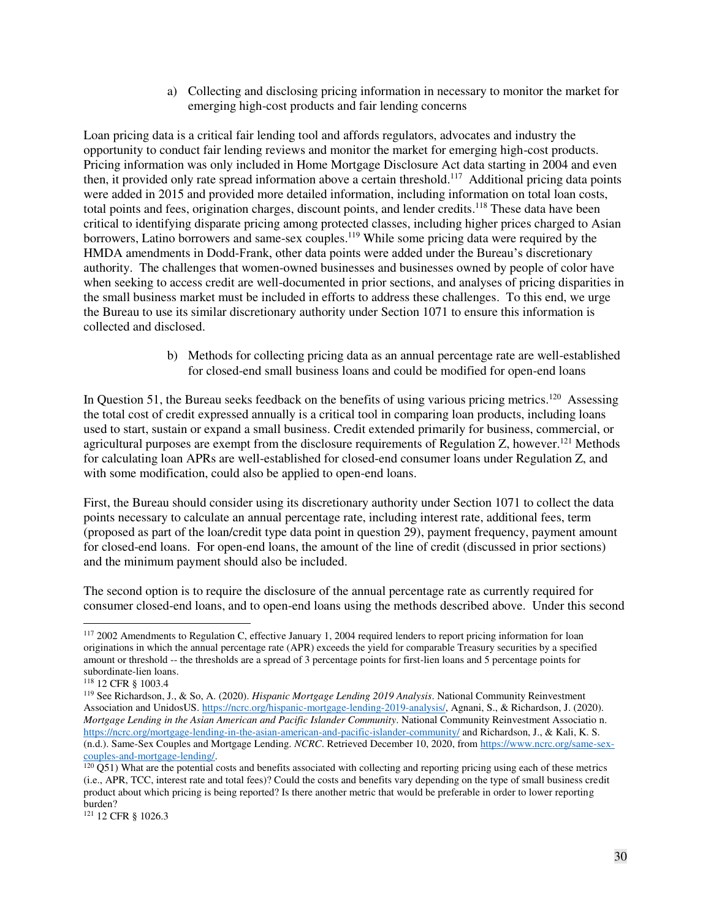a) Collecting and disclosing pricing information in necessary to monitor the market for emerging high-cost products and fair lending concerns

Loan pricing data is a critical fair lending tool and affords regulators, advocates and industry the opportunity to conduct fair lending reviews and monitor the market for emerging high-cost products. Pricing information was only included in Home Mortgage Disclosure Act data starting in 2004 and even then, it provided only rate spread information above a certain threshold.[117] Additional pricing data points were added in 2015 and provided more detailed information, including information on total loan costs, total points and fees, origination charges, discount points, and lender credits.[118] These data have been critical to identifying disparate pricing among protected classes, including higher prices charged to Asian borrowers, Latino borrowers and same-sex couples.[119] While some pricing data were required by the HMDA amendments in Dodd-Frank, other data points were added under the Bureau's discretionary authority. The challenges that women-owned businesses and businesses owned by people of color have when seeking to access credit are well-documented in prior sections, and analyses of pricing disparities in the small business market must be included in efforts to address these challenges. To this end, we urge the Bureau to use its similar discretionary authority under Section 1071 to ensure this information is collected and disclosed.

b) Methods for collecting pricing data as an annual percentage rate are well-established for closed-end small business loans and could be modified for open-end loans

In Question 51, the Bureau seeks feedback on the benefits of using various pricing metrics.[120] Assessing the total cost of credit expressed annually is a critical tool in comparing loan products, including loans used to start, sustain or expand a small business. Credit extended primarily for business, commercial, or agricultural purposes are exempt from the disclosure requirements of Regulation Z, however.[121] Methods for calculating loan APRs are well-established for closed-end consumer loans under Regulation Z, and with some modification, could also be applied to open-end loans.

First, the Bureau should consider using its discretionary authority under Section 1071 to collect the data points necessary to calculate an annual percentage rate, including interest rate, additional fees, term (proposed as part of the loan/credit type data point in question 29), payment frequency, payment amount for closed-end loans. For open-end loans, the amount of the line of credit (discussed in prior sections) and the minimum payment should also be included.

The second option is to require the disclosure of the annual percentage rate as currently required for consumer closed-end loans, and to open-end loans using the methods described above. Under this second

---

[117] 2002 Amendments to Regulation C, effective January 1, 2004 required lenders to report pricing information for loan originations in which the annual percentage rate (APR) exceeds the yield for comparable Treasury securities by a specified amount or threshold -- the thresholds are a spread of 3 percentage points for first-lien loans and 5 percentage points for subordinate-lien loans.

[118] 12 CFR § 1003.4

[119] See Richardson, J., & So, A. (2020). *Hispanic Mortgage Lending 2019 Analysis*. National Community Reinvestment Association and UnidosUS. https://ncrc.org/hispanic-mortgage-lending-2019-analysis/, Agnani, S., & Richardson, J. (2020). *Mortgage Lending in the Asian American and Pacific Islander Community*. National Community Reinvestment Associatio n. https://ncrc.org/mortgage-lending-in-the-asian-american-and-pacific-islander-community/ and Richardson, J., & Kali, K. S. (n.d.). Same-Sex Couples and Mortgage Lending. *NCRC*. Retrieved December 10, 2020, from https://www.ncrc.org/same-sex-couples-and-mortgage-lending/.

[120] Q51) What are the potential costs and benefits associated with collecting and reporting pricing using each of these metrics (i.e., APR, TCC, interest rate and total fees)? Could the costs and benefits vary depending on the type of small business credit product about which pricing is being reported? Is there another metric that would be preferable in order to lower reporting burden?

[121] 12 CFR § 1026.3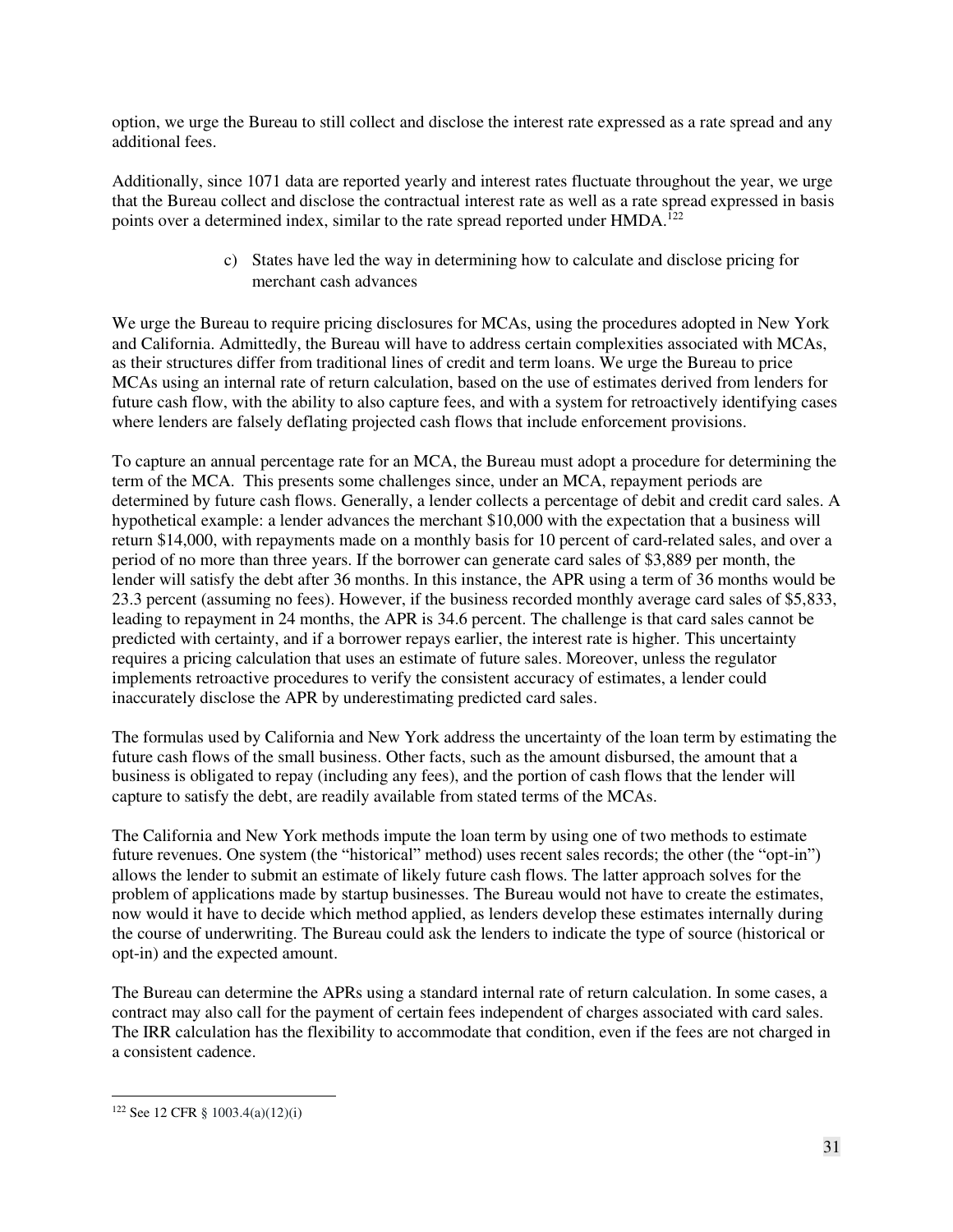option, we urge the Bureau to still collect and disclose the interest rate expressed as a rate spread and any additional fees.

Additionally, since 1071 data are reported yearly and interest rates fluctuate throughout the year, we urge that the Bureau collect and disclose the contractual interest rate as well as a rate spread expressed in basis points over a determined index, similar to the rate spread reported under HMDA.[122]

### c) States have led the way in determining how to calculate and disclose pricing for merchant cash advances

We urge the Bureau to require pricing disclosures for MCAs, using the procedures adopted in New York and California. Admittedly, the Bureau will have to address certain complexities associated with MCAs, as their structures differ from traditional lines of credit and term loans. We urge the Bureau to price MCAs using an internal rate of return calculation, based on the use of estimates derived from lenders for future cash flow, with the ability to also capture fees, and with a system for retroactively identifying cases where lenders are falsely deflating projected cash flows that include enforcement provisions.

To capture an annual percentage rate for an MCA, the Bureau must adopt a procedure for determining the term of the MCA. This presents some challenges since, under an MCA, repayment periods are determined by future cash flows. Generally, a lender collects a percentage of debit and credit card sales. A hypothetical example: a lender advances the merchant $10,000 with the expectation that a business will return $14,000, with repayments made on a monthly basis for 10 percent of card-related sales, and over a period of no more than three years. If the borrower can generate card sales of $3,889 per month, the lender will satisfy the debt after 36 months. In this instance, the APR using a term of 36 months would be 23.3 percent (assuming no fees). However, if the business recorded monthly average card sales of $5,833, leading to repayment in 24 months, the APR is 34.6 percent. The challenge is that card sales cannot be predicted with certainty, and if a borrower repays earlier, the interest rate is higher. This uncertainty requires a pricing calculation that uses an estimate of future sales. Moreover, unless the regulator implements retroactive procedures to verify the consistent accuracy of estimates, a lender could inaccurately disclose the APR by underestimating predicted card sales.

The formulas used by California and New York address the uncertainty of the loan term by estimating the future cash flows of the small business. Other facts, such as the amount disbursed, the amount that a business is obligated to repay (including any fees), and the portion of cash flows that the lender will capture to satisfy the debt, are readily available from stated terms of the MCAs.

The California and New York methods impute the loan term by using one of two methods to estimate future revenues. One system (the "historical" method) uses recent sales records; the other (the "opt-in") allows the lender to submit an estimate of likely future cash flows. The latter approach solves for the problem of applications made by startup businesses. The Bureau would not have to create the estimates, now would it have to decide which method applied, as lenders develop these estimates internally during the course of underwriting. The Bureau could ask the lenders to indicate the type of source (historical or opt-in) and the expected amount.

The Bureau can determine the APRs using a standard internal rate of return calculation. In some cases, a contract may also call for the payment of certain fees independent of charges associated with card sales. The IRR calculation has the flexibility to accommodate that condition, even if the fees are not charged in a consistent cadence.

---

[122] See 12 CFR § 1003.4(a)(12)(i)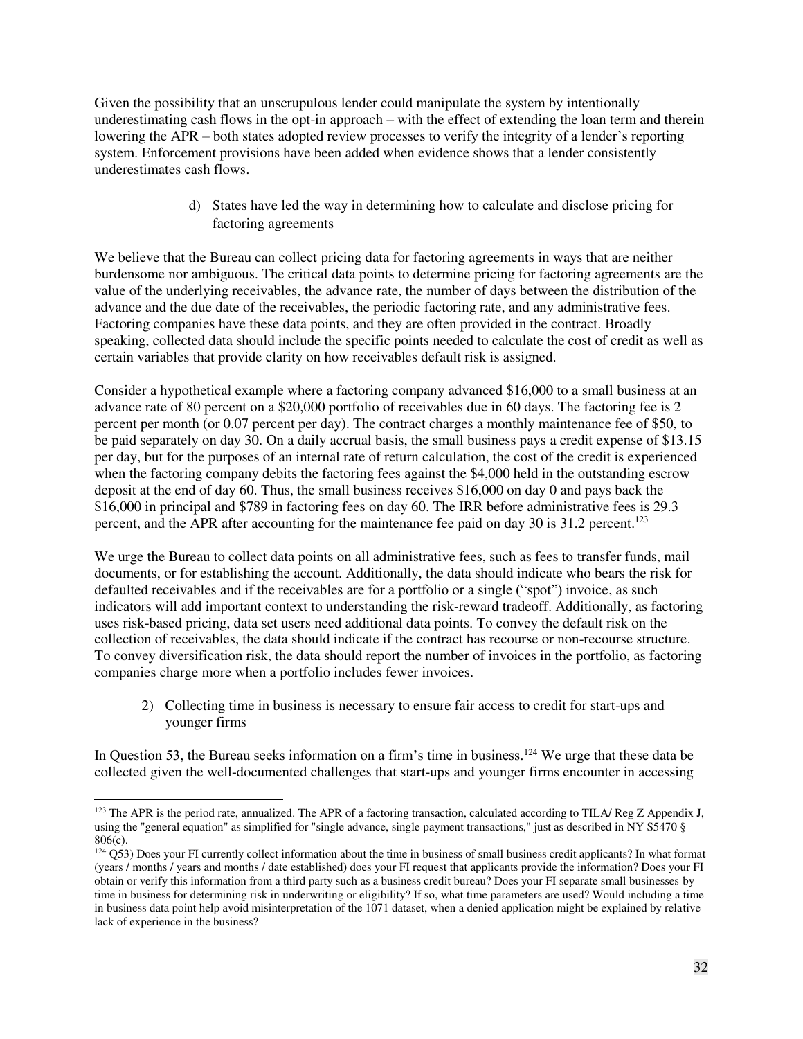Given the possibility that an unscrupulous lender could manipulate the system by intentionally underestimating cash flows in the opt-in approach – with the effect of extending the loan term and therein lowering the APR – both states adopted review processes to verify the integrity of a lender's reporting system. Enforcement provisions have been added when evidence shows that a lender consistently underestimates cash flows.

d) States have led the way in determining how to calculate and disclose pricing for factoring agreements

We believe that the Bureau can collect pricing data for factoring agreements in ways that are neither burdensome nor ambiguous. The critical data points to determine pricing for factoring agreements are the value of the underlying receivables, the advance rate, the number of days between the distribution of the advance and the due date of the receivables, the periodic factoring rate, and any administrative fees. Factoring companies have these data points, and they are often provided in the contract. Broadly speaking, collected data should include the specific points needed to calculate the cost of credit as well as certain variables that provide clarity on how receivables default risk is assigned.

Consider a hypothetical example where a factoring company advanced $16,000 to a small business at an advance rate of 80 percent on a $20,000 portfolio of receivables due in 60 days. The factoring fee is 2 percent per month (or 0.07 percent per day). The contract charges a monthly maintenance fee of $50, to be paid separately on day 30. On a daily accrual basis, the small business pays a credit expense of $13.15 per day, but for the purposes of an internal rate of return calculation, the cost of the credit is experienced when the factoring company debits the factoring fees against the $4,000 held in the outstanding escrow deposit at the end of day 60. Thus, the small business receives $16,000 on day 0 and pays back the $16,000 in principal and $789 in factoring fees on day 60. The IRR before administrative fees is 29.3 percent, and the APR after accounting for the maintenance fee paid on day 30 is 31.2 percent.[123]

We urge the Bureau to collect data points on all administrative fees, such as fees to transfer funds, mail documents, or for establishing the account. Additionally, the data should indicate who bears the risk for defaulted receivables and if the receivables are for a portfolio or a single ("spot") invoice, as such indicators will add important context to understanding the risk-reward tradeoff. Additionally, as factoring uses risk-based pricing, data set users need additional data points. To convey the default risk on the collection of receivables, the data should indicate if the contract has recourse or non-recourse structure. To convey diversification risk, the data should report the number of invoices in the portfolio, as factoring companies charge more when a portfolio includes fewer invoices.

2) Collecting time in business is necessary to ensure fair access to credit for start-ups and younger firms

In Question 53, the Bureau seeks information on a firm's time in business.[124] We urge that these data be collected given the well-documented challenges that start-ups and younger firms encounter in accessing

---

[123] The APR is the period rate, annualized. The APR of a factoring transaction, calculated according to TILA/ Reg Z Appendix J, using the "general equation" as simplified for "single advance, single payment transactions," just as described in NY S5470 § 806(c).

[124] Q53) Does your FI currently collect information about the time in business of small business credit applicants? In what format (years / months / years and months / date established) does your FI request that applicants provide the information? Does your FI obtain or verify this information from a third party such as a business credit bureau? Does your FI separate small businesses by time in business for determining risk in underwriting or eligibility? If so, what time parameters are used? Would including a time in business data point help avoid misinterpretation of the 1071 dataset, when a denied application might be explained by relative lack of experience in the business?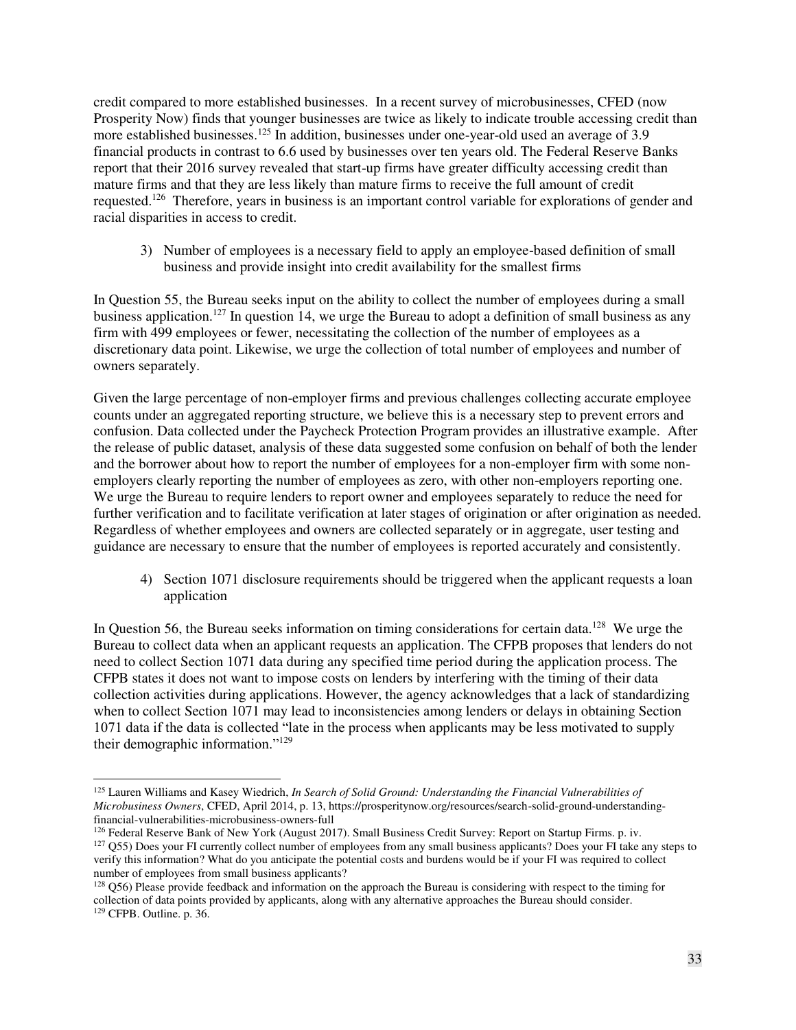credit compared to more established businesses. In a recent survey of microbusinesses, CFED (now Prosperity Now) finds that younger businesses are twice as likely to indicate trouble accessing credit than more established businesses.[125] In addition, businesses under one-year-old used an average of 3.9 financial products in contrast to 6.6 used by businesses over ten years old. The Federal Reserve Banks report that their 2016 survey revealed that start-up firms have greater difficulty accessing credit than mature firms and that they are less likely than mature firms to receive the full amount of credit requested.[126] Therefore, years in business is an important control variable for explorations of gender and racial disparities in access to credit.

3) Number of employees is a necessary field to apply an employee-based definition of small business and provide insight into credit availability for the smallest firms

In Question 55, the Bureau seeks input on the ability to collect the number of employees during a small business application.[127] In question 14, we urge the Bureau to adopt a definition of small business as any firm with 499 employees or fewer, necessitating the collection of the number of employees as a discretionary data point. Likewise, we urge the collection of total number of employees and number of owners separately.

Given the large percentage of non-employer firms and previous challenges collecting accurate employee counts under an aggregated reporting structure, we believe this is a necessary step to prevent errors and confusion. Data collected under the Paycheck Protection Program provides an illustrative example. After the release of public dataset, analysis of these data suggested some confusion on behalf of both the lender and the borrower about how to report the number of employees for a non-employer firm with some non-employers clearly reporting the number of employees as zero, with other non-employers reporting one. We urge the Bureau to require lenders to report owner and employees separately to reduce the need for further verification and to facilitate verification at later stages of origination or after origination as needed. Regardless of whether employees and owners are collected separately or in aggregate, user testing and guidance are necessary to ensure that the number of employees is reported accurately and consistently.

4) Section 1071 disclosure requirements should be triggered when the applicant requests a loan application

In Question 56, the Bureau seeks information on timing considerations for certain data.[128] We urge the Bureau to collect data when an applicant requests an application. The CFPB proposes that lenders do not need to collect Section 1071 data during any specified time period during the application process. The CFPB states it does not want to impose costs on lenders by interfering with the timing of their data collection activities during applications. However, the agency acknowledges that a lack of standardizing when to collect Section 1071 may lead to inconsistencies among lenders or delays in obtaining Section 1071 data if the data is collected "late in the process when applicants may be less motivated to supply their demographic information."[129]

---

[125] Lauren Williams and Kasey Wiedrich, *In Search of Solid Ground: Understanding the Financial Vulnerabilities of Microbusiness Owners*, CFED, April 2014, p. 13, https://prosperitynow.org/resources/search-solid-ground-understanding-financial-vulnerabilities-microbusiness-owners-full

[126] Federal Reserve Bank of New York (August 2017). Small Business Credit Survey: Report on Startup Firms. p. iv.

[127] Q55) Does your FI currently collect number of employees from any small business applicants? Does your FI take any steps to verify this information? What do you anticipate the potential costs and burdens would be if your FI was required to collect number of employees from small business applicants?

[128] Q56) Please provide feedback and information on the approach the Bureau is considering with respect to the timing for collection of data points provided by applicants, along with any alternative approaches the Bureau should consider.

[129] CFPB. Outline. p. 36.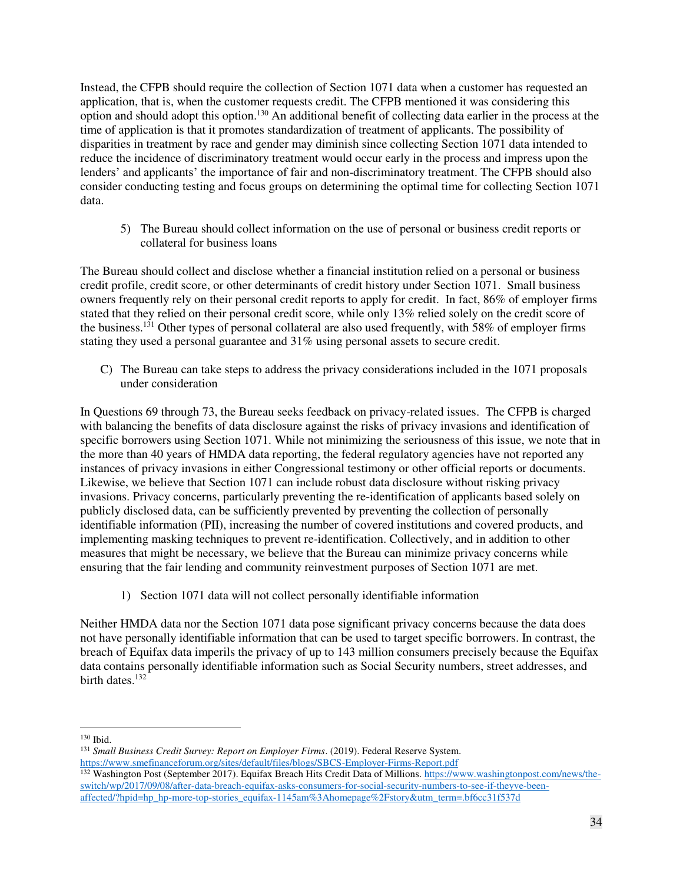Instead, the CFPB should require the collection of Section 1071 data when a customer has requested an application, that is, when the customer requests credit. The CFPB mentioned it was considering this option and should adopt this option.[130] An additional benefit of collecting data earlier in the process at the time of application is that it promotes standardization of treatment of applicants. The possibility of disparities in treatment by race and gender may diminish since collecting Section 1071 data intended to reduce the incidence of discriminatory treatment would occur early in the process and impress upon the lenders' and applicants' the importance of fair and non-discriminatory treatment. The CFPB should also consider conducting testing and focus groups on determining the optimal time for collecting Section 1071 data.

5) The Bureau should collect information on the use of personal or business credit reports or collateral for business loans

The Bureau should collect and disclose whether a financial institution relied on a personal or business credit profile, credit score, or other determinants of credit history under Section 1071. Small business owners frequently rely on their personal credit reports to apply for credit. In fact, 86% of employer firms stated that they relied on their personal credit score, while only 13% relied solely on the credit score of the business.[131] Other types of personal collateral are also used frequently, with 58% of employer firms stating they used a personal guarantee and 31% using personal assets to secure credit.

C) The Bureau can take steps to address the privacy considerations included in the 1071 proposals under consideration

In Questions 69 through 73, the Bureau seeks feedback on privacy-related issues. The CFPB is charged with balancing the benefits of data disclosure against the risks of privacy invasions and identification of specific borrowers using Section 1071. While not minimizing the seriousness of this issue, we note that in the more than 40 years of HMDA data reporting, the federal regulatory agencies have not reported any instances of privacy invasions in either Congressional testimony or other official reports or documents. Likewise, we believe that Section 1071 can include robust data disclosure without risking privacy invasions. Privacy concerns, particularly preventing the re-identification of applicants based solely on publicly disclosed data, can be sufficiently prevented by preventing the collection of personally identifiable information (PII), increasing the number of covered institutions and covered products, and implementing masking techniques to prevent re-identification. Collectively, and in addition to other measures that might be necessary, we believe that the Bureau can minimize privacy concerns while ensuring that the fair lending and community reinvestment purposes of Section 1071 are met.

1) Section 1071 data will not collect personally identifiable information

Neither HMDA data nor the Section 1071 data pose significant privacy concerns because the data does not have personally identifiable information that can be used to target specific borrowers. In contrast, the breach of Equifax data imperils the privacy of up to 143 million consumers precisely because the Equifax data contains personally identifiable information such as Social Security numbers, street addresses, and birth dates.[132]

---

[130] Ibid.

[131] *Small Business Credit Survey: Report on Employer Firms*. (2019). Federal Reserve System. https://www.smefinanceforum.org/sites/default/files/blogs/SBCS-Employer-Firms-Report.pdf

[132] Washington Post (September 2017). Equifax Breach Hits Credit Data of Millions. https://www.washingtonpost.com/news/the-switch/wp/2017/09/08/after-data-breach-equifax-asks-consumers-for-social-security-numbers-to-see-if-theyve-been-affected/?hpid=hp_hp-more-top-stories_equifax-1145am%3Ahomepage%2Fstory&utm_term=.bf6cc31f537d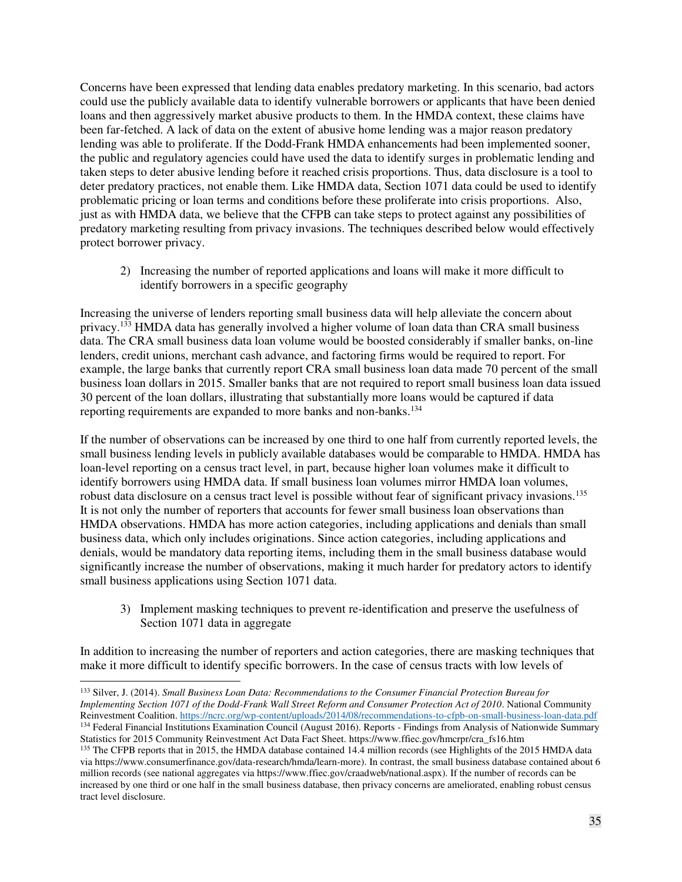Concerns have been expressed that lending data enables predatory marketing. In this scenario, bad actors could use the publicly available data to identify vulnerable borrowers or applicants that have been denied loans and then aggressively market abusive products to them. In the HMDA context, these claims have been far-fetched. A lack of data on the extent of abusive home lending was a major reason predatory lending was able to proliferate. If the Dodd-Frank HMDA enhancements had been implemented sooner, the public and regulatory agencies could have used the data to identify surges in problematic lending and taken steps to deter abusive lending before it reached crisis proportions. Thus, data disclosure is a tool to deter predatory practices, not enable them. Like HMDA data, Section 1071 data could be used to identify problematic pricing or loan terms and conditions before these proliferate into crisis proportions. Also, just as with HMDA data, we believe that the CFPB can take steps to protect against any possibilities of predatory marketing resulting from privacy invasions. The techniques described below would effectively protect borrower privacy.

2) Increasing the number of reported applications and loans will make it more difficult to identify borrowers in a specific geography

Increasing the universe of lenders reporting small business data will help alleviate the concern about privacy.[133] HMDA data has generally involved a higher volume of loan data than CRA small business data. The CRA small business data loan volume would be boosted considerably if smaller banks, on-line lenders, credit unions, merchant cash advance, and factoring firms would be required to report. For example, the large banks that currently report CRA small business loan data made 70 percent of the small business loan dollars in 2015. Smaller banks that are not required to report small business loan data issued 30 percent of the loan dollars, illustrating that substantially more loans would be captured if data reporting requirements are expanded to more banks and non-banks.[134]

If the number of observations can be increased by one third to one half from currently reported levels, the small business lending levels in publicly available databases would be comparable to HMDA. HMDA has loan-level reporting on a census tract level, in part, because higher loan volumes make it difficult to identify borrowers using HMDA data. If small business loan volumes mirror HMDA loan volumes, robust data disclosure on a census tract level is possible without fear of significant privacy invasions.[135] It is not only the number of reporters that accounts for fewer small business loan observations than HMDA observations. HMDA has more action categories, including applications and denials than small business data, which only includes originations. Since action categories, including applications and denials, would be mandatory data reporting items, including them in the small business database would significantly increase the number of observations, making it much harder for predatory actors to identify small business applications using Section 1071 data.

3) Implement masking techniques to prevent re-identification and preserve the usefulness of Section 1071 data in aggregate

In addition to increasing the number of reporters and action categories, there are masking techniques that make it more difficult to identify specific borrowers. In the case of census tracts with low levels of

---

[133] Silver, J. (2014). *Small Business Loan Data: Recommendations to the Consumer Financial Protection Bureau for Implementing Section 1071 of the Dodd-Frank Wall Street Reform and Consumer Protection Act of 2010*. National Community Reinvestment Coalition. https://ncrc.org/wp-content/uploads/2014/08/recommendations-to-cfpb-on-small-business-loan-data.pdf

[134] Federal Financial Institutions Examination Council (August 2016). Reports - Findings from Analysis of Nationwide Summary Statistics for 2015 Community Reinvestment Act Data Fact Sheet. https://www.ffiec.gov/hmcrpr/cra_fs16.htm

[135] The CFPB reports that in 2015, the HMDA database contained 14.4 million records (see Highlights of the 2015 HMDA data via https://www.consumerfinance.gov/data-research/hmda/learn-more). In contrast, the small business database contained about 6 million records (see national aggregates via https://www.ffiec.gov/craadweb/national.aspx). If the number of records can be increased by one third or one half in the small business database, then privacy concerns are ameliorated, enabling robust census tract level disclosure.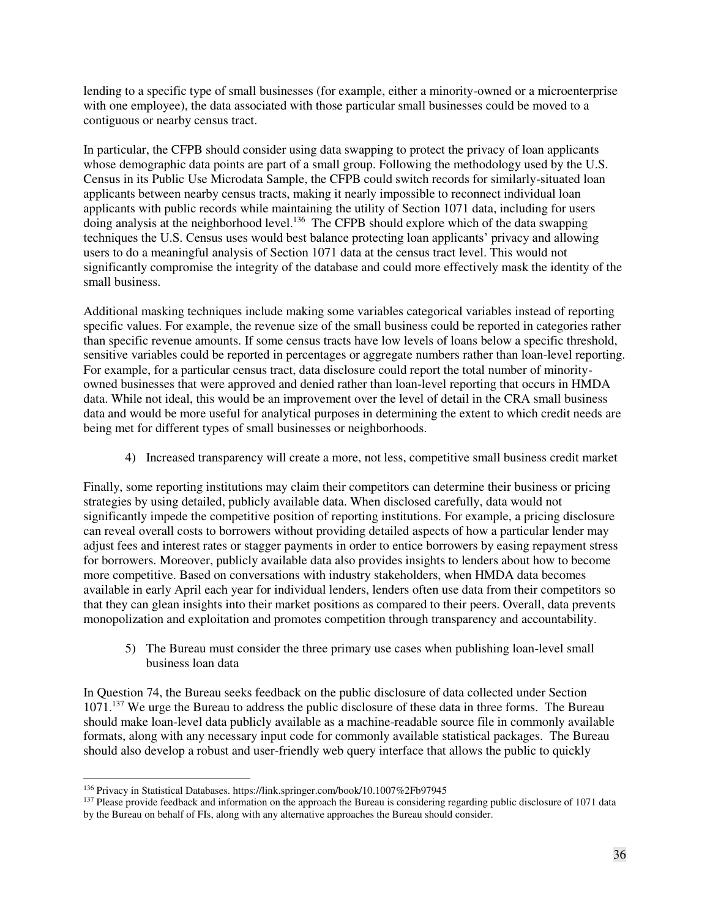lending to a specific type of small businesses (for example, either a minority-owned or a microenterprise with one employee), the data associated with those particular small businesses could be moved to a contiguous or nearby census tract.

In particular, the CFPB should consider using data swapping to protect the privacy of loan applicants whose demographic data points are part of a small group. Following the methodology used by the U.S. Census in its Public Use Microdata Sample, the CFPB could switch records for similarly-situated loan applicants between nearby census tracts, making it nearly impossible to reconnect individual loan applicants with public records while maintaining the utility of Section 1071 data, including for users doing analysis at the neighborhood level.[136] The CFPB should explore which of the data swapping techniques the U.S. Census uses would best balance protecting loan applicants' privacy and allowing users to do a meaningful analysis of Section 1071 data at the census tract level. This would not significantly compromise the integrity of the database and could more effectively mask the identity of the small business.

Additional masking techniques include making some variables categorical variables instead of reporting specific values. For example, the revenue size of the small business could be reported in categories rather than specific revenue amounts. If some census tracts have low levels of loans below a specific threshold, sensitive variables could be reported in percentages or aggregate numbers rather than loan-level reporting. For example, for a particular census tract, data disclosure could report the total number of minority-owned businesses that were approved and denied rather than loan-level reporting that occurs in HMDA data. While not ideal, this would be an improvement over the level of detail in the CRA small business data and would be more useful for analytical purposes in determining the extent to which credit needs are being met for different types of small businesses or neighborhoods.

4) Increased transparency will create a more, not less, competitive small business credit market

Finally, some reporting institutions may claim their competitors can determine their business or pricing strategies by using detailed, publicly available data. When disclosed carefully, data would not significantly impede the competitive position of reporting institutions. For example, a pricing disclosure can reveal overall costs to borrowers without providing detailed aspects of how a particular lender may adjust fees and interest rates or stagger payments in order to entice borrowers by easing repayment stress for borrowers. Moreover, publicly available data also provides insights to lenders about how to become more competitive. Based on conversations with industry stakeholders, when HMDA data becomes available in early April each year for individual lenders, lenders often use data from their competitors so that they can glean insights into their market positions as compared to their peers. Overall, data prevents monopolization and exploitation and promotes competition through transparency and accountability.

5) The Bureau must consider the three primary use cases when publishing loan-level small business loan data

In Question 74, the Bureau seeks feedback on the public disclosure of data collected under Section 1071.[137] We urge the Bureau to address the public disclosure of these data in three forms. The Bureau should make loan-level data publicly available as a machine-readable source file in commonly available formats, along with any necessary input code for commonly available statistical packages. The Bureau should also develop a robust and user-friendly web query interface that allows the public to quickly

---

[136] Privacy in Statistical Databases. https://link.springer.com/book/10.1007%2Fb97945

[137] Please provide feedback and information on the approach the Bureau is considering regarding public disclosure of 1071 data by the Bureau on behalf of FIs, along with any alternative approaches the Bureau should consider.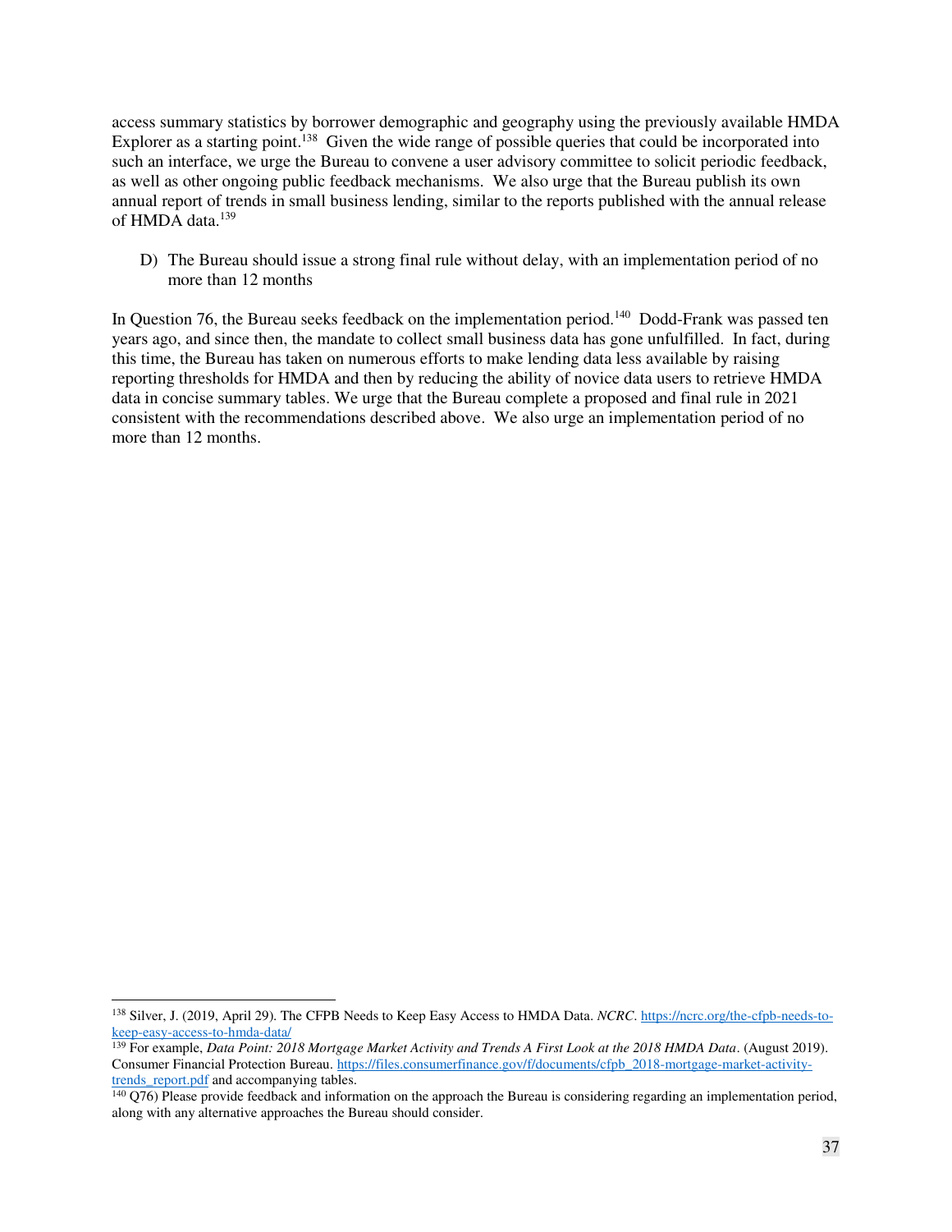access summary statistics by borrower demographic and geography using the previously available HMDA Explorer as a starting point.[138] Given the wide range of possible queries that could be incorporated into such an interface, we urge the Bureau to convene a user advisory committee to solicit periodic feedback, as well as other ongoing public feedback mechanisms. We also urge that the Bureau publish its own annual report of trends in small business lending, similar to the reports published with the annual release of HMDA data.[139]

D) The Bureau should issue a strong final rule without delay, with an implementation period of no more than 12 months

In Question 76, the Bureau seeks feedback on the implementation period.[140] Dodd-Frank was passed ten years ago, and since then, the mandate to collect small business data has gone unfulfilled. In fact, during this time, the Bureau has taken on numerous efforts to make lending data less available by raising reporting thresholds for HMDA and then by reducing the ability of novice data users to retrieve HMDA data in concise summary tables. We urge that the Bureau complete a proposed and final rule in 2021 consistent with the recommendations described above. We also urge an implementation period of no more than 12 months.

---

[138] Silver, J. (2019, April 29). The CFPB Needs to Keep Easy Access to HMDA Data. *NCRC*. https://ncrc.org/the-cfpb-needs-to-keep-easy-access-to-hmda-data/

[139] For example, *Data Point: 2018 Mortgage Market Activity and Trends A First Look at the 2018 HMDA Data*. (August 2019). Consumer Financial Protection Bureau. https://files.consumerfinance.gov/f/documents/cfpb_2018-mortgage-market-activity-trends_report.pdf and accompanying tables.

[140] Q76) Please provide feedback and information on the approach the Bureau is considering regarding an implementation period, along with any alternative approaches the Bureau should consider.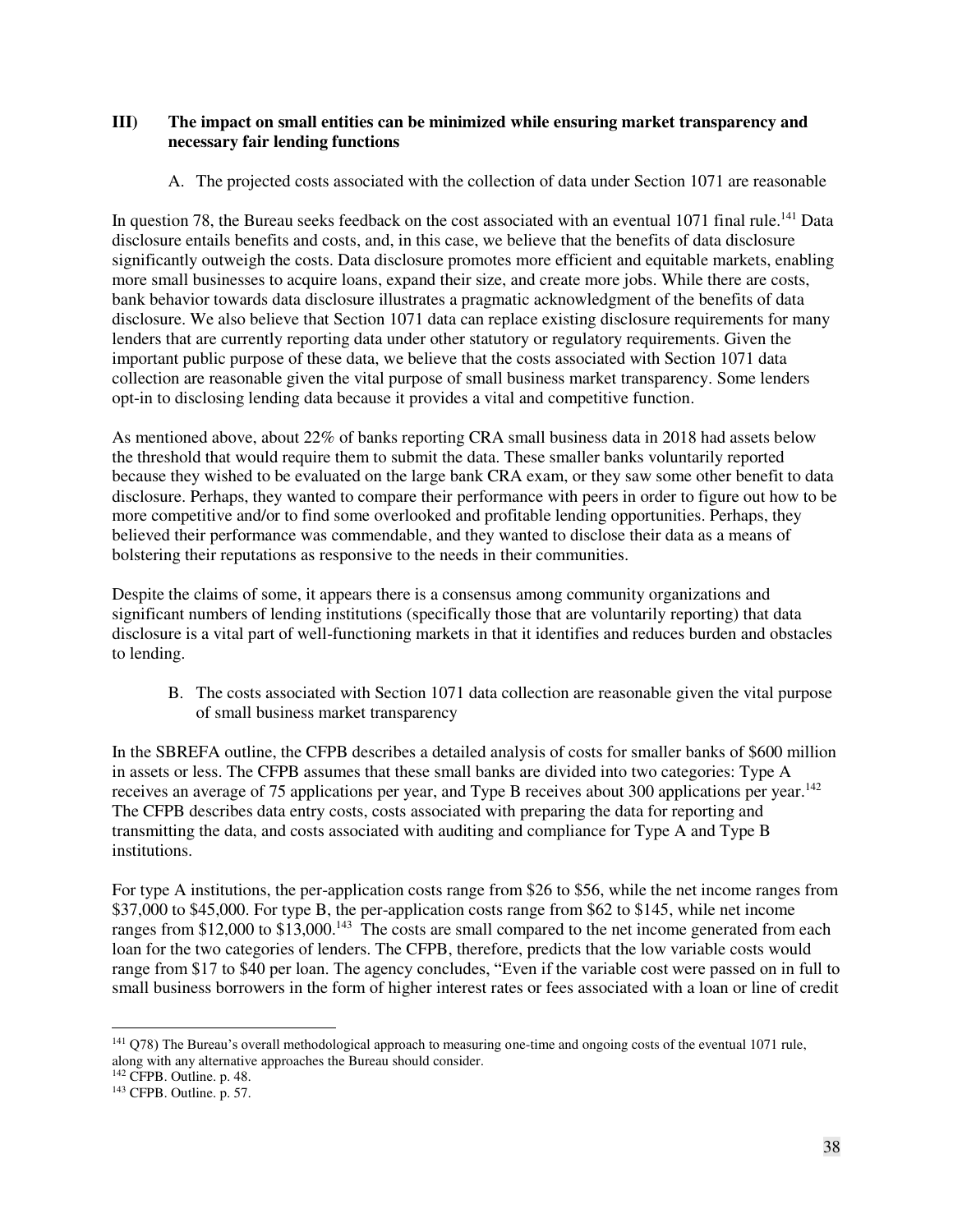## III) The impact on small entities can be minimized while ensuring market transparency and necessary fair lending functions

### A. The projected costs associated with the collection of data under Section 1071 are reasonable

In question 78, the Bureau seeks feedback on the cost associated with an eventual 1071 final rule.[141] Data disclosure entails benefits and costs, and, in this case, we believe that the benefits of data disclosure significantly outweigh the costs. Data disclosure promotes more efficient and equitable markets, enabling more small businesses to acquire loans, expand their size, and create more jobs. While there are costs, bank behavior towards data disclosure illustrates a pragmatic acknowledgment of the benefits of data disclosure. We also believe that Section 1071 data can replace existing disclosure requirements for many lenders that are currently reporting data under other statutory or regulatory requirements. Given the important public purpose of these data, we believe that the costs associated with Section 1071 data collection are reasonable given the vital purpose of small business market transparency. Some lenders opt-in to disclosing lending data because it provides a vital and competitive function.

As mentioned above, about 22% of banks reporting CRA small business data in 2018 had assets below the threshold that would require them to submit the data. These smaller banks voluntarily reported because they wished to be evaluated on the large bank CRA exam, or they saw some other benefit to data disclosure. Perhaps, they wanted to compare their performance with peers in order to figure out how to be more competitive and/or to find some overlooked and profitable lending opportunities. Perhaps, they believed their performance was commendable, and they wanted to disclose their data as a means of bolstering their reputations as responsive to the needs in their communities.

Despite the claims of some, it appears there is a consensus among community organizations and significant numbers of lending institutions (specifically those that are voluntarily reporting) that data disclosure is a vital part of well-functioning markets in that it identifies and reduces burden and obstacles to lending.

### B. The costs associated with Section 1071 data collection are reasonable given the vital purpose of small business market transparency

In the SBREFA outline, the CFPB describes a detailed analysis of costs for smaller banks of $600 million in assets or less. The CFPB assumes that these small banks are divided into two categories: Type A receives an average of 75 applications per year, and Type B receives about 300 applications per year.[142] The CFPB describes data entry costs, costs associated with preparing the data for reporting and transmitting the data, and costs associated with auditing and compliance for Type A and Type B institutions.

For type A institutions, the per-application costs range from $26 to $56, while the net income ranges from $37,000 to $45,000. For type B, the per-application costs range from $62 to $145, while net income ranges from $12,000 to $13,000.[143] The costs are small compared to the net income generated from each loan for the two categories of lenders. The CFPB, therefore, predicts that the low variable costs would range from $17 to $40 per loan. The agency concludes, "Even if the variable cost were passed on in full to small business borrowers in the form of higher interest rates or fees associated with a loan or line of credit

---

[141] Q78) The Bureau's overall methodological approach to measuring one-time and ongoing costs of the eventual 1071 rule, along with any alternative approaches the Bureau should consider.

[142] CFPB. Outline. p. 48.

[143] CFPB. Outline. p. 57.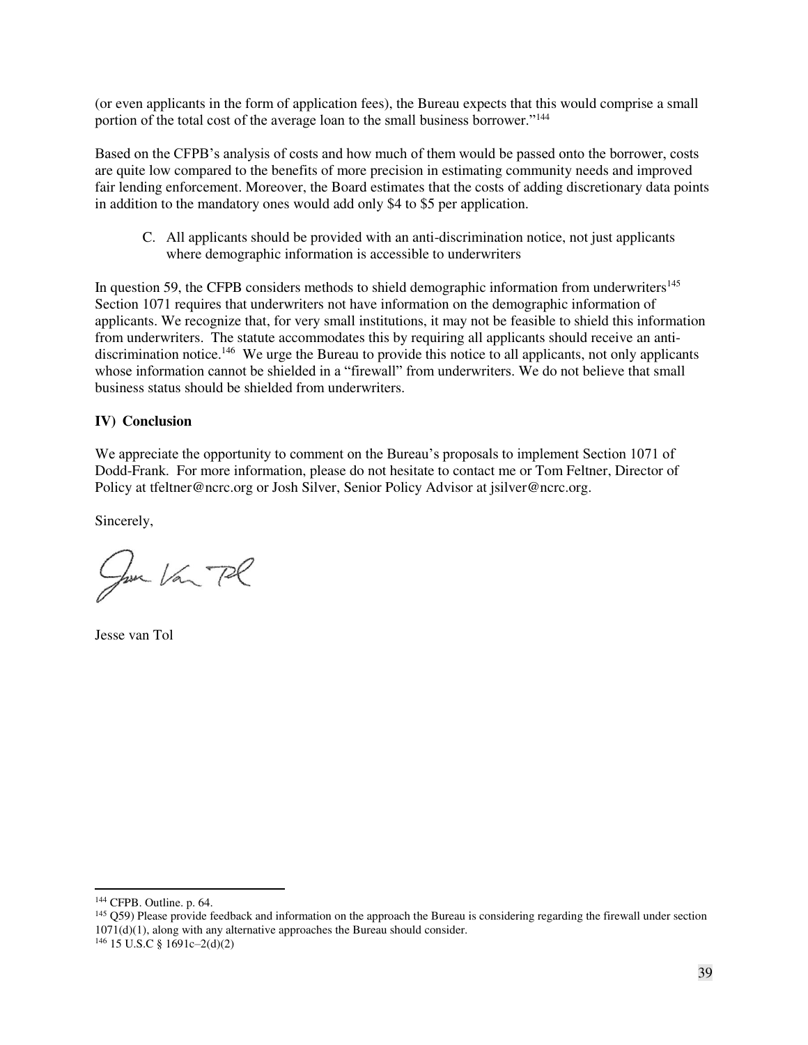(or even applicants in the form of application fees), the Bureau expects that this would comprise a small portion of the total cost of the average loan to the small business borrower."[144]

Based on the CFPB's analysis of costs and how much of them would be passed onto the borrower, costs are quite low compared to the benefits of more precision in estimating community needs and improved fair lending enforcement. Moreover, the Board estimates that the costs of adding discretionary data points in addition to the mandatory ones would add only $4 to $5 per application.

C. All applicants should be provided with an anti-discrimination notice, not just applicants where demographic information is accessible to underwriters

In question 59, the CFPB considers methods to shield demographic information from underwriters[145] Section 1071 requires that underwriters not have information on the demographic information of applicants. We recognize that, for very small institutions, it may not be feasible to shield this information from underwriters. The statute accommodates this by requiring all applicants should receive an anti-discrimination notice.[146] We urge the Bureau to provide this notice to all applicants, not only applicants whose information cannot be shielded in a "firewall" from underwriters. We do not believe that small business status should be shielded from underwriters.

## IV) Conclusion

We appreciate the opportunity to comment on the Bureau's proposals to implement Section 1071 of Dodd-Frank. For more information, please do not hesitate to contact me or Tom Feltner, Director of Policy at tfeltner@ncrc.org or Josh Silver, Senior Policy Advisor at jsilver@ncrc.org.

Sincerely,

Jesse van Tol

---

[144] CFPB. Outline. p. 64.

[145] Q59) Please provide feedback and information on the approach the Bureau is considering regarding the firewall under section 1071(d)(1), along with any alternative approaches the Bureau should consider.

[146] 15 U.S.C § 1691c–2(d)(2)